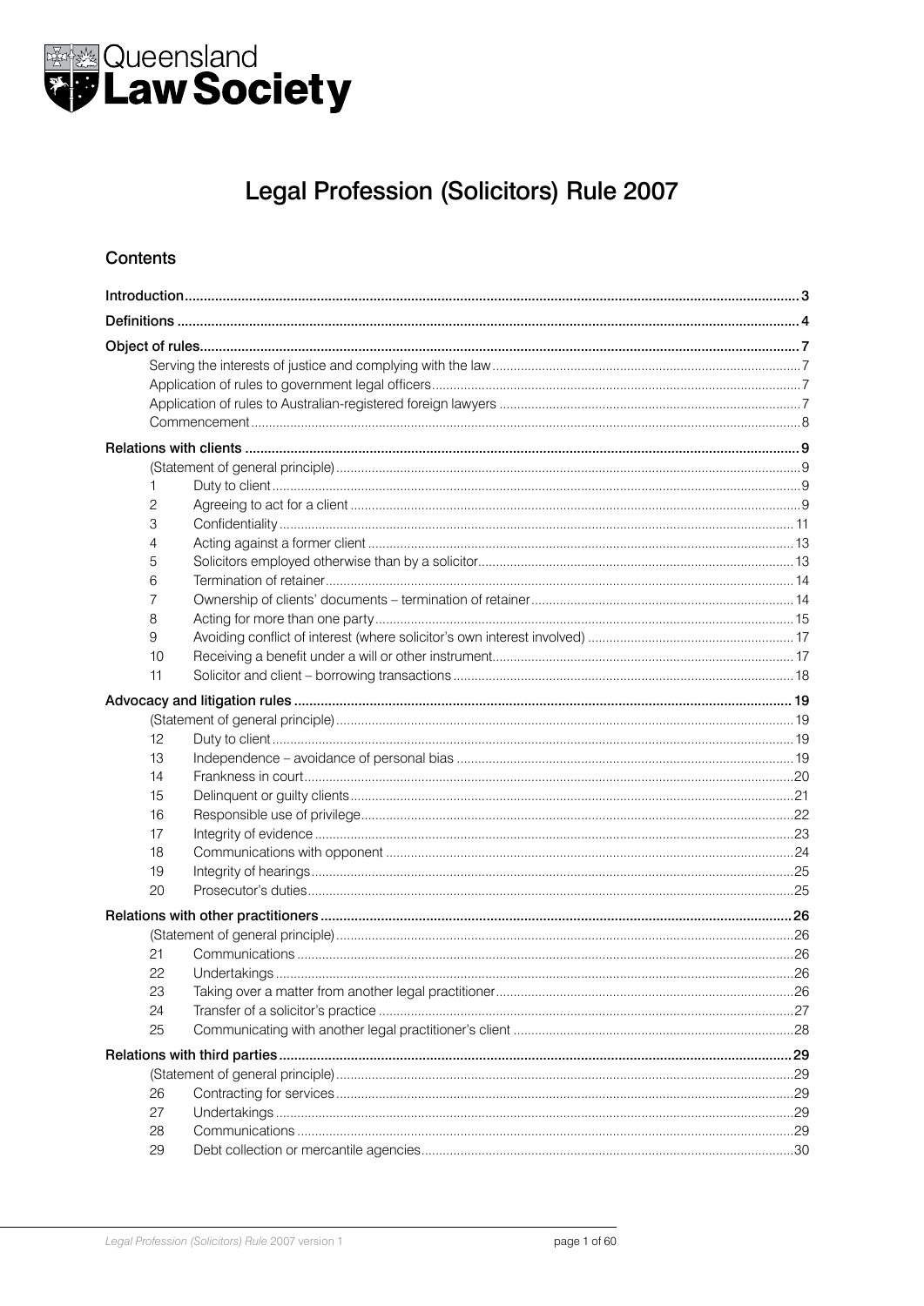Queensland **Law Society**

# Legal Profession (Solicitors) Rule 2007

## Contents

| | | |
|---|---|---|
| **Introduction** | | 3 |
| **Definitions** | | 4 |
| **Object of rules** | | 7 |
| | Serving the interests of justice and complying with the law | 7 |
| | Application of rules to government legal officers | 7 |
| | Application of rules to Australian-registered foreign lawyers | 7 |
| | Commencement | 8 |
| **Relations with clients** | | 9 |
| | (Statement of general principle) | 9 |
| 1 | Duty to client | 9 |
| 2 | Agreeing to act for a client | 9 |
| 3 | Confidentiality | 11 |
| 4 | Acting against a former client | 13 |
| 5 | Solicitors employed otherwise than by a solicitor | 13 |
| 6 | Termination of retainer | 14 |
| 7 | Ownership of clients' documents – termination of retainer | 14 |
| 8 | Acting for more than one party | 15 |
| 9 | Avoiding conflict of interest (where solicitor's own interest involved) | 17 |
| 10 | Receiving a benefit under a will or other instrument | 17 |
| 11 | Solicitor and client – borrowing transactions | 18 |
| **Advocacy and litigation rules** | | 19 |
| | (Statement of general principle) | 19 |
| 12 | Duty to client | 19 |
| 13 | Independence – avoidance of personal bias | 19 |
| 14 | Frankness in court | 20 |
| 15 | Delinquent or guilty clients | 21 |
| 16 | Responsible use of privilege | 22 |
| 17 | Integrity of evidence | 23 |
| 18 | Communications with opponent | 24 |
| 19 | Integrity of hearings | 25 |
| 20 | Prosecutor's duties | 25 |
| **Relations with other practitioners** | | 26 |
| | (Statement of general principle) | 26 |
| 21 | Communications | 26 |
| 22 | Undertakings | 26 |
| 23 | Taking over a matter from another legal practitioner | 26 |
| 24 | Transfer of a solicitor's practice | 27 |
| 25 | Communicating with another legal practitioner's client | 28 |
| **Relations with third parties** | | 29 |
| | (Statement of general principle) | 29 |
| 26 | Contracting for services | 29 |
| 27 | Undertakings | 29 |
| 28 | Communications | 29 |
| 29 | Debt collection or mercantile agencies | 30 |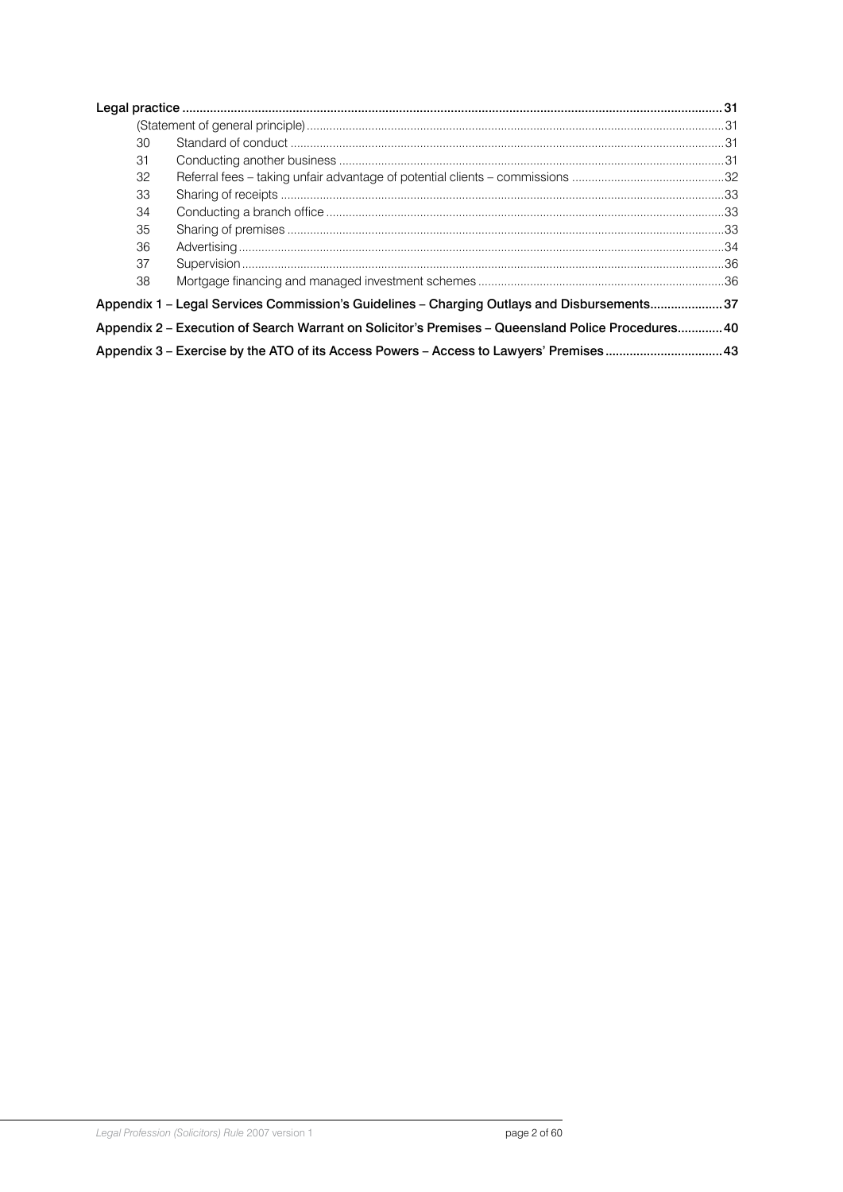**Legal practice** ........................................................................................................................................... 31

(Statement of general principle) ........................................................................................................................ 31

30 Standard of conduct ..................................................................................................................................... 31

31 Conducting another business ...................................................................................................................... 31

32 Referral fees – taking unfair advantage of potential clients – commissions ............................................... 32

33 Sharing of receipts ....................................................................................................................................... 33

34 Conducting a branch office .......................................................................................................................... 33

35 Sharing of premises ..................................................................................................................................... 33

36 Advertising ................................................................................................................................................... 34

37 Supervision .................................................................................................................................................. 36

38 Mortgage financing and managed investment schemes ............................................................................. 36

**Appendix 1 – Legal Services Commission's Guidelines – Charging Outlays and Disbursements** ..................... 37

**Appendix 2 – Execution of Search Warrant on Solicitor's Premises – Queensland Police Procedures** ............. 40

**Appendix 3 – Exercise by the ATO of its Access Powers – Access to Lawyers' Premises** ................................. 43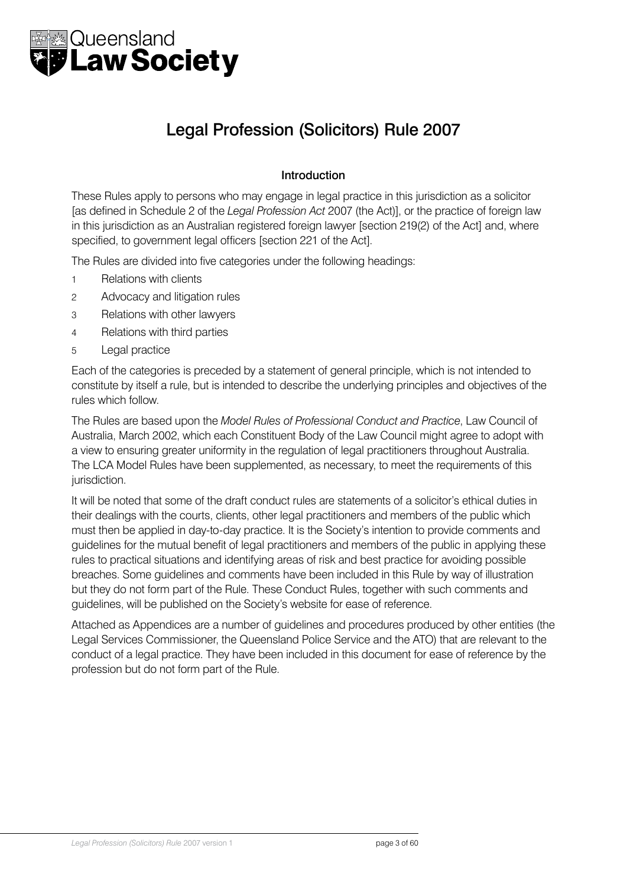Queensland **Law Society**

# Legal Profession (Solicitors) Rule 2007

## Introduction

These Rules apply to persons who may engage in legal practice in this jurisdiction as a solicitor [as defined in Schedule 2 of the *Legal Profession Act* 2007 (the Act)], or the practice of foreign law in this jurisdiction as an Australian registered foreign lawyer [section 219(2) of the Act] and, where specified, to government legal officers [section 221 of the Act].

The Rules are divided into five categories under the following headings:

1. Relations with clients
2. Advocacy and litigation rules
3. Relations with other lawyers
4. Relations with third parties
5. Legal practice

Each of the categories is preceded by a statement of general principle, which is not intended to constitute by itself a rule, but is intended to describe the underlying principles and objectives of the rules which follow.

The Rules are based upon the *Model Rules of Professional Conduct and Practice*, Law Council of Australia, March 2002, which each Constituent Body of the Law Council might agree to adopt with a view to ensuring greater uniformity in the regulation of legal practitioners throughout Australia. The LCA Model Rules have been supplemented, as necessary, to meet the requirements of this jurisdiction.

It will be noted that some of the draft conduct rules are statements of a solicitor's ethical duties in their dealings with the courts, clients, other legal practitioners and members of the public which must then be applied in day-to-day practice. It is the Society's intention to provide comments and guidelines for the mutual benefit of legal practitioners and members of the public in applying these rules to practical situations and identifying areas of risk and best practice for avoiding possible breaches. Some guidelines and comments have been included in this Rule by way of illustration but they do not form part of the Rule. These Conduct Rules, together with such comments and guidelines, will be published on the Society's website for ease of reference.

Attached as Appendices are a number of guidelines and procedures produced by other entities (the Legal Services Commissioner, the Queensland Police Service and the ATO) that are relevant to the conduct of a legal practice. They have been included in this document for ease of reference by the profession but do not form part of the Rule.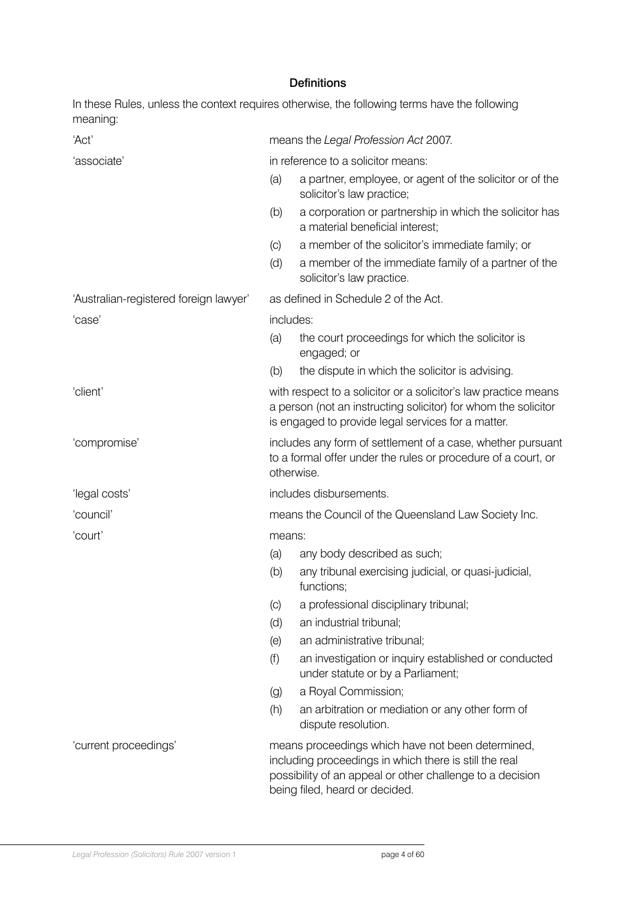## Definitions

In these Rules, unless the context requires otherwise, the following terms have the following meaning:

'Act' means the *Legal Profession Act* 2007.

'associate' in reference to a solicitor means:

(a) a partner, employee, or agent of the solicitor or of the solicitor's law practice;

(b) a corporation or partnership in which the solicitor has a material beneficial interest;

(c) a member of the solicitor's immediate family; or

(d) a member of the immediate family of a partner of the solicitor's law practice.

'Australian-registered foreign lawyer' as defined in Schedule 2 of the Act.

'case' includes:

(a) the court proceedings for which the solicitor is engaged; or

(b) the dispute in which the solicitor is advising.

'client' with respect to a solicitor or a solicitor's law practice means a person (not an instructing solicitor) for whom the solicitor is engaged to provide legal services for a matter.

'compromise' includes any form of settlement of a case, whether pursuant to a formal offer under the rules or procedure of a court, or otherwise.

'legal costs' includes disbursements.

'council' means the Council of the Queensland Law Society Inc.

'court' means:

(a) any body described as such;

(b) any tribunal exercising judicial, or quasi-judicial, functions;

(c) a professional disciplinary tribunal;

(d) an industrial tribunal;

(e) an administrative tribunal;

(f) an investigation or inquiry established or conducted under statute or by a Parliament;

(g) a Royal Commission;

(h) an arbitration or mediation or any other form of dispute resolution.

'current proceedings' means proceedings which have not been determined, including proceedings in which there is still the real possibility of an appeal or other challenge to a decision being filed, heard or decided.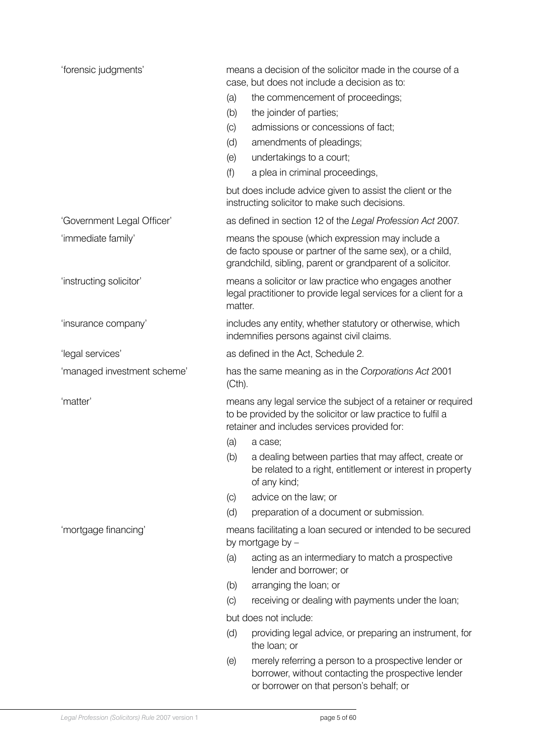| | |
|---|---|
| 'forensic judgments' | means a decision of the solicitor made in the course of a case, but does not include a decision as to:<br>(a) the commencement of proceedings;<br>(b) the joinder of parties;<br>(c) admissions or concessions of fact;<br>(d) amendments of pleadings;<br>(e) undertakings to a court;<br>(f) a plea in criminal proceedings,<br>but does include advice given to assist the client or the instructing solicitor to make such decisions. |
| 'Government Legal Officer' | as defined in section 12 of the *Legal Profession Act* 2007. |
| 'immediate family' | means the spouse (which expression may include a de facto spouse or partner of the same sex), or a child, grandchild, sibling, parent or grandparent of a solicitor. |
| 'instructing solicitor' | means a solicitor or law practice who engages another legal practitioner to provide legal services for a client for a matter. |
| 'insurance company' | includes any entity, whether statutory or otherwise, which indemnifies persons against civil claims. |
| 'legal services' | as defined in the Act, Schedule 2. |
| 'managed investment scheme' | has the same meaning as in the *Corporations Act* 2001 (Cth). |
| 'matter' | means any legal service the subject of a retainer or required to be provided by the solicitor or law practice to fulfil a retainer and includes services provided for:<br>(a) a case;<br>(b) a dealing between parties that may affect, create or be related to a right, entitlement or interest in property of any kind;<br>(c) advice on the law; or<br>(d) preparation of a document or submission. |
| 'mortgage financing' | means facilitating a loan secured or intended to be secured by mortgage by –<br>(a) acting as an intermediary to match a prospective lender and borrower; or<br>(b) arranging the loan; or<br>(c) receiving or dealing with payments under the loan;<br>but does not include:<br>(d) providing legal advice, or preparing an instrument, for the loan; or<br>(e) merely referring a person to a prospective lender or borrower, without contacting the prospective lender or borrower on that person's behalf; or |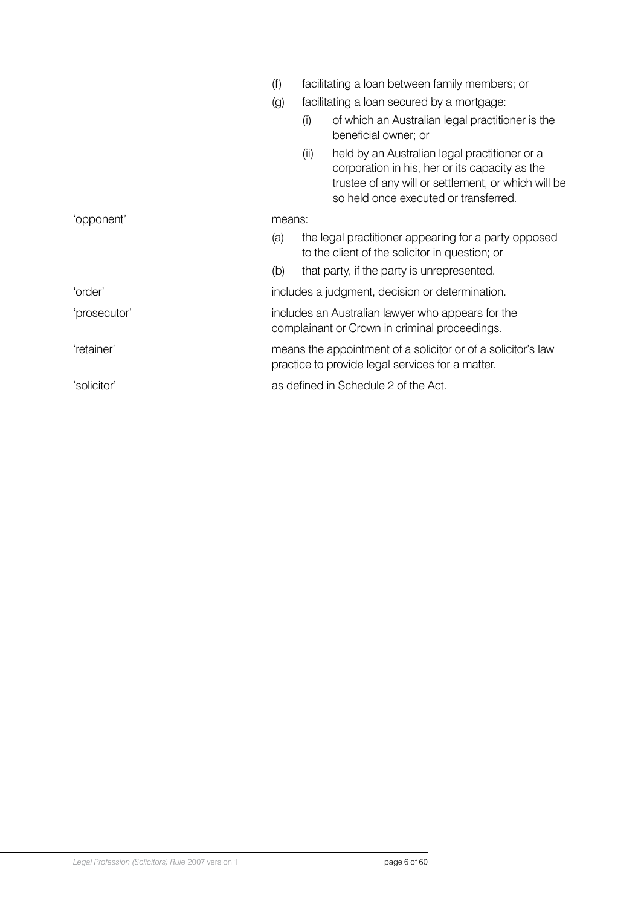(f) facilitating a loan between family members; or

(g) facilitating a loan secured by a mortgage:

  (i) of which an Australian legal practitioner is the beneficial owner; or

  (ii) held by an Australian legal practitioner or a corporation in his, her or its capacity as the trustee of any will or settlement, or which will be so held once executed or transferred.

'opponent' means:

(a) the legal practitioner appearing for a party opposed to the client of the solicitor in question; or

(b) that party, if the party is unrepresented.

'order' includes a judgment, decision or determination.

'prosecutor' includes an Australian lawyer who appears for the complainant or Crown in criminal proceedings.

'retainer' means the appointment of a solicitor or of a solicitor's law practice to provide legal services for a matter.

'solicitor' as defined in Schedule 2 of the Act.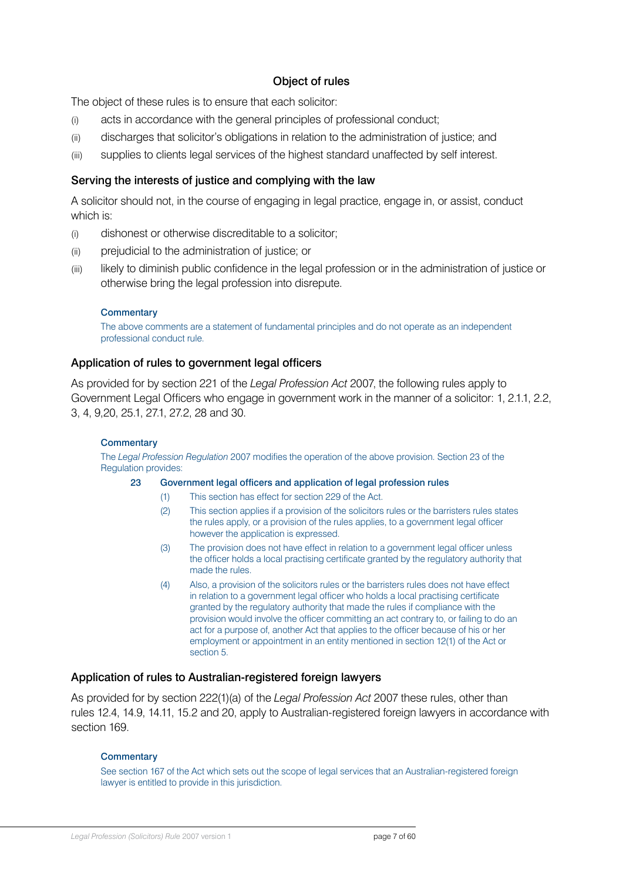## Object of rules

The object of these rules is to ensure that each solicitor:

(i) acts in accordance with the general principles of professional conduct;

(ii) discharges that solicitor's obligations in relation to the administration of justice; and

(iii) supplies to clients legal services of the highest standard unaffected by self interest.

## Serving the interests of justice and complying with the law

A solicitor should not, in the course of engaging in legal practice, engage in, or assist, conduct which is:

(i) dishonest or otherwise discreditable to a solicitor;

(ii) prejudicial to the administration of justice; or

(iii) likely to diminish public confidence in the legal profession or in the administration of justice or otherwise bring the legal profession into disrepute.

#### Commentary

The above comments are a statement of fundamental principles and do not operate as an independent professional conduct rule.

## Application of rules to government legal officers

As provided for by section 221 of the *Legal Profession Act* 2007, the following rules apply to Government Legal Officers who engage in government work in the manner of a solicitor: 1, 2.1.1, 2.2, 3, 4, 9,20, 25.1, 27.1, 27.2, 28 and 30.

#### Commentary

The *Legal Profession Regulation* 2007 modifies the operation of the above provision. Section 23 of the Regulation provides:

**23 Government legal officers and application of legal profession rules**

(1) This section has effect for section 229 of the Act.

(2) This section applies if a provision of the solicitors rules or the barristers rules states the rules apply, or a provision of the rules applies, to a government legal officer however the application is expressed.

(3) The provision does not have effect in relation to a government legal officer unless the officer holds a local practising certificate granted by the regulatory authority that made the rules.

(4) Also, a provision of the solicitors rules or the barristers rules does not have effect in relation to a government legal officer who holds a local practising certificate granted by the regulatory authority that made the rules if compliance with the provision would involve the officer committing an act contrary to, or failing to do an act for a purpose of, another Act that applies to the officer because of his or her employment or appointment in an entity mentioned in section 12(1) of the Act or section 5.

## Application of rules to Australian-registered foreign lawyers

As provided for by section 222(1)(a) of the *Legal Profession Act* 2007 these rules, other than rules 12.4, 14.9, 14.11, 15.2 and 20, apply to Australian-registered foreign lawyers in accordance with section 169.

#### Commentary

See section 167 of the Act which sets out the scope of legal services that an Australian-registered foreign lawyer is entitled to provide in this jurisdiction.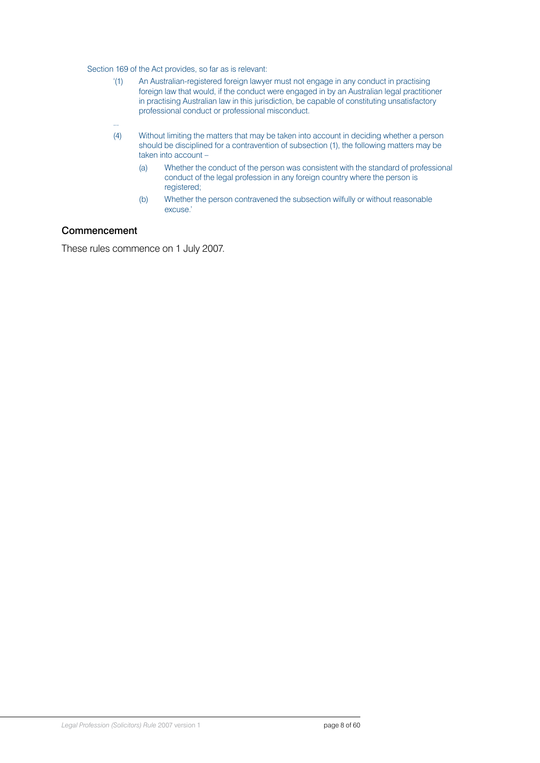Section 169 of the Act provides, so far as is relevant:

> '(1) An Australian-registered foreign lawyer must not engage in any conduct in practising foreign law that would, if the conduct were engaged in by an Australian legal practitioner in practising Australian law in this jurisdiction, be capable of constituting unsatisfactory professional conduct or professional misconduct.
>
> ...
>
> (4) Without limiting the matters that may be taken into account in deciding whether a person should be disciplined for a contravention of subsection (1), the following matters may be taken into account –
>
> (a) Whether the conduct of the person was consistent with the standard of professional conduct of the legal profession in any foreign country where the person is registered;
>
> (b) Whether the person contravened the subsection wilfully or without reasonable excuse.'

## Commencement

These rules commence on 1 July 2007.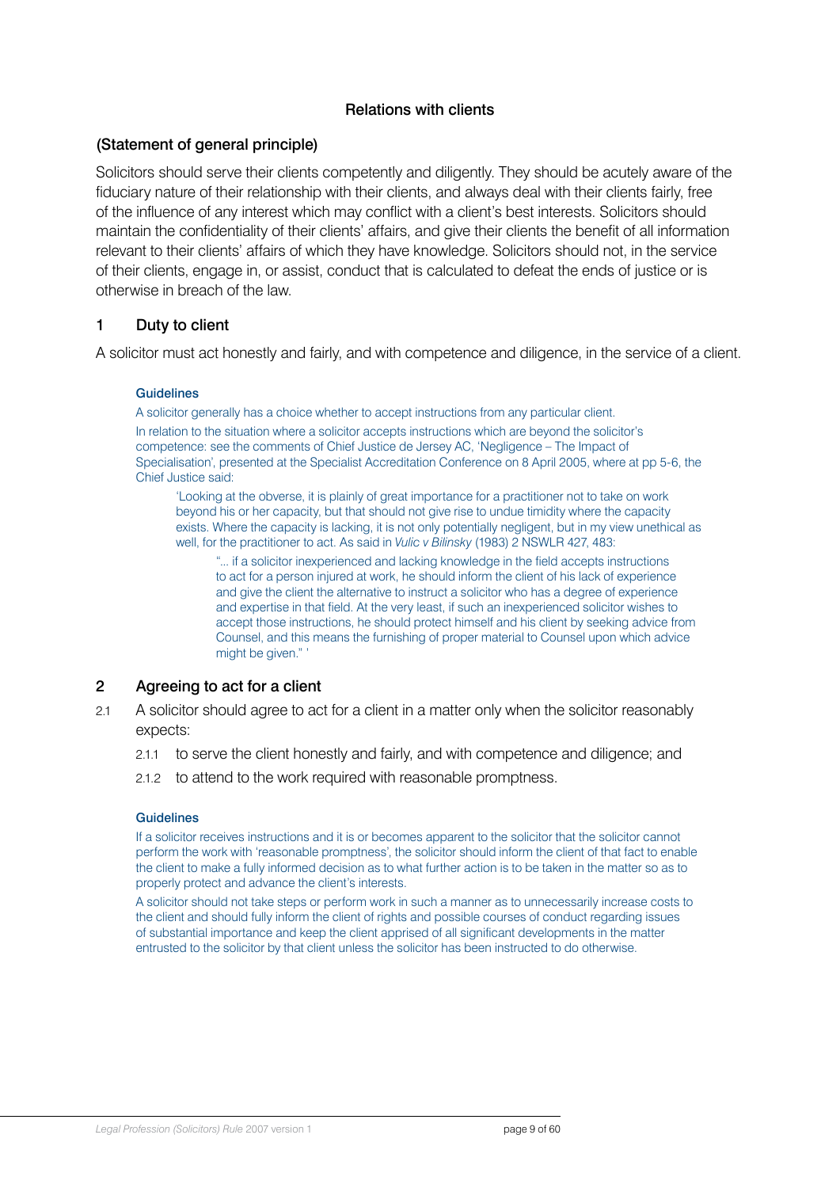## Relations with clients

### (Statement of general principle)

Solicitors should serve their clients competently and diligently. They should be acutely aware of the fiduciary nature of their relationship with their clients, and always deal with their clients fairly, free of the influence of any interest which may conflict with a client's best interests. Solicitors should maintain the confidentiality of their clients' affairs, and give their clients the benefit of all information relevant to their clients' affairs of which they have knowledge. Solicitors should not, in the service of their clients, engage in, or assist, conduct that is calculated to defeat the ends of justice or is otherwise in breach of the law.

### 1 Duty to client

A solicitor must act honestly and fairly, and with competence and diligence, in the service of a client.

#### Guidelines

A solicitor generally has a choice whether to accept instructions from any particular client.

In relation to the situation where a solicitor accepts instructions which are beyond the solicitor's competence: see the comments of Chief Justice de Jersey AC, 'Negligence – The Impact of Specialisation', presented at the Specialist Accreditation Conference on 8 April 2005, where at pp 5-6, the Chief Justice said:

> 'Looking at the obverse, it is plainly of great importance for a practitioner not to take on work beyond his or her capacity, but that should not give rise to undue timidity where the capacity exists. Where the capacity is lacking, it is not only potentially negligent, but in my view unethical as well, for the practitioner to act. As said in *Vulic v Bilinsky* (1983) 2 NSWLR 427, 483:
>
> > "... if a solicitor inexperienced and lacking knowledge in the field accepts instructions to act for a person injured at work, he should inform the client of his lack of experience and give the client the alternative to instruct a solicitor who has a degree of experience and expertise in that field. At the very least, if such an inexperienced solicitor wishes to accept those instructions, he should protect himself and his client by seeking advice from Counsel, and this means the furnishing of proper material to Counsel upon which advice might be given." '

### 2 Agreeing to act for a client

2.1 A solicitor should agree to act for a client in a matter only when the solicitor reasonably expects:

- 2.1.1 to serve the client honestly and fairly, and with competence and diligence; and
- 2.1.2 to attend to the work required with reasonable promptness.

#### Guidelines

If a solicitor receives instructions and it is or becomes apparent to the solicitor that the solicitor cannot perform the work with 'reasonable promptness', the solicitor should inform the client of that fact to enable the client to make a fully informed decision as to what further action is to be taken in the matter so as to properly protect and advance the client's interests.

A solicitor should not take steps or perform work in such a manner as to unnecessarily increase costs to the client and should fully inform the client of rights and possible courses of conduct regarding issues of substantial importance and keep the client apprised of all significant developments in the matter entrusted to the solicitor by that client unless the solicitor has been instructed to do otherwise.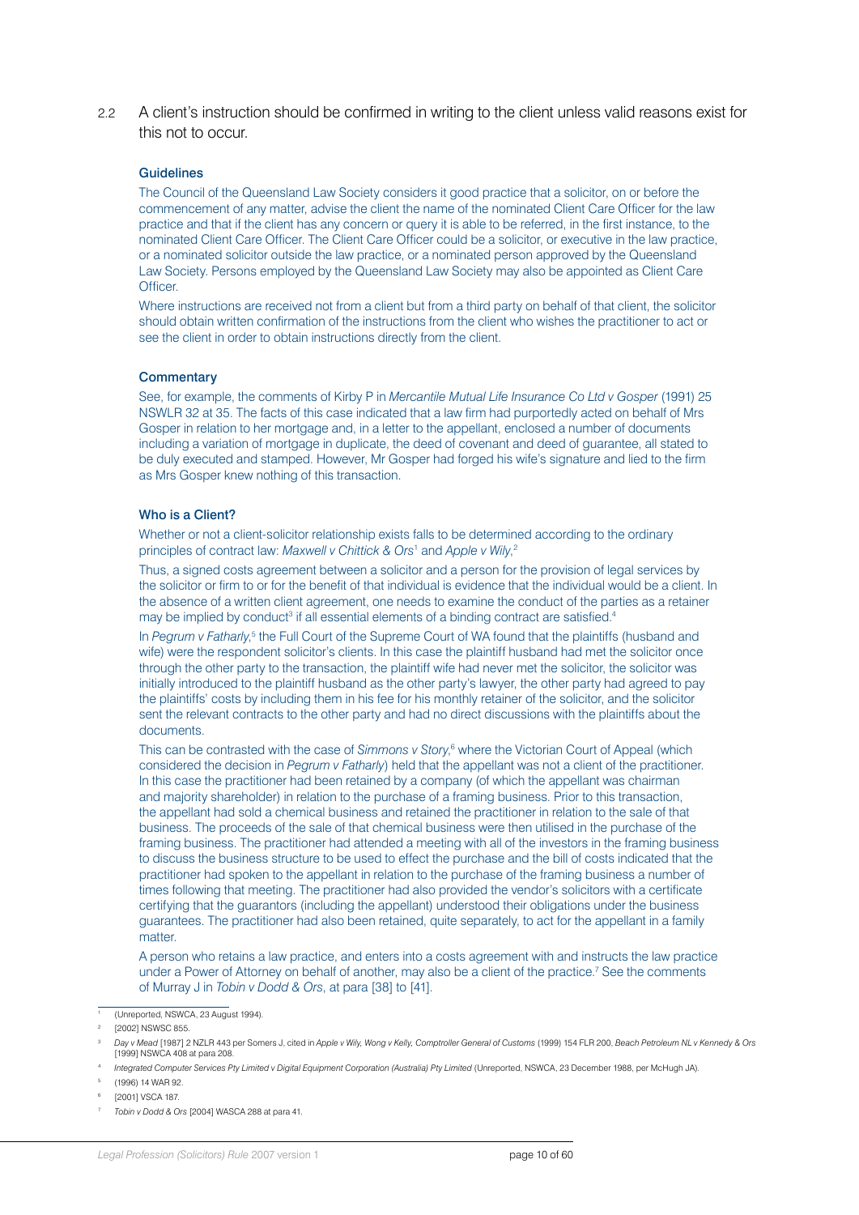2.2 A client's instruction should be confirmed in writing to the client unless valid reasons exist for this not to occur.

### Guidelines

The Council of the Queensland Law Society considers it good practice that a solicitor, on or before the commencement of any matter, advise the client the name of the nominated Client Care Officer for the law practice and that if the client has any concern or query it is able to be referred, in the first instance, to the nominated Client Care Officer. The Client Care Officer could be a solicitor, or executive in the law practice, or a nominated solicitor outside the law practice, or a nominated person approved by the Queensland Law Society. Persons employed by the Queensland Law Society may also be appointed as Client Care Officer.

Where instructions are received not from a client but from a third party on behalf of that client, the solicitor should obtain written confirmation of the instructions from the client who wishes the practitioner to act or see the client in order to obtain instructions directly from the client.

### Commentary

See, for example, the comments of Kirby P in *Mercantile Mutual Life Insurance Co Ltd v Gosper* (1991) 25 NSWLR 32 at 35. The facts of this case indicated that a law firm had purportedly acted on behalf of Mrs Gosper in relation to her mortgage and, in a letter to the appellant, enclosed a number of documents including a variation of mortgage in duplicate, the deed of covenant and deed of guarantee, all stated to be duly executed and stamped. However, Mr Gosper had forged his wife's signature and lied to the firm as Mrs Gosper knew nothing of this transaction.

### Who is a Client?

Whether or not a client-solicitor relationship exists falls to be determined according to the ordinary principles of contract law: *Maxwell v Chittick & Ors*[1] and *Apple v Wily*,[2]

Thus, a signed costs agreement between a solicitor and a person for the provision of legal services by the solicitor or firm to or for the benefit of that individual is evidence that the individual would be a client. In the absence of a written client agreement, one needs to examine the conduct of the parties as a retainer may be implied by conduct[3] if all essential elements of a binding contract are satisfied.[4]

In *Pegrum v Fatharly*,[5] the Full Court of the Supreme Court of WA found that the plaintiffs (husband and wife) were the respondent solicitor's clients. In this case the plaintiff husband had met the solicitor once through the other party to the transaction, the plaintiff wife had never met the solicitor, the solicitor was initially introduced to the plaintiff husband as the other party's lawyer, the other party had agreed to pay the plaintiffs' costs by including them in his fee for his monthly retainer of the solicitor, and the solicitor sent the relevant contracts to the other party and had no direct discussions with the plaintiffs about the documents.

This can be contrasted with the case of *Simmons v Story*,[6] where the Victorian Court of Appeal (which considered the decision in *Pegrum v Fatharly*) held that the appellant was not a client of the practitioner. In this case the practitioner had been retained by a company (of which the appellant was chairman and majority shareholder) in relation to the purchase of a framing business. Prior to this transaction, the appellant had sold a chemical business and retained the practitioner in relation to the sale of that business. The proceeds of the sale of that chemical business were then utilised in the purchase of the framing business. The practitioner had attended a meeting with all of the investors in the framing business to discuss the business structure to be used to effect the purchase and the bill of costs indicated that the practitioner had spoken to the appellant in relation to the purchase of the framing business a number of times following that meeting. The practitioner had also provided the vendor's solicitors with a certificate certifying that the guarantors (including the appellant) understood their obligations under the business guarantees. The practitioner had also been retained, quite separately, to act for the appellant in a family matter.

A person who retains a law practice, and enters into a costs agreement with and instructs the law practice under a Power of Attorney on behalf of another, may also be a client of the practice.[7] See the comments of Murray J in *Tobin v Dodd & Ors*, at para [38] to [41].

---

[1] (Unreported, NSWCA, 23 August 1994).

[2] [2002] NSWSC 855.

[3] *Day v Mead* [1987] 2 NZLR 443 per Somers J, cited in *Apple v Wily, Wong v Kelly, Comptroller General of Customs* (1999) 154 FLR 200, *Beach Petroleum NL v Kennedy & Ors* [1999] NSWCA 408 at para 208.

[4] *Integrated Computer Services Pty Limited v Digital Equipment Corporation (Australia) Pty Limited* (Unreported, NSWCA, 23 December 1988, per McHugh JA).

[5] (1996) 14 WAR 92.

[6] [2001] VSCA 187.

[7] *Tobin v Dodd & Ors* [2004] WASCA 288 at para 41.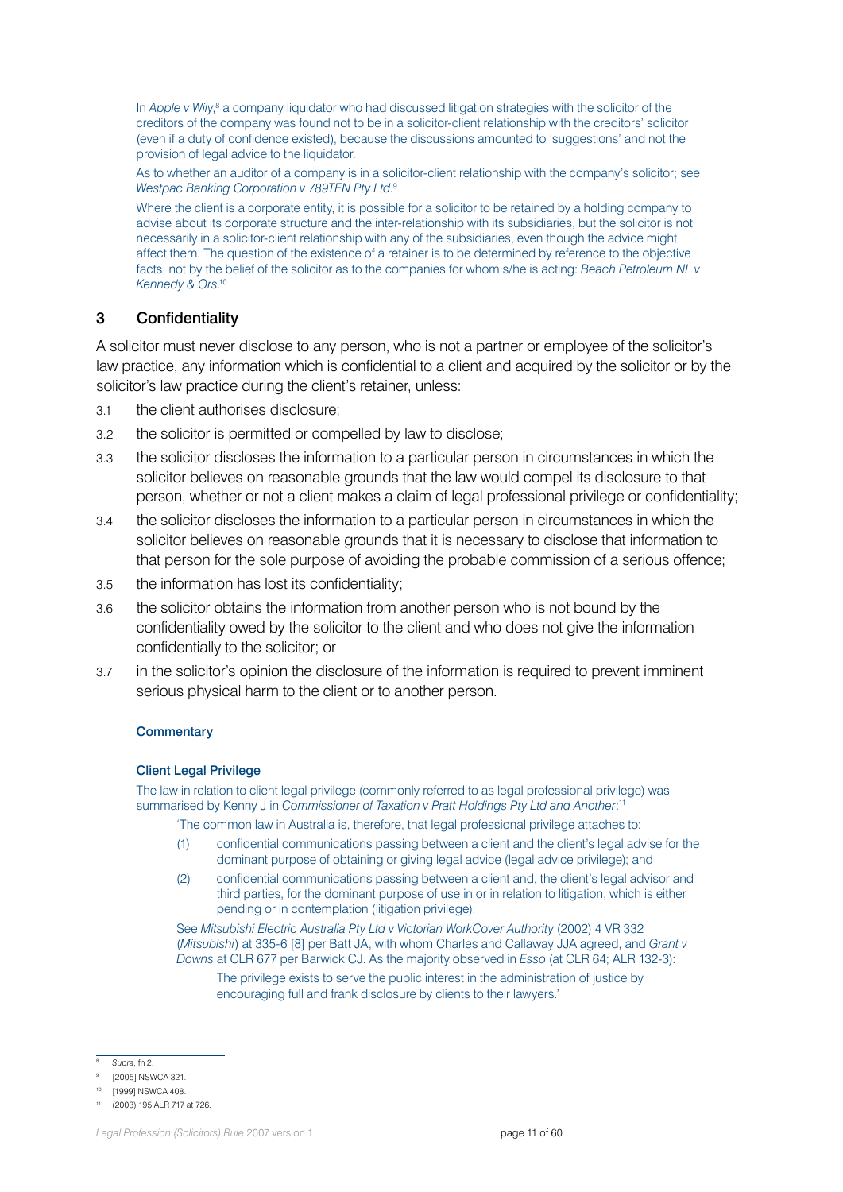In *Apple v Wily*,[8] a company liquidator who had discussed litigation strategies with the solicitor of the creditors of the company was found not to be in a solicitor-client relationship with the creditors' solicitor (even if a duty of confidence existed), because the discussions amounted to 'suggestions' and not the provision of legal advice to the liquidator.

As to whether an auditor of a company is in a solicitor-client relationship with the company's solicitor; see *Westpac Banking Corporation v 789TEN Pty Ltd*.[9]

Where the client is a corporate entity, it is possible for a solicitor to be retained by a holding company to advise about its corporate structure and the inter-relationship with its subsidiaries, but the solicitor is not necessarily in a solicitor-client relationship with any of the subsidiaries, even though the advice might affect them. The question of the existence of a retainer is to be determined by reference to the objective facts, not by the belief of the solicitor as to the companies for whom s/he is acting: *Beach Petroleum NL v Kennedy & Ors*.[10]

## 3 Confidentiality

A solicitor must never disclose to any person, who is not a partner or employee of the solicitor's law practice, any information which is confidential to a client and acquired by the solicitor or by the solicitor's law practice during the client's retainer, unless:

3.1 the client authorises disclosure;

3.2 the solicitor is permitted or compelled by law to disclose;

3.3 the solicitor discloses the information to a particular person in circumstances in which the solicitor believes on reasonable grounds that the law would compel its disclosure to that person, whether or not a client makes a claim of legal professional privilege or confidentiality;

3.4 the solicitor discloses the information to a particular person in circumstances in which the solicitor believes on reasonable grounds that it is necessary to disclose that information to that person for the sole purpose of avoiding the probable commission of a serious offence;

3.5 the information has lost its confidentiality;

3.6 the solicitor obtains the information from another person who is not bound by the confidentiality owed by the solicitor to the client and who does not give the information confidentially to the solicitor; or

3.7 in the solicitor's opinion the disclosure of the information is required to prevent imminent serious physical harm to the client or to another person.

### Commentary

#### Client Legal Privilege

The law in relation to client legal privilege (commonly referred to as legal professional privilege) was summarised by Kenny J in *Commissioner of Taxation v Pratt Holdings Pty Ltd and Another*:[11]

> 'The common law in Australia is, therefore, that legal professional privilege attaches to:
>
> (1) confidential communications passing between a client and the client's legal advise for the dominant purpose of obtaining or giving legal advice (legal advice privilege); and
>
> (2) confidential communications passing between a client and, the client's legal advisor and third parties, for the dominant purpose of use in or in relation to litigation, which is either pending or in contemplation (litigation privilege).
>
> See *Mitsubishi Electric Australia Pty Ltd v Victorian WorkCover Authority* (2002) 4 VR 332 (*Mitsubishi*) at 335-6 [8] per Batt JA, with whom Charles and Callaway JJA agreed, and *Grant v Downs* at CLR 677 per Barwick CJ. As the majority observed in *Esso* (at CLR 64; ALR 132-3):
>
> > The privilege exists to serve the public interest in the administration of justice by encouraging full and frank disclosure by clients to their lawyers.'

---

[8] *Supra*, fn 2.

[9] [2005] NSWCA 321.

[10] [1999] NSWCA 408.

[11] (2003) 195 ALR 717 at 726.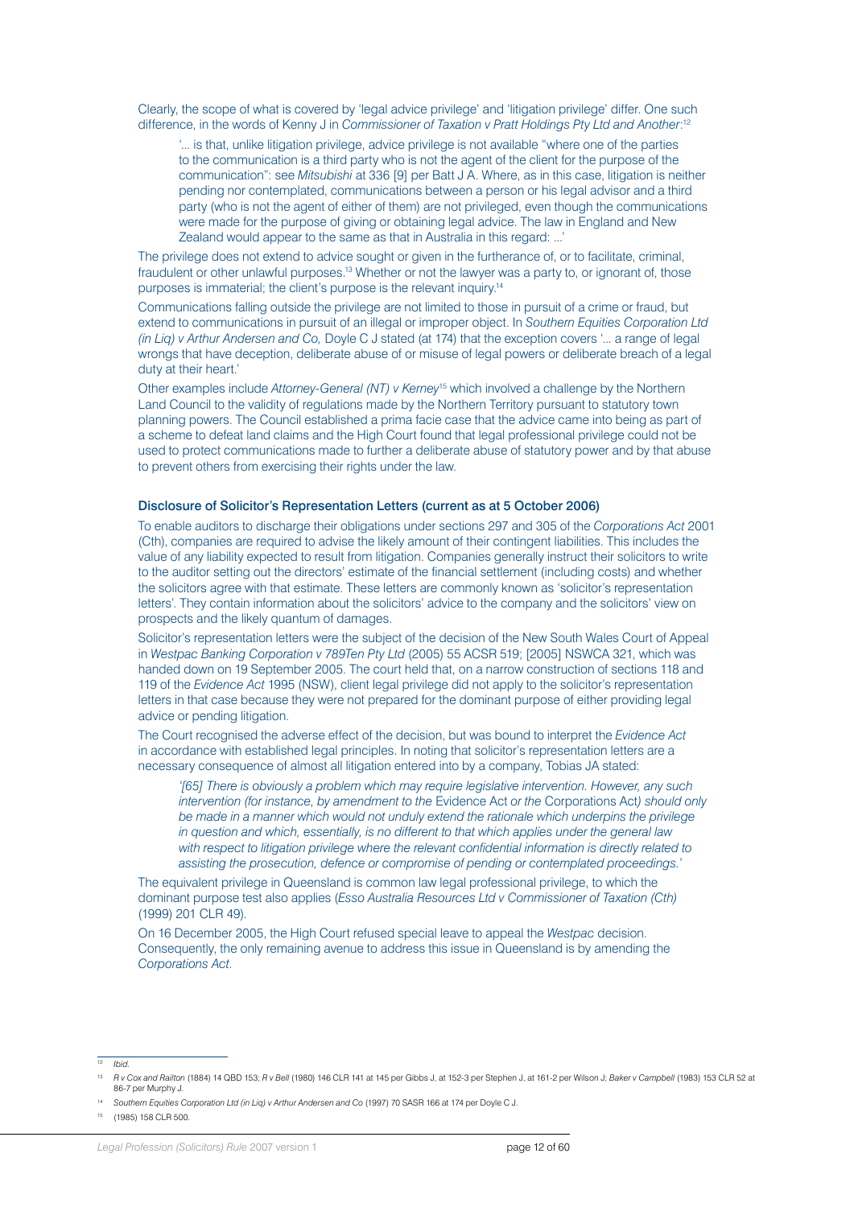Clearly, the scope of what is covered by 'legal advice privilege' and 'litigation privilege' differ. One such difference, in the words of Kenny J in *Commissioner of Taxation v Pratt Holdings Pty Ltd and Another*:[12]

> '... is that, unlike litigation privilege, advice privilege is not available "where one of the parties to the communication is a third party who is not the agent of the client for the purpose of the communication": see *Mitsubishi* at 336 [9] per Batt J A. Where, as in this case, litigation is neither pending nor contemplated, communications between a person or his legal advisor and a third party (who is not the agent of either of them) are not privileged, even though the communications were made for the purpose of giving or obtaining legal advice. The law in England and New Zealand would appear to the same as that in Australia in this regard: ...'

The privilege does not extend to advice sought or given in the furtherance of, or to facilitate, criminal, fraudulent or other unlawful purposes.[13] Whether or not the lawyer was a party to, or ignorant of, those purposes is immaterial; the client's purpose is the relevant inquiry.[14]

Communications falling outside the privilege are not limited to those in pursuit of a crime or fraud, but extend to communications in pursuit of an illegal or improper object. In *Southern Equities Corporation Ltd (in Liq) v Arthur Andersen and Co,* Doyle C J stated (at 174) that the exception covers '... a range of legal wrongs that have deception, deliberate abuse of or misuse of legal powers or deliberate breach of a legal duty at their heart.'

Other examples include *Attorney-General (NT) v Kerney*[15] which involved a challenge by the Northern Land Council to the validity of regulations made by the Northern Territory pursuant to statutory town planning powers. The Council established a prima facie case that the advice came into being as part of a scheme to defeat land claims and the High Court found that legal professional privilege could not be used to protect communications made to further a deliberate abuse of statutory power and by that abuse to prevent others from exercising their rights under the law.

### Disclosure of Solicitor's Representation Letters (current as at 5 October 2006)

To enable auditors to discharge their obligations under sections 297 and 305 of the *Corporations Act* 2001 (Cth), companies are required to advise the likely amount of their contingent liabilities. This includes the value of any liability expected to result from litigation. Companies generally instruct their solicitors to write to the auditor setting out the directors' estimate of the financial settlement (including costs) and whether the solicitors agree with that estimate. These letters are commonly known as 'solicitor's representation letters'. They contain information about the solicitors' advice to the company and the solicitors' view on prospects and the likely quantum of damages.

Solicitor's representation letters were the subject of the decision of the New South Wales Court of Appeal in *Westpac Banking Corporation v 789Ten Pty Ltd* (2005) 55 ACSR 519; [2005] NSWCA 321, which was handed down on 19 September 2005. The court held that, on a narrow construction of sections 118 and 119 of the *Evidence Act* 1995 (NSW), client legal privilege did not apply to the solicitor's representation letters in that case because they were not prepared for the dominant purpose of either providing legal advice or pending litigation.

The Court recognised the adverse effect of the decision, but was bound to interpret the *Evidence Act* in accordance with established legal principles. In noting that solicitor's representation letters are a necessary consequence of almost all litigation entered into by a company, Tobias JA stated:

> *'[65] There is obviously a problem which may require legislative intervention. However, any such intervention (for instance, by amendment to the* Evidence Act *or the* Corporations Act*) should only be made in a manner which would not unduly extend the rationale which underpins the privilege in question and which, essentially, is no different to that which applies under the general law with respect to litigation privilege where the relevant confidential information is directly related to assisting the prosecution, defence or compromise of pending or contemplated proceedings.'*

The equivalent privilege in Queensland is common law legal professional privilege, to which the dominant purpose test also applies (*Esso Australia Resources Ltd v Commissioner of Taxation (Cth)* (1999) 201 CLR 49).

On 16 December 2005, the High Court refused special leave to appeal the *Westpac* decision. Consequently, the only remaining avenue to address this issue in Queensland is by amending the *Corporations Act*.

---

[12] *Ibid.*

[13] *R v Cox and Railton* (1884) 14 QBD 153; *R v Bell* (1980) 146 CLR 141 at 145 per Gibbs J, at 152-3 per Stephen J, at 161-2 per Wilson J; *Baker v Campbell* (1983) 153 CLR 52 at 86-7 per Murphy J.

[14] *Southern Equities Corporation Ltd (in Liq) v Arthur Andersen and Co* (1997) 70 SASR 166 at 174 per Doyle C J.

[15] (1985) 158 CLR 500.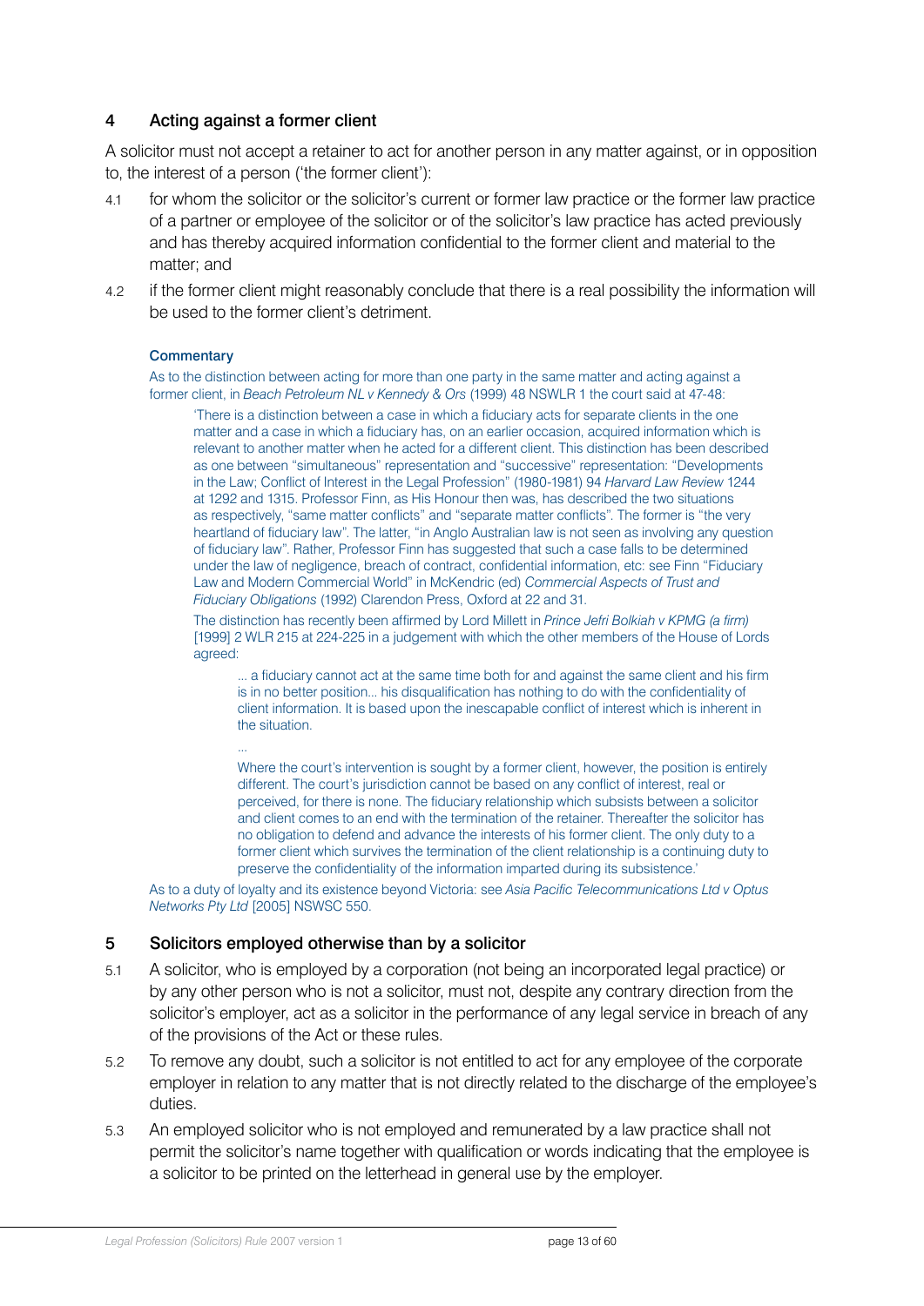## 4 Acting against a former client

A solicitor must not accept a retainer to act for another person in any matter against, or in opposition to, the interest of a person ('the former client'):

4.1 for whom the solicitor or the solicitor's current or former law practice or the former law practice of a partner or employee of the solicitor or of the solicitor's law practice has acted previously and has thereby acquired information confidential to the former client and material to the matter; and

4.2 if the former client might reasonably conclude that there is a real possibility the information will be used to the former client's detriment.

#### Commentary

As to the distinction between acting for more than one party in the same matter and acting against a former client, in *Beach Petroleum NL v Kennedy & Ors* (1999) 48 NSWLR 1 the court said at 47-48:

> 'There is a distinction between a case in which a fiduciary acts for separate clients in the one matter and a case in which a fiduciary has, on an earlier occasion, acquired information which is relevant to another matter when he acted for a different client. This distinction has been described as one between "simultaneous" representation and "successive" representation: "Developments in the Law; Conflict of Interest in the Legal Profession" (1980-1981) 94 *Harvard Law Review* 1244 at 1292 and 1315. Professor Finn, as His Honour then was, has described the two situations as respectively, "same matter conflicts" and "separate matter conflicts". The former is "the very heartland of fiduciary law". The latter, "in Anglo Australian law is not seen as involving any question of fiduciary law". Rather, Professor Finn has suggested that such a case falls to be determined under the law of negligence, breach of contract, confidential information, etc: see Finn "Fiduciary Law and Modern Commercial World" in McKendric (ed) *Commercial Aspects of Trust and Fiduciary Obligations* (1992) Clarendon Press, Oxford at 22 and 31.
>
> The distinction has recently been affirmed by Lord Millett in *Prince Jefri Bolkiah v KPMG (a firm)* [1999] 2 WLR 215 at 224-225 in a judgement with which the other members of the House of Lords agreed:
>
>> ... a fiduciary cannot act at the same time both for and against the same client and his firm is in no better position... his disqualification has nothing to do with the confidentiality of client information. It is based upon the inescapable conflict of interest which is inherent in the situation.
>>
>> ...
>>
>> Where the court's intervention is sought by a former client, however, the position is entirely different. The court's jurisdiction cannot be based on any conflict of interest, real or perceived, for there is none. The fiduciary relationship which subsists between a solicitor and client comes to an end with the termination of the retainer. Thereafter the solicitor has no obligation to defend and advance the interests of his former client. The only duty to a former client which survives the termination of the client relationship is a continuing duty to preserve the confidentiality of the information imparted during its subsistence.'

As to a duty of loyalty and its existence beyond Victoria: see *Asia Pacific Telecommunications Ltd v Optus Networks Pty Ltd* [2005] NSWSC 550.

## 5 Solicitors employed otherwise than by a solicitor

5.1 A solicitor, who is employed by a corporation (not being an incorporated legal practice) or by any other person who is not a solicitor, must not, despite any contrary direction from the solicitor's employer, act as a solicitor in the performance of any legal service in breach of any of the provisions of the Act or these rules.

5.2 To remove any doubt, such a solicitor is not entitled to act for any employee of the corporate employer in relation to any matter that is not directly related to the discharge of the employee's duties.

5.3 An employed solicitor who is not employed and remunerated by a law practice shall not permit the solicitor's name together with qualification or words indicating that the employee is a solicitor to be printed on the letterhead in general use by the employer.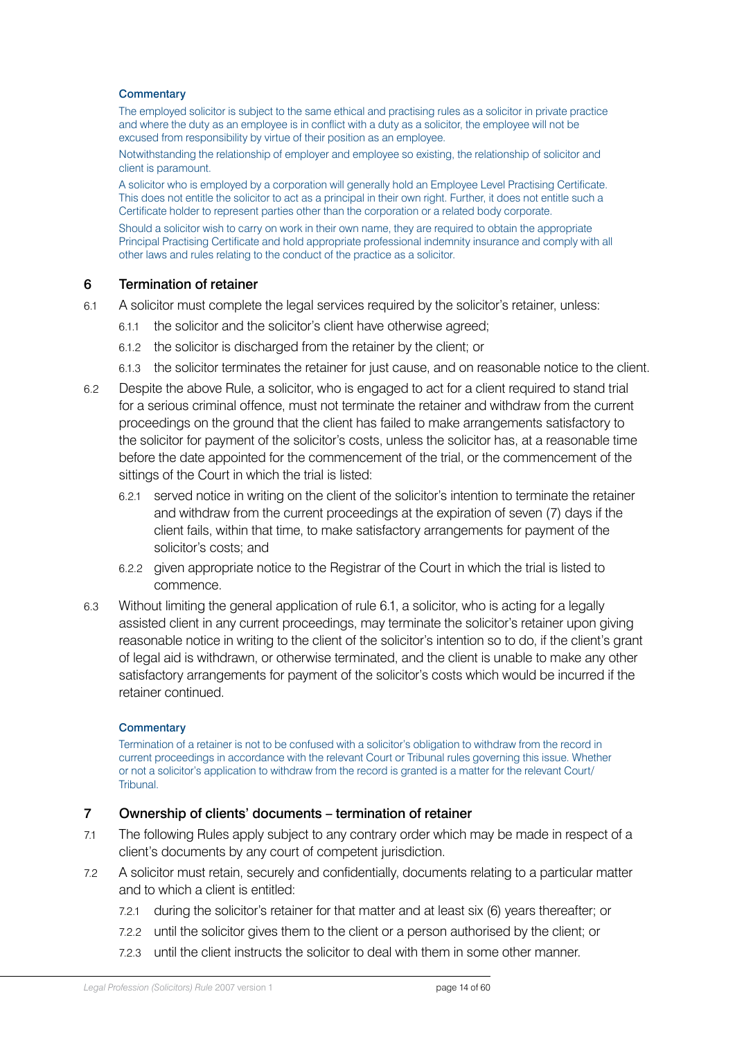#### Commentary

The employed solicitor is subject to the same ethical and practising rules as a solicitor in private practice and where the duty as an employee is in conflict with a duty as a solicitor, the employee will not be excused from responsibility by virtue of their position as an employee.

Notwithstanding the relationship of employer and employee so existing, the relationship of solicitor and client is paramount.

A solicitor who is employed by a corporation will generally hold an Employee Level Practising Certificate. This does not entitle the solicitor to act as a principal in their own right. Further, it does not entitle such a Certificate holder to represent parties other than the corporation or a related body corporate.

Should a solicitor wish to carry on work in their own name, they are required to obtain the appropriate Principal Practising Certificate and hold appropriate professional indemnity insurance and comply with all other laws and rules relating to the conduct of the practice as a solicitor.

## 6 Termination of retainer

6.1 A solicitor must complete the legal services required by the solicitor's retainer, unless:

- 6.1.1 the solicitor and the solicitor's client have otherwise agreed;
- 6.1.2 the solicitor is discharged from the retainer by the client; or
- 6.1.3 the solicitor terminates the retainer for just cause, and on reasonable notice to the client.

6.2 Despite the above Rule, a solicitor, who is engaged to act for a client required to stand trial for a serious criminal offence, must not terminate the retainer and withdraw from the current proceedings on the ground that the client has failed to make arrangements satisfactory to the solicitor for payment of the solicitor's costs, unless the solicitor has, at a reasonable time before the date appointed for the commencement of the trial, or the commencement of the sittings of the Court in which the trial is listed:

- 6.2.1 served notice in writing on the client of the solicitor's intention to terminate the retainer and withdraw from the current proceedings at the expiration of seven (7) days if the client fails, within that time, to make satisfactory arrangements for payment of the solicitor's costs; and
- 6.2.2 given appropriate notice to the Registrar of the Court in which the trial is listed to commence.

6.3 Without limiting the general application of rule 6.1, a solicitor, who is acting for a legally assisted client in any current proceedings, may terminate the solicitor's retainer upon giving reasonable notice in writing to the client of the solicitor's intention so to do, if the client's grant of legal aid is withdrawn, or otherwise terminated, and the client is unable to make any other satisfactory arrangements for payment of the solicitor's costs which would be incurred if the retainer continued.

#### Commentary

Termination of a retainer is not to be confused with a solicitor's obligation to withdraw from the record in current proceedings in accordance with the relevant Court or Tribunal rules governing this issue. Whether or not a solicitor's application to withdraw from the record is granted is a matter for the relevant Court/Tribunal.

## 7 Ownership of clients' documents – termination of retainer

7.1 The following Rules apply subject to any contrary order which may be made in respect of a client's documents by any court of competent jurisdiction.

7.2 A solicitor must retain, securely and confidentially, documents relating to a particular matter and to which a client is entitled:

- 7.2.1 during the solicitor's retainer for that matter and at least six (6) years thereafter; or
- 7.2.2 until the solicitor gives them to the client or a person authorised by the client; or
- 7.2.3 until the client instructs the solicitor to deal with them in some other manner.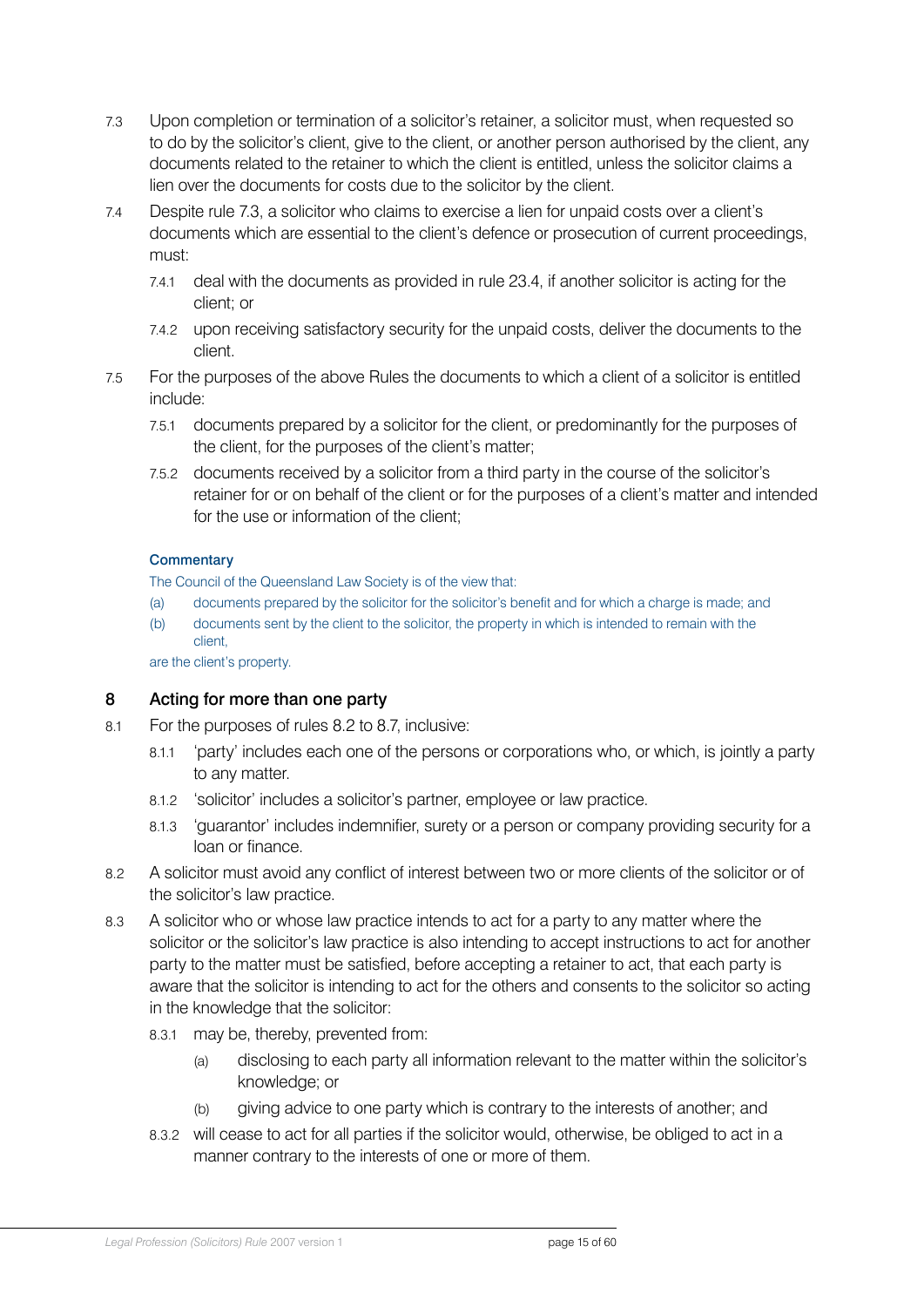7.3 Upon completion or termination of a solicitor's retainer, a solicitor must, when requested so to do by the solicitor's client, give to the client, or another person authorised by the client, any documents related to the retainer to which the client is entitled, unless the solicitor claims a lien over the documents for costs due to the solicitor by the client.

7.4 Despite rule 7.3, a solicitor who claims to exercise a lien for unpaid costs over a client's documents which are essential to the client's defence or prosecution of current proceedings, must:

- 7.4.1 deal with the documents as provided in rule 23.4, if another solicitor is acting for the client; or
- 7.4.2 upon receiving satisfactory security for the unpaid costs, deliver the documents to the client.

7.5 For the purposes of the above Rules the documents to which a client of a solicitor is entitled include:

- 7.5.1 documents prepared by a solicitor for the client, or predominantly for the purposes of the client, for the purposes of the client's matter;
- 7.5.2 documents received by a solicitor from a third party in the course of the solicitor's retainer for or on behalf of the client or for the purposes of a client's matter and intended for the use or information of the client;

**Commentary**

The Council of the Queensland Law Society is of the view that:

(a) documents prepared by the solicitor for the solicitor's benefit and for which a charge is made; and

(b) documents sent by the client to the solicitor, the property in which is intended to remain with the client,

are the client's property.

## 8 Acting for more than one party

8.1 For the purposes of rules 8.2 to 8.7, inclusive:

- 8.1.1 'party' includes each one of the persons or corporations who, or which, is jointly a party to any matter.
- 8.1.2 'solicitor' includes a solicitor's partner, employee or law practice.
- 8.1.3 'guarantor' includes indemnifier, surety or a person or company providing security for a loan or finance.

8.2 A solicitor must avoid any conflict of interest between two or more clients of the solicitor or of the solicitor's law practice.

8.3 A solicitor who or whose law practice intends to act for a party to any matter where the solicitor or the solicitor's law practice is also intending to accept instructions to act for another party to the matter must be satisfied, before accepting a retainer to act, that each party is aware that the solicitor is intending to act for the others and consents to the solicitor so acting in the knowledge that the solicitor:

- 8.3.1 may be, thereby, prevented from:
  - (a) disclosing to each party all information relevant to the matter within the solicitor's knowledge; or
  - (b) giving advice to one party which is contrary to the interests of another; and
- 8.3.2 will cease to act for all parties if the solicitor would, otherwise, be obliged to act in a manner contrary to the interests of one or more of them.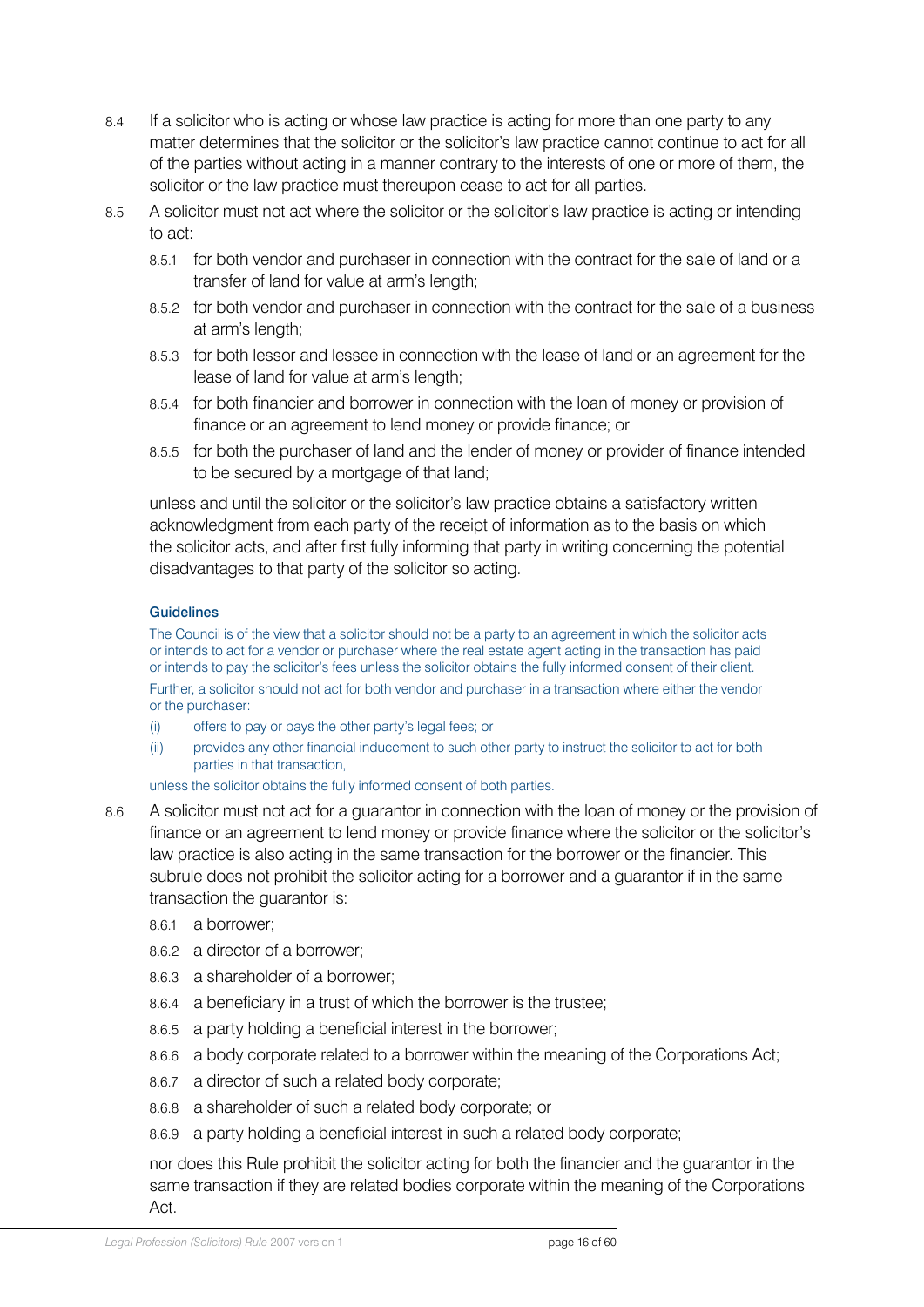8.4 If a solicitor who is acting or whose law practice is acting for more than one party to any matter determines that the solicitor or the solicitor's law practice cannot continue to act for all of the parties without acting in a manner contrary to the interests of one or more of them, the solicitor or the law practice must thereupon cease to act for all parties.

8.5 A solicitor must not act where the solicitor or the solicitor's law practice is acting or intending to act:

- 8.5.1 for both vendor and purchaser in connection with the contract for the sale of land or a transfer of land for value at arm's length;
- 8.5.2 for both vendor and purchaser in connection with the contract for the sale of a business at arm's length;
- 8.5.3 for both lessor and lessee in connection with the lease of land or an agreement for the lease of land for value at arm's length;
- 8.5.4 for both financier and borrower in connection with the loan of money or provision of finance or an agreement to lend money or provide finance; or
- 8.5.5 for both the purchaser of land and the lender of money or provider of finance intended to be secured by a mortgage of that land;

unless and until the solicitor or the solicitor's law practice obtains a satisfactory written acknowledgment from each party of the receipt of information as to the basis on which the solicitor acts, and after first fully informing that party in writing concerning the potential disadvantages to that party of the solicitor so acting.

#### Guidelines

The Council is of the view that a solicitor should not be a party to an agreement in which the solicitor acts or intends to act for a vendor or purchaser where the real estate agent acting in the transaction has paid or intends to pay the solicitor's fees unless the solicitor obtains the fully informed consent of their client.

Further, a solicitor should not act for both vendor and purchaser in a transaction where either the vendor or the purchaser:

- (i) offers to pay or pays the other party's legal fees; or
- (ii) provides any other financial inducement to such other party to instruct the solicitor to act for both parties in that transaction,

unless the solicitor obtains the fully informed consent of both parties.

8.6 A solicitor must not act for a guarantor in connection with the loan of money or the provision of finance or an agreement to lend money or provide finance where the solicitor or the solicitor's law practice is also acting in the same transaction for the borrower or the financier. This subrule does not prohibit the solicitor acting for a borrower and a guarantor if in the same transaction the guarantor is:

- 8.6.1 a borrower;
- 8.6.2 a director of a borrower;
- 8.6.3 a shareholder of a borrower;
- 8.6.4 a beneficiary in a trust of which the borrower is the trustee;
- 8.6.5 a party holding a beneficial interest in the borrower;
- 8.6.6 a body corporate related to a borrower within the meaning of the Corporations Act;
- 8.6.7 a director of such a related body corporate;
- 8.6.8 a shareholder of such a related body corporate; or
- 8.6.9 a party holding a beneficial interest in such a related body corporate;

nor does this Rule prohibit the solicitor acting for both the financier and the guarantor in the same transaction if they are related bodies corporate within the meaning of the Corporations Act.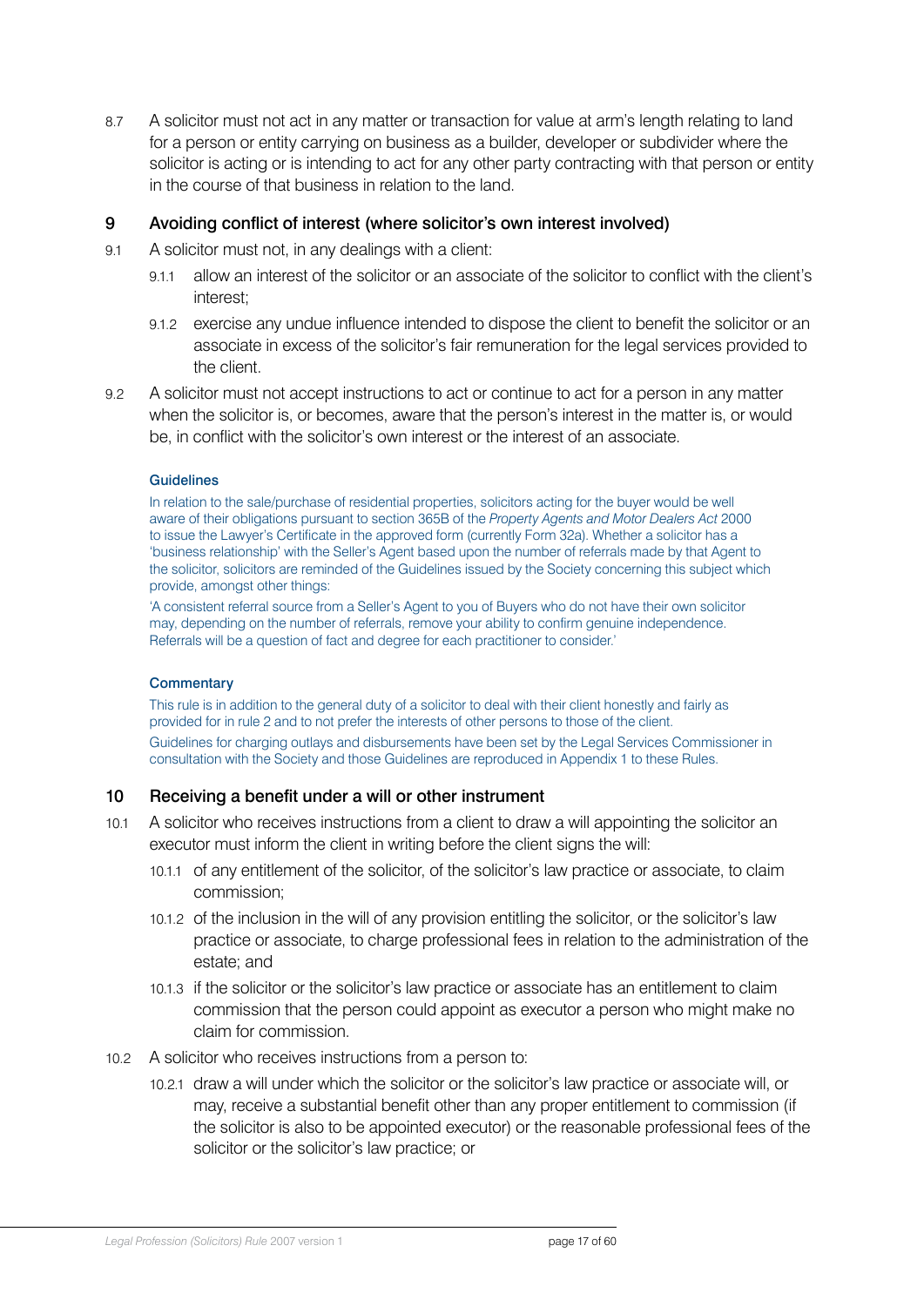8.7 A solicitor must not act in any matter or transaction for value at arm's length relating to land for a person or entity carrying on business as a builder, developer or subdivider where the solicitor is acting or is intending to act for any other party contracting with that person or entity in the course of that business in relation to the land.

## 9 Avoiding conflict of interest (where solicitor's own interest involved)

9.1 A solicitor must not, in any dealings with a client:

- 9.1.1 allow an interest of the solicitor or an associate of the solicitor to conflict with the client's interest;
- 9.1.2 exercise any undue influence intended to dispose the client to benefit the solicitor or an associate in excess of the solicitor's fair remuneration for the legal services provided to the client.

9.2 A solicitor must not accept instructions to act or continue to act for a person in any matter when the solicitor is, or becomes, aware that the person's interest in the matter is, or would be, in conflict with the solicitor's own interest or the interest of an associate.

#### Guidelines

In relation to the sale/purchase of residential properties, solicitors acting for the buyer would be well aware of their obligations pursuant to section 365B of the *Property Agents and Motor Dealers Act* 2000 to issue the Lawyer's Certificate in the approved form (currently Form 32a). Whether a solicitor has a 'business relationship' with the Seller's Agent based upon the number of referrals made by that Agent to the solicitor, solicitors are reminded of the Guidelines issued by the Society concerning this subject which provide, amongst other things:

'A consistent referral source from a Seller's Agent to you of Buyers who do not have their own solicitor may, depending on the number of referrals, remove your ability to confirm genuine independence. Referrals will be a question of fact and degree for each practitioner to consider.'

#### Commentary

This rule is in addition to the general duty of a solicitor to deal with their client honestly and fairly as provided for in rule 2 and to not prefer the interests of other persons to those of the client.

Guidelines for charging outlays and disbursements have been set by the Legal Services Commissioner in consultation with the Society and those Guidelines are reproduced in Appendix 1 to these Rules.

## 10 Receiving a benefit under a will or other instrument

10.1 A solicitor who receives instructions from a client to draw a will appointing the solicitor an executor must inform the client in writing before the client signs the will:

- 10.1.1 of any entitlement of the solicitor, of the solicitor's law practice or associate, to claim commission;
- 10.1.2 of the inclusion in the will of any provision entitling the solicitor, or the solicitor's law practice or associate, to charge professional fees in relation to the administration of the estate; and
- 10.1.3 if the solicitor or the solicitor's law practice or associate has an entitlement to claim commission that the person could appoint as executor a person who might make no claim for commission.

10.2 A solicitor who receives instructions from a person to:

- 10.2.1 draw a will under which the solicitor or the solicitor's law practice or associate will, or may, receive a substantial benefit other than any proper entitlement to commission (if the solicitor is also to be appointed executor) or the reasonable professional fees of the solicitor or the solicitor's law practice; or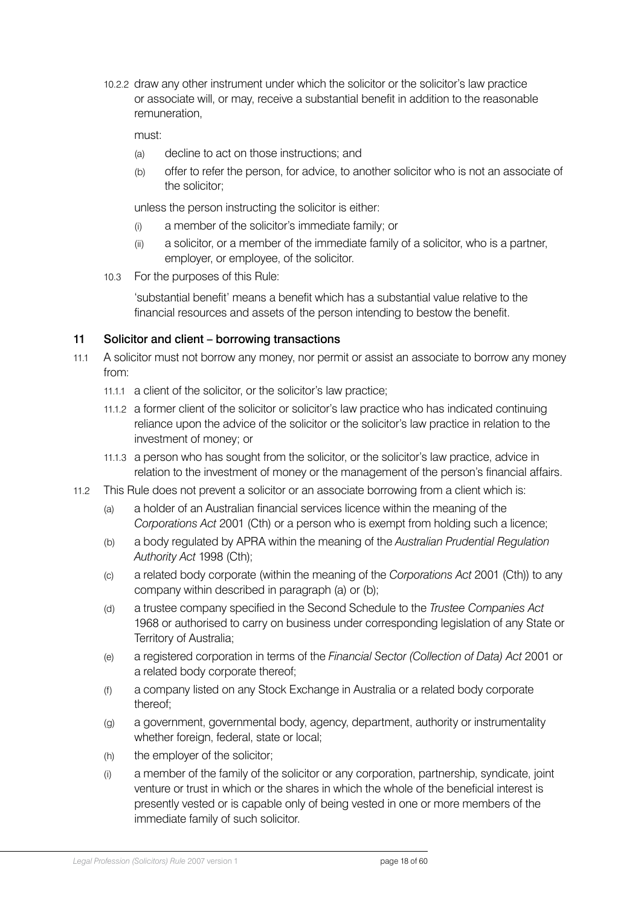10.2.2 draw any other instrument under which the solicitor or the solicitor's law practice or associate will, or may, receive a substantial benefit in addition to the reasonable remuneration,

must:

(a) decline to act on those instructions; and

(b) offer to refer the person, for advice, to another solicitor who is not an associate of the solicitor;

unless the person instructing the solicitor is either:

(i) a member of the solicitor's immediate family; or

(ii) a solicitor, or a member of the immediate family of a solicitor, who is a partner, employer, or employee, of the solicitor.

10.3 For the purposes of this Rule:

'substantial benefit' means a benefit which has a substantial value relative to the financial resources and assets of the person intending to bestow the benefit.

## 11 Solicitor and client – borrowing transactions

11.1 A solicitor must not borrow any money, nor permit or assist an associate to borrow any money from:

11.1.1 a client of the solicitor, or the solicitor's law practice;

11.1.2 a former client of the solicitor or solicitor's law practice who has indicated continuing reliance upon the advice of the solicitor or the solicitor's law practice in relation to the investment of money; or

11.1.3 a person who has sought from the solicitor, or the solicitor's law practice, advice in relation to the investment of money or the management of the person's financial affairs.

11.2 This Rule does not prevent a solicitor or an associate borrowing from a client which is:

(a) a holder of an Australian financial services licence within the meaning of the *Corporations Act* 2001 (Cth) or a person who is exempt from holding such a licence;

(b) a body regulated by APRA within the meaning of the *Australian Prudential Regulation Authority Act* 1998 (Cth);

(c) a related body corporate (within the meaning of the *Corporations Act* 2001 (Cth)) to any company within described in paragraph (a) or (b);

(d) a trustee company specified in the Second Schedule to the *Trustee Companies Act* 1968 or authorised to carry on business under corresponding legislation of any State or Territory of Australia;

(e) a registered corporation in terms of the *Financial Sector (Collection of Data) Act* 2001 or a related body corporate thereof;

(f) a company listed on any Stock Exchange in Australia or a related body corporate thereof;

(g) a government, governmental body, agency, department, authority or instrumentality whether foreign, federal, state or local;

(h) the employer of the solicitor;

(i) a member of the family of the solicitor or any corporation, partnership, syndicate, joint venture or trust in which or the shares in which the whole of the beneficial interest is presently vested or is capable only of being vested in one or more members of the immediate family of such solicitor.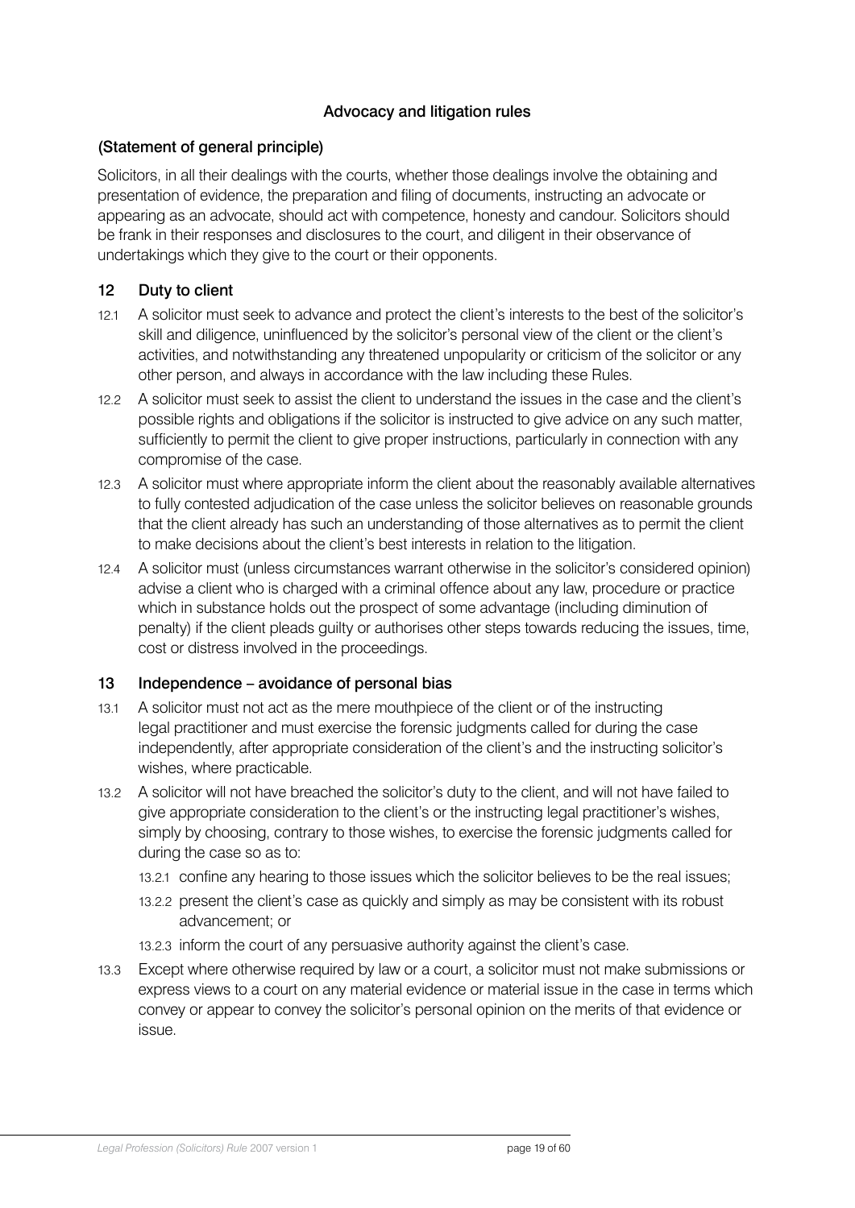## Advocacy and litigation rules

### (Statement of general principle)

Solicitors, in all their dealings with the courts, whether those dealings involve the obtaining and presentation of evidence, the preparation and filing of documents, instructing an advocate or appearing as an advocate, should act with competence, honesty and candour. Solicitors should be frank in their responses and disclosures to the court, and diligent in their observance of undertakings which they give to the court or their opponents.

### 12 Duty to client

12.1 A solicitor must seek to advance and protect the client's interests to the best of the solicitor's skill and diligence, uninfluenced by the solicitor's personal view of the client or the client's activities, and notwithstanding any threatened unpopularity or criticism of the solicitor or any other person, and always in accordance with the law including these Rules.

12.2 A solicitor must seek to assist the client to understand the issues in the case and the client's possible rights and obligations if the solicitor is instructed to give advice on any such matter, sufficiently to permit the client to give proper instructions, particularly in connection with any compromise of the case.

12.3 A solicitor must where appropriate inform the client about the reasonably available alternatives to fully contested adjudication of the case unless the solicitor believes on reasonable grounds that the client already has such an understanding of those alternatives as to permit the client to make decisions about the client's best interests in relation to the litigation.

12.4 A solicitor must (unless circumstances warrant otherwise in the solicitor's considered opinion) advise a client who is charged with a criminal offence about any law, procedure or practice which in substance holds out the prospect of some advantage (including diminution of penalty) if the client pleads guilty or authorises other steps towards reducing the issues, time, cost or distress involved in the proceedings.

### 13 Independence – avoidance of personal bias

13.1 A solicitor must not act as the mere mouthpiece of the client or of the instructing legal practitioner and must exercise the forensic judgments called for during the case independently, after appropriate consideration of the client's and the instructing solicitor's wishes, where practicable.

13.2 A solicitor will not have breached the solicitor's duty to the client, and will not have failed to give appropriate consideration to the client's or the instructing legal practitioner's wishes, simply by choosing, contrary to those wishes, to exercise the forensic judgments called for during the case so as to:

- 13.2.1 confine any hearing to those issues which the solicitor believes to be the real issues;
- 13.2.2 present the client's case as quickly and simply as may be consistent with its robust advancement; or
- 13.2.3 inform the court of any persuasive authority against the client's case.

13.3 Except where otherwise required by law or a court, a solicitor must not make submissions or express views to a court on any material evidence or material issue in the case in terms which convey or appear to convey the solicitor's personal opinion on the merits of that evidence or issue.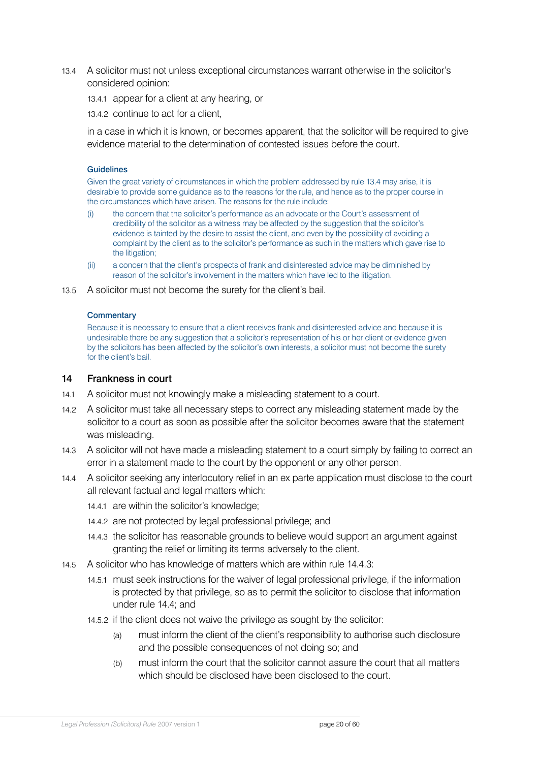13.4 A solicitor must not unless exceptional circumstances warrant otherwise in the solicitor's considered opinion:

13.4.1 appear for a client at any hearing, or

13.4.2 continue to act for a client,

in a case in which it is known, or becomes apparent, that the solicitor will be required to give evidence material to the determination of contested issues before the court.

#### Guidelines

Given the great variety of circumstances in which the problem addressed by rule 13.4 may arise, it is desirable to provide some guidance as to the reasons for the rule, and hence as to the proper course in the circumstances which have arisen. The reasons for the rule include:

(i) the concern that the solicitor's performance as an advocate or the Court's assessment of credibility of the solicitor as a witness may be affected by the suggestion that the solicitor's evidence is tainted by the desire to assist the client, and even by the possibility of avoiding a complaint by the client as to the solicitor's performance as such in the matters which gave rise to the litigation;

(ii) a concern that the client's prospects of frank and disinterested advice may be diminished by reason of the solicitor's involvement in the matters which have led to the litigation.

13.5 A solicitor must not become the surety for the client's bail.

#### Commentary

Because it is necessary to ensure that a client receives frank and disinterested advice and because it is undesirable there be any suggestion that a solicitor's representation of his or her client or evidence given by the solicitors has been affected by the solicitor's own interests, a solicitor must not become the surety for the client's bail.

## 14 Frankness in court

14.1 A solicitor must not knowingly make a misleading statement to a court.

14.2 A solicitor must take all necessary steps to correct any misleading statement made by the solicitor to a court as soon as possible after the solicitor becomes aware that the statement was misleading.

14.3 A solicitor will not have made a misleading statement to a court simply by failing to correct an error in a statement made to the court by the opponent or any other person.

14.4 A solicitor seeking any interlocutory relief in an ex parte application must disclose to the court all relevant factual and legal matters which:

14.4.1 are within the solicitor's knowledge;

14.4.2 are not protected by legal professional privilege; and

14.4.3 the solicitor has reasonable grounds to believe would support an argument against granting the relief or limiting its terms adversely to the client.

14.5 A solicitor who has knowledge of matters which are within rule 14.4.3:

14.5.1 must seek instructions for the waiver of legal professional privilege, if the information is protected by that privilege, so as to permit the solicitor to disclose that information under rule 14.4; and

14.5.2 if the client does not waive the privilege as sought by the solicitor:

(a) must inform the client of the client's responsibility to authorise such disclosure and the possible consequences of not doing so; and

(b) must inform the court that the solicitor cannot assure the court that all matters which should be disclosed have been disclosed to the court.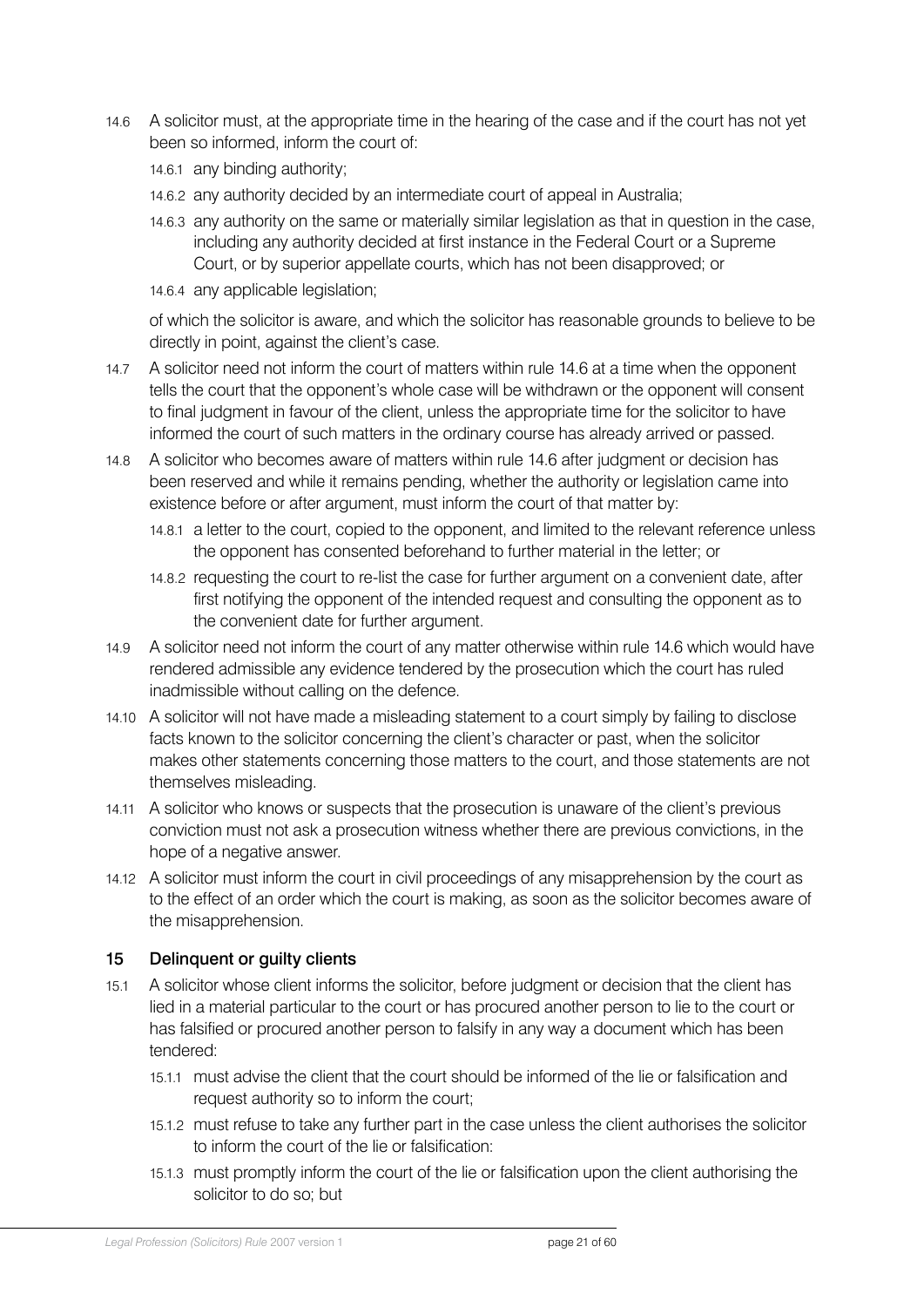14.6 A solicitor must, at the appropriate time in the hearing of the case and if the court has not yet been so informed, inform the court of:

14.6.1 any binding authority;

14.6.2 any authority decided by an intermediate court of appeal in Australia;

14.6.3 any authority on the same or materially similar legislation as that in question in the case, including any authority decided at first instance in the Federal Court or a Supreme Court, or by superior appellate courts, which has not been disapproved; or

14.6.4 any applicable legislation;

of which the solicitor is aware, and which the solicitor has reasonable grounds to believe to be directly in point, against the client's case.

14.7 A solicitor need not inform the court of matters within rule 14.6 at a time when the opponent tells the court that the opponent's whole case will be withdrawn or the opponent will consent to final judgment in favour of the client, unless the appropriate time for the solicitor to have informed the court of such matters in the ordinary course has already arrived or passed.

14.8 A solicitor who becomes aware of matters within rule 14.6 after judgment or decision has been reserved and while it remains pending, whether the authority or legislation came into existence before or after argument, must inform the court of that matter by:

14.8.1 a letter to the court, copied to the opponent, and limited to the relevant reference unless the opponent has consented beforehand to further material in the letter; or

14.8.2 requesting the court to re-list the case for further argument on a convenient date, after first notifying the opponent of the intended request and consulting the opponent as to the convenient date for further argument.

14.9 A solicitor need not inform the court of any matter otherwise within rule 14.6 which would have rendered admissible any evidence tendered by the prosecution which the court has ruled inadmissible without calling on the defence.

14.10 A solicitor will not have made a misleading statement to a court simply by failing to disclose facts known to the solicitor concerning the client's character or past, when the solicitor makes other statements concerning those matters to the court, and those statements are not themselves misleading.

14.11 A solicitor who knows or suspects that the prosecution is unaware of the client's previous conviction must not ask a prosecution witness whether there are previous convictions, in the hope of a negative answer.

14.12 A solicitor must inform the court in civil proceedings of any misapprehension by the court as to the effect of an order which the court is making, as soon as the solicitor becomes aware of the misapprehension.

## 15 Delinquent or guilty clients

15.1 A solicitor whose client informs the solicitor, before judgment or decision that the client has lied in a material particular to the court or has procured another person to lie to the court or has falsified or procured another person to falsify in any way a document which has been tendered:

15.1.1 must advise the client that the court should be informed of the lie or falsification and request authority so to inform the court;

15.1.2 must refuse to take any further part in the case unless the client authorises the solicitor to inform the court of the lie or falsification:

15.1.3 must promptly inform the court of the lie or falsification upon the client authorising the solicitor to do so; but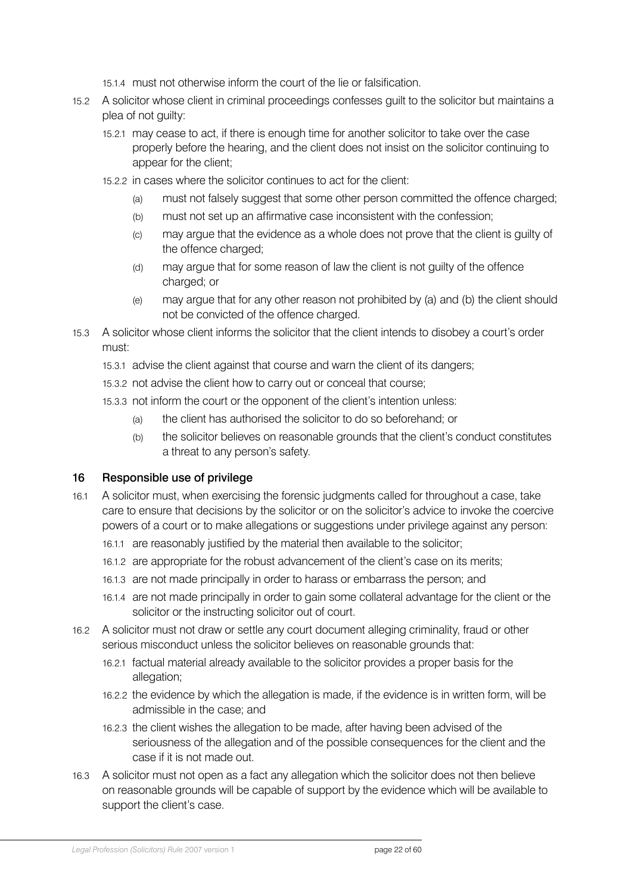15.1.4 must not otherwise inform the court of the lie or falsification.

15.2 A solicitor whose client in criminal proceedings confesses guilt to the solicitor but maintains a plea of not guilty:

15.2.1 may cease to act, if there is enough time for another solicitor to take over the case properly before the hearing, and the client does not insist on the solicitor continuing to appear for the client;

15.2.2 in cases where the solicitor continues to act for the client:

(a) must not falsely suggest that some other person committed the offence charged;

(b) must not set up an affirmative case inconsistent with the confession;

(c) may argue that the evidence as a whole does not prove that the client is guilty of the offence charged;

(d) may argue that for some reason of law the client is not guilty of the offence charged; or

(e) may argue that for any other reason not prohibited by (a) and (b) the client should not be convicted of the offence charged.

15.3 A solicitor whose client informs the solicitor that the client intends to disobey a court's order must:

15.3.1 advise the client against that course and warn the client of its dangers;

15.3.2 not advise the client how to carry out or conceal that course;

15.3.3 not inform the court or the opponent of the client's intention unless:

(a) the client has authorised the solicitor to do so beforehand; or

(b) the solicitor believes on reasonable grounds that the client's conduct constitutes a threat to any person's safety.

## 16 Responsible use of privilege

16.1 A solicitor must, when exercising the forensic judgments called for throughout a case, take care to ensure that decisions by the solicitor or on the solicitor's advice to invoke the coercive powers of a court or to make allegations or suggestions under privilege against any person:

16.1.1 are reasonably justified by the material then available to the solicitor;

16.1.2 are appropriate for the robust advancement of the client's case on its merits;

16.1.3 are not made principally in order to harass or embarrass the person; and

16.1.4 are not made principally in order to gain some collateral advantage for the client or the solicitor or the instructing solicitor out of court.

16.2 A solicitor must not draw or settle any court document alleging criminality, fraud or other serious misconduct unless the solicitor believes on reasonable grounds that:

16.2.1 factual material already available to the solicitor provides a proper basis for the allegation;

16.2.2 the evidence by which the allegation is made, if the evidence is in written form, will be admissible in the case; and

16.2.3 the client wishes the allegation to be made, after having been advised of the seriousness of the allegation and of the possible consequences for the client and the case if it is not made out.

16.3 A solicitor must not open as a fact any allegation which the solicitor does not then believe on reasonable grounds will be capable of support by the evidence which will be available to support the client's case.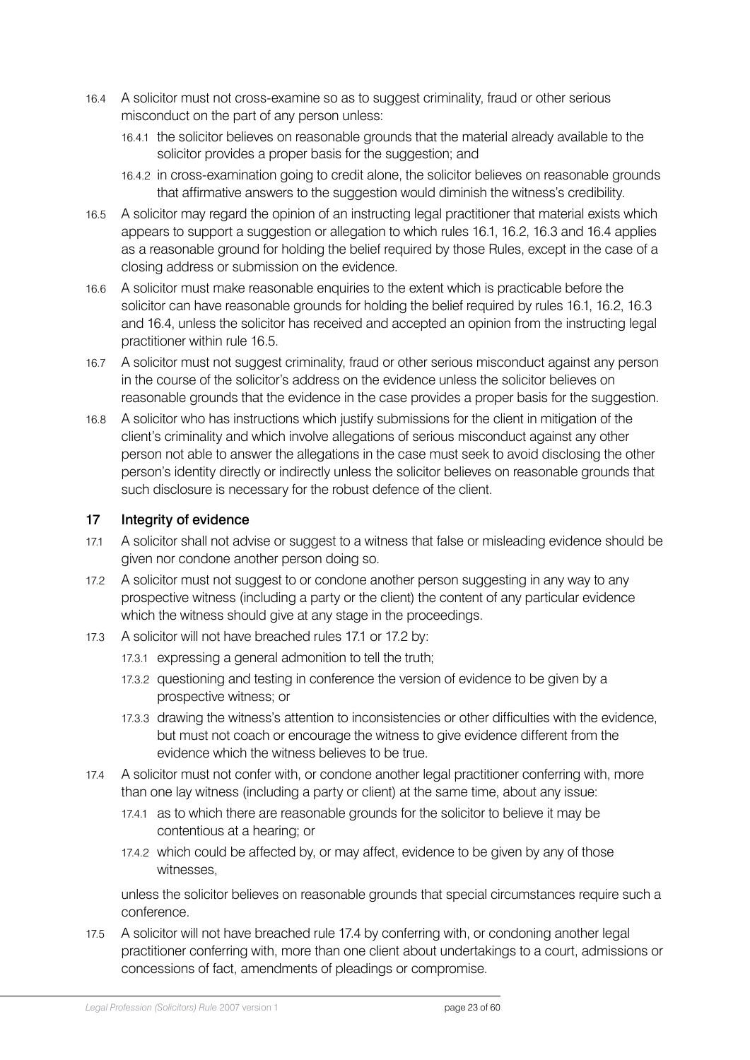16.4 A solicitor must not cross-examine so as to suggest criminality, fraud or other serious misconduct on the part of any person unless:

16.4.1 the solicitor believes on reasonable grounds that the material already available to the solicitor provides a proper basis for the suggestion; and

16.4.2 in cross-examination going to credit alone, the solicitor believes on reasonable grounds that affirmative answers to the suggestion would diminish the witness's credibility.

16.5 A solicitor may regard the opinion of an instructing legal practitioner that material exists which appears to support a suggestion or allegation to which rules 16.1, 16.2, 16.3 and 16.4 applies as a reasonable ground for holding the belief required by those Rules, except in the case of a closing address or submission on the evidence.

16.6 A solicitor must make reasonable enquiries to the extent which is practicable before the solicitor can have reasonable grounds for holding the belief required by rules 16.1, 16.2, 16.3 and 16.4, unless the solicitor has received and accepted an opinion from the instructing legal practitioner within rule 16.5.

16.7 A solicitor must not suggest criminality, fraud or other serious misconduct against any person in the course of the solicitor's address on the evidence unless the solicitor believes on reasonable grounds that the evidence in the case provides a proper basis for the suggestion.

16.8 A solicitor who has instructions which justify submissions for the client in mitigation of the client's criminality and which involve allegations of serious misconduct against any other person not able to answer the allegations in the case must seek to avoid disclosing the other person's identity directly or indirectly unless the solicitor believes on reasonable grounds that such disclosure is necessary for the robust defence of the client.

## 17 Integrity of evidence

17.1 A solicitor shall not advise or suggest to a witness that false or misleading evidence should be given nor condone another person doing so.

17.2 A solicitor must not suggest to or condone another person suggesting in any way to any prospective witness (including a party or the client) the content of any particular evidence which the witness should give at any stage in the proceedings.

17.3 A solicitor will not have breached rules 17.1 or 17.2 by:

17.3.1 expressing a general admonition to tell the truth;

17.3.2 questioning and testing in conference the version of evidence to be given by a prospective witness; or

17.3.3 drawing the witness's attention to inconsistencies or other difficulties with the evidence, but must not coach or encourage the witness to give evidence different from the evidence which the witness believes to be true.

17.4 A solicitor must not confer with, or condone another legal practitioner conferring with, more than one lay witness (including a party or client) at the same time, about any issue:

17.4.1 as to which there are reasonable grounds for the solicitor to believe it may be contentious at a hearing; or

17.4.2 which could be affected by, or may affect, evidence to be given by any of those witnesses,

unless the solicitor believes on reasonable grounds that special circumstances require such a conference.

17.5 A solicitor will not have breached rule 17.4 by conferring with, or condoning another legal practitioner conferring with, more than one client about undertakings to a court, admissions or concessions of fact, amendments of pleadings or compromise.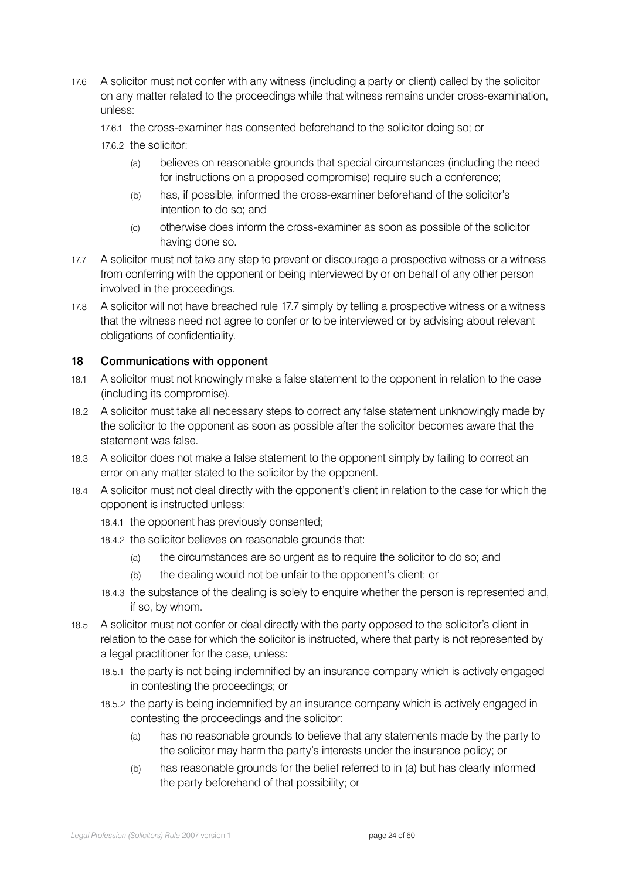17.6 A solicitor must not confer with any witness (including a party or client) called by the solicitor on any matter related to the proceedings while that witness remains under cross-examination, unless:

17.6.1 the cross-examiner has consented beforehand to the solicitor doing so; or

17.6.2 the solicitor:

(a) believes on reasonable grounds that special circumstances (including the need for instructions on a proposed compromise) require such a conference;

(b) has, if possible, informed the cross-examiner beforehand of the solicitor's intention to do so; and

(c) otherwise does inform the cross-examiner as soon as possible of the solicitor having done so.

17.7 A solicitor must not take any step to prevent or discourage a prospective witness or a witness from conferring with the opponent or being interviewed by or on behalf of any other person involved in the proceedings.

17.8 A solicitor will not have breached rule 17.7 simply by telling a prospective witness or a witness that the witness need not agree to confer or to be interviewed or by advising about relevant obligations of confidentiality.

## 18 Communications with opponent

18.1 A solicitor must not knowingly make a false statement to the opponent in relation to the case (including its compromise).

18.2 A solicitor must take all necessary steps to correct any false statement unknowingly made by the solicitor to the opponent as soon as possible after the solicitor becomes aware that the statement was false.

18.3 A solicitor does not make a false statement to the opponent simply by failing to correct an error on any matter stated to the solicitor by the opponent.

18.4 A solicitor must not deal directly with the opponent's client in relation to the case for which the opponent is instructed unless:

18.4.1 the opponent has previously consented;

18.4.2 the solicitor believes on reasonable grounds that:

(a) the circumstances are so urgent as to require the solicitor to do so; and

(b) the dealing would not be unfair to the opponent's client; or

18.4.3 the substance of the dealing is solely to enquire whether the person is represented and, if so, by whom.

18.5 A solicitor must not confer or deal directly with the party opposed to the solicitor's client in relation to the case for which the solicitor is instructed, where that party is not represented by a legal practitioner for the case, unless:

18.5.1 the party is not being indemnified by an insurance company which is actively engaged in contesting the proceedings; or

18.5.2 the party is being indemnified by an insurance company which is actively engaged in contesting the proceedings and the solicitor:

(a) has no reasonable grounds to believe that any statements made by the party to the solicitor may harm the party's interests under the insurance policy; or

(b) has reasonable grounds for the belief referred to in (a) but has clearly informed the party beforehand of that possibility; or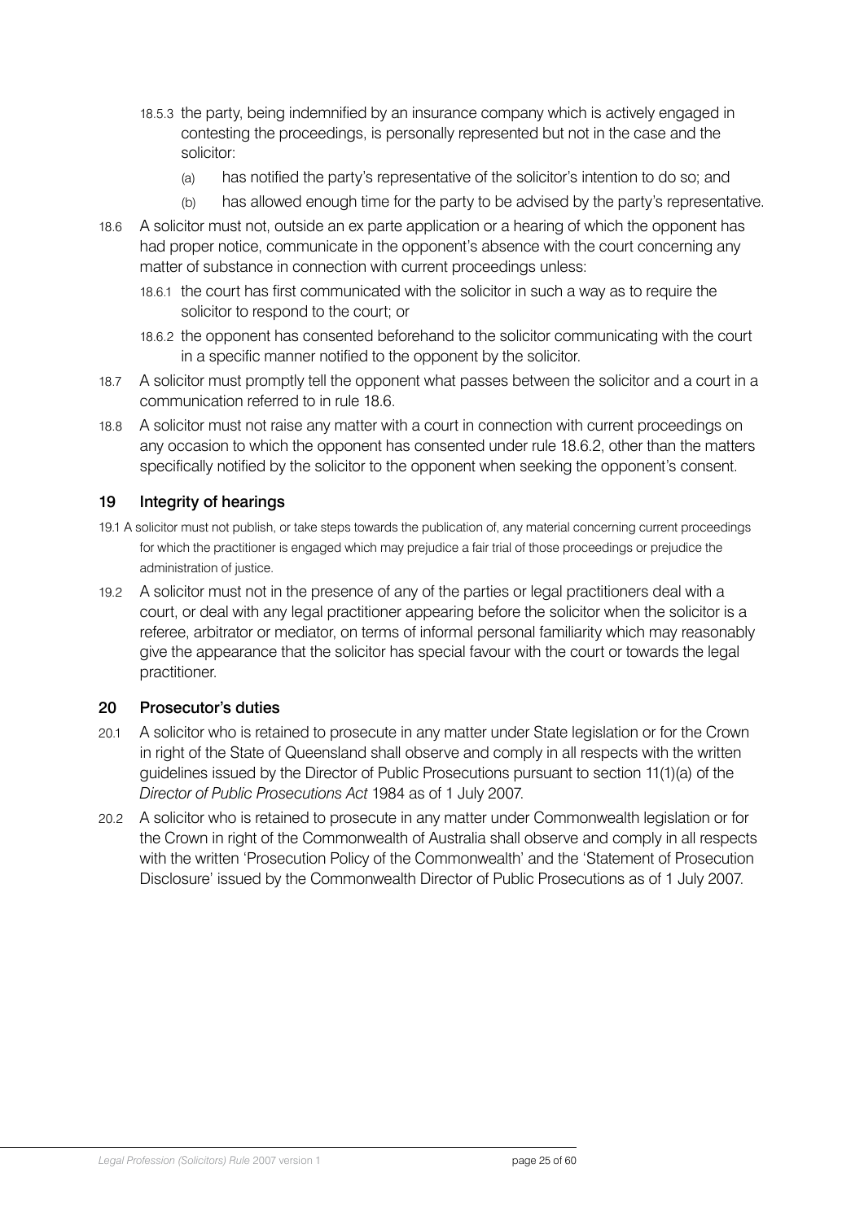18.5.3 the party, being indemnified by an insurance company which is actively engaged in contesting the proceedings, is personally represented but not in the case and the solicitor:

(a) has notified the party's representative of the solicitor's intention to do so; and

(b) has allowed enough time for the party to be advised by the party's representative.

18.6 A solicitor must not, outside an ex parte application or a hearing of which the opponent has had proper notice, communicate in the opponent's absence with the court concerning any matter of substance in connection with current proceedings unless:

18.6.1 the court has first communicated with the solicitor in such a way as to require the solicitor to respond to the court; or

18.6.2 the opponent has consented beforehand to the solicitor communicating with the court in a specific manner notified to the opponent by the solicitor.

18.7 A solicitor must promptly tell the opponent what passes between the solicitor and a court in a communication referred to in rule 18.6.

18.8 A solicitor must not raise any matter with a court in connection with current proceedings on any occasion to which the opponent has consented under rule 18.6.2, other than the matters specifically notified by the solicitor to the opponent when seeking the opponent's consent.

## 19 Integrity of hearings

19.1 A solicitor must not publish, or take steps towards the publication of, any material concerning current proceedings for which the practitioner is engaged which may prejudice a fair trial of those proceedings or prejudice the administration of justice.

19.2 A solicitor must not in the presence of any of the parties or legal practitioners deal with a court, or deal with any legal practitioner appearing before the solicitor when the solicitor is a referee, arbitrator or mediator, on terms of informal personal familiarity which may reasonably give the appearance that the solicitor has special favour with the court or towards the legal practitioner.

## 20 Prosecutor's duties

20.1 A solicitor who is retained to prosecute in any matter under State legislation or for the Crown in right of the State of Queensland shall observe and comply in all respects with the written guidelines issued by the Director of Public Prosecutions pursuant to section 11(1)(a) of the *Director of Public Prosecutions Act* 1984 as of 1 July 2007.

20.2 A solicitor who is retained to prosecute in any matter under Commonwealth legislation or for the Crown in right of the Commonwealth of Australia shall observe and comply in all respects with the written 'Prosecution Policy of the Commonwealth' and the 'Statement of Prosecution Disclosure' issued by the Commonwealth Director of Public Prosecutions as of 1 July 2007.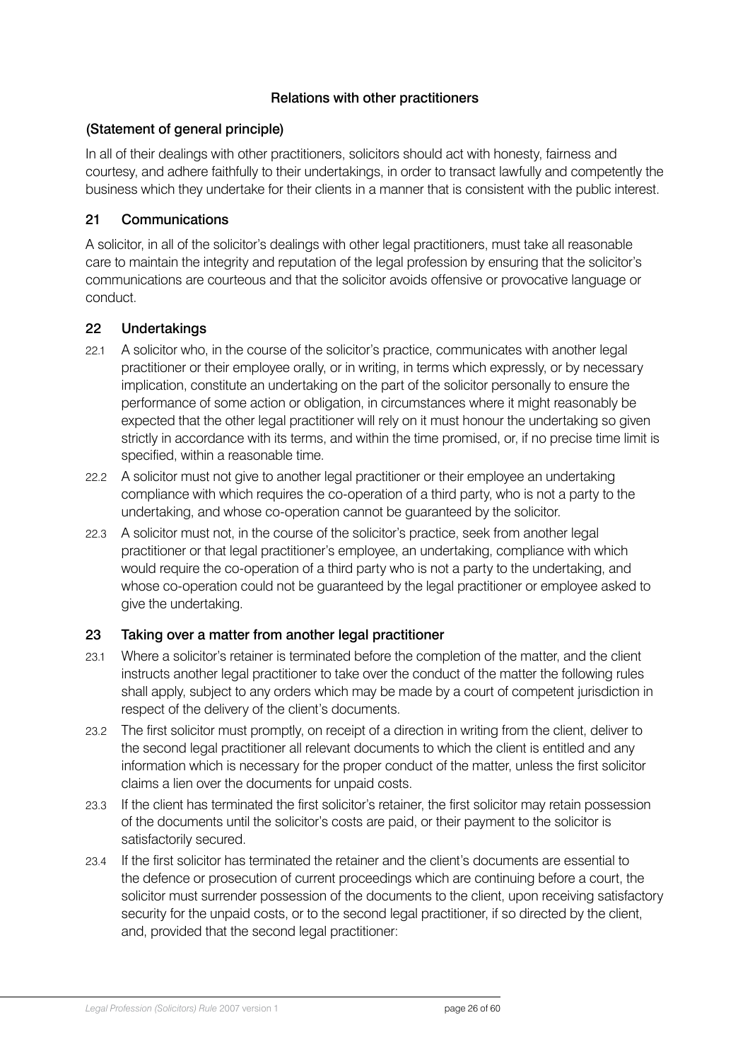## Relations with other practitioners

### (Statement of general principle)

In all of their dealings with other practitioners, solicitors should act with honesty, fairness and courtesy, and adhere faithfully to their undertakings, in order to transact lawfully and competently the business which they undertake for their clients in a manner that is consistent with the public interest.

### 21 Communications

A solicitor, in all of the solicitor's dealings with other legal practitioners, must take all reasonable care to maintain the integrity and reputation of the legal profession by ensuring that the solicitor's communications are courteous and that the solicitor avoids offensive or provocative language or conduct.

### 22 Undertakings

22.1 A solicitor who, in the course of the solicitor's practice, communicates with another legal practitioner or their employee orally, or in writing, in terms which expressly, or by necessary implication, constitute an undertaking on the part of the solicitor personally to ensure the performance of some action or obligation, in circumstances where it might reasonably be expected that the other legal practitioner will rely on it must honour the undertaking so given strictly in accordance with its terms, and within the time promised, or, if no precise time limit is specified, within a reasonable time.

22.2 A solicitor must not give to another legal practitioner or their employee an undertaking compliance with which requires the co-operation of a third party, who is not a party to the undertaking, and whose co-operation cannot be guaranteed by the solicitor.

22.3 A solicitor must not, in the course of the solicitor's practice, seek from another legal practitioner or that legal practitioner's employee, an undertaking, compliance with which would require the co-operation of a third party who is not a party to the undertaking, and whose co-operation could not be guaranteed by the legal practitioner or employee asked to give the undertaking.

### 23 Taking over a matter from another legal practitioner

23.1 Where a solicitor's retainer is terminated before the completion of the matter, and the client instructs another legal practitioner to take over the conduct of the matter the following rules shall apply, subject to any orders which may be made by a court of competent jurisdiction in respect of the delivery of the client's documents.

23.2 The first solicitor must promptly, on receipt of a direction in writing from the client, deliver to the second legal practitioner all relevant documents to which the client is entitled and any information which is necessary for the proper conduct of the matter, unless the first solicitor claims a lien over the documents for unpaid costs.

23.3 If the client has terminated the first solicitor's retainer, the first solicitor may retain possession of the documents until the solicitor's costs are paid, or their payment to the solicitor is satisfactorily secured.

23.4 If the first solicitor has terminated the retainer and the client's documents are essential to the defence or prosecution of current proceedings which are continuing before a court, the solicitor must surrender possession of the documents to the client, upon receiving satisfactory security for the unpaid costs, or to the second legal practitioner, if so directed by the client, and, provided that the second legal practitioner: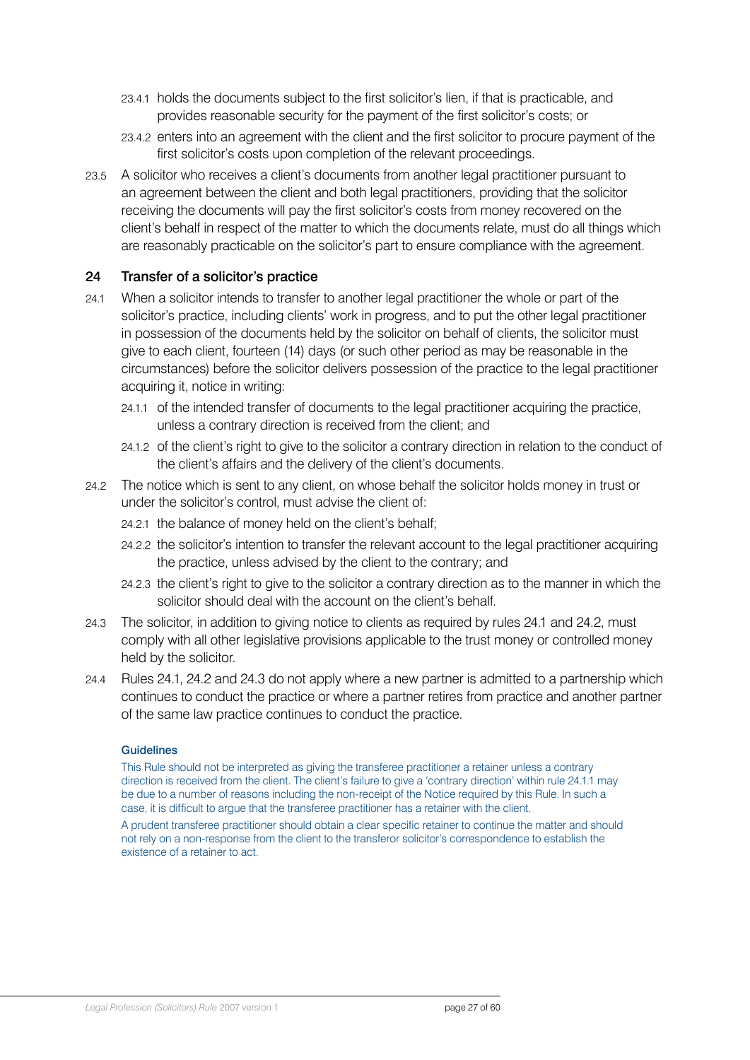23.4.1 holds the documents subject to the first solicitor's lien, if that is practicable, and provides reasonable security for the payment of the first solicitor's costs; or

23.4.2 enters into an agreement with the client and the first solicitor to procure payment of the first solicitor's costs upon completion of the relevant proceedings.

23.5 A solicitor who receives a client's documents from another legal practitioner pursuant to an agreement between the client and both legal practitioners, providing that the solicitor receiving the documents will pay the first solicitor's costs from money recovered on the client's behalf in respect of the matter to which the documents relate, must do all things which are reasonably practicable on the solicitor's part to ensure compliance with the agreement.

## 24 Transfer of a solicitor's practice

24.1 When a solicitor intends to transfer to another legal practitioner the whole or part of the solicitor's practice, including clients' work in progress, and to put the other legal practitioner in possession of the documents held by the solicitor on behalf of clients, the solicitor must give to each client, fourteen (14) days (or such other period as may be reasonable in the circumstances) before the solicitor delivers possession of the practice to the legal practitioner acquiring it, notice in writing:

24.1.1 of the intended transfer of documents to the legal practitioner acquiring the practice, unless a contrary direction is received from the client; and

24.1.2 of the client's right to give to the solicitor a contrary direction in relation to the conduct of the client's affairs and the delivery of the client's documents.

24.2 The notice which is sent to any client, on whose behalf the solicitor holds money in trust or under the solicitor's control, must advise the client of:

24.2.1 the balance of money held on the client's behalf;

24.2.2 the solicitor's intention to transfer the relevant account to the legal practitioner acquiring the practice, unless advised by the client to the contrary; and

24.2.3 the client's right to give to the solicitor a contrary direction as to the manner in which the solicitor should deal with the account on the client's behalf.

24.3 The solicitor, in addition to giving notice to clients as required by rules 24.1 and 24.2, must comply with all other legislative provisions applicable to the trust money or controlled money held by the solicitor.

24.4 Rules 24.1, 24.2 and 24.3 do not apply where a new partner is admitted to a partnership which continues to conduct the practice or where a partner retires from practice and another partner of the same law practice continues to conduct the practice.

#### Guidelines

This Rule should not be interpreted as giving the transferee practitioner a retainer unless a contrary direction is received from the client. The client's failure to give a 'contrary direction' within rule 24.1.1 may be due to a number of reasons including the non-receipt of the Notice required by this Rule. In such a case, it is difficult to argue that the transferee practitioner has a retainer with the client.

A prudent transferee practitioner should obtain a clear specific retainer to continue the matter and should not rely on a non-response from the client to the transferor solicitor's correspondence to establish the existence of a retainer to act.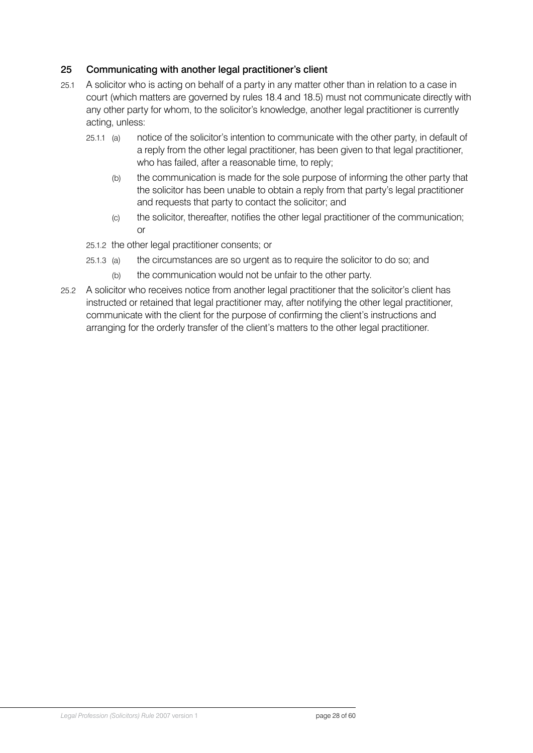## 25 Communicating with another legal practitioner's client

25.1 A solicitor who is acting on behalf of a party in any matter other than in relation to a case in court (which matters are governed by rules 18.4 and 18.5) must not communicate directly with any other party for whom, to the solicitor's knowledge, another legal practitioner is currently acting, unless:

25.1.1 (a) notice of the solicitor's intention to communicate with the other party, in default of a reply from the other legal practitioner, has been given to that legal practitioner, who has failed, after a reasonable time, to reply;

(b) the communication is made for the sole purpose of informing the other party that the solicitor has been unable to obtain a reply from that party's legal practitioner and requests that party to contact the solicitor; and

(c) the solicitor, thereafter, notifies the other legal practitioner of the communication; or

25.1.2 the other legal practitioner consents; or

25.1.3 (a) the circumstances are so urgent as to require the solicitor to do so; and

(b) the communication would not be unfair to the other party.

25.2 A solicitor who receives notice from another legal practitioner that the solicitor's client has instructed or retained that legal practitioner may, after notifying the other legal practitioner, communicate with the client for the purpose of confirming the client's instructions and arranging for the orderly transfer of the client's matters to the other legal practitioner.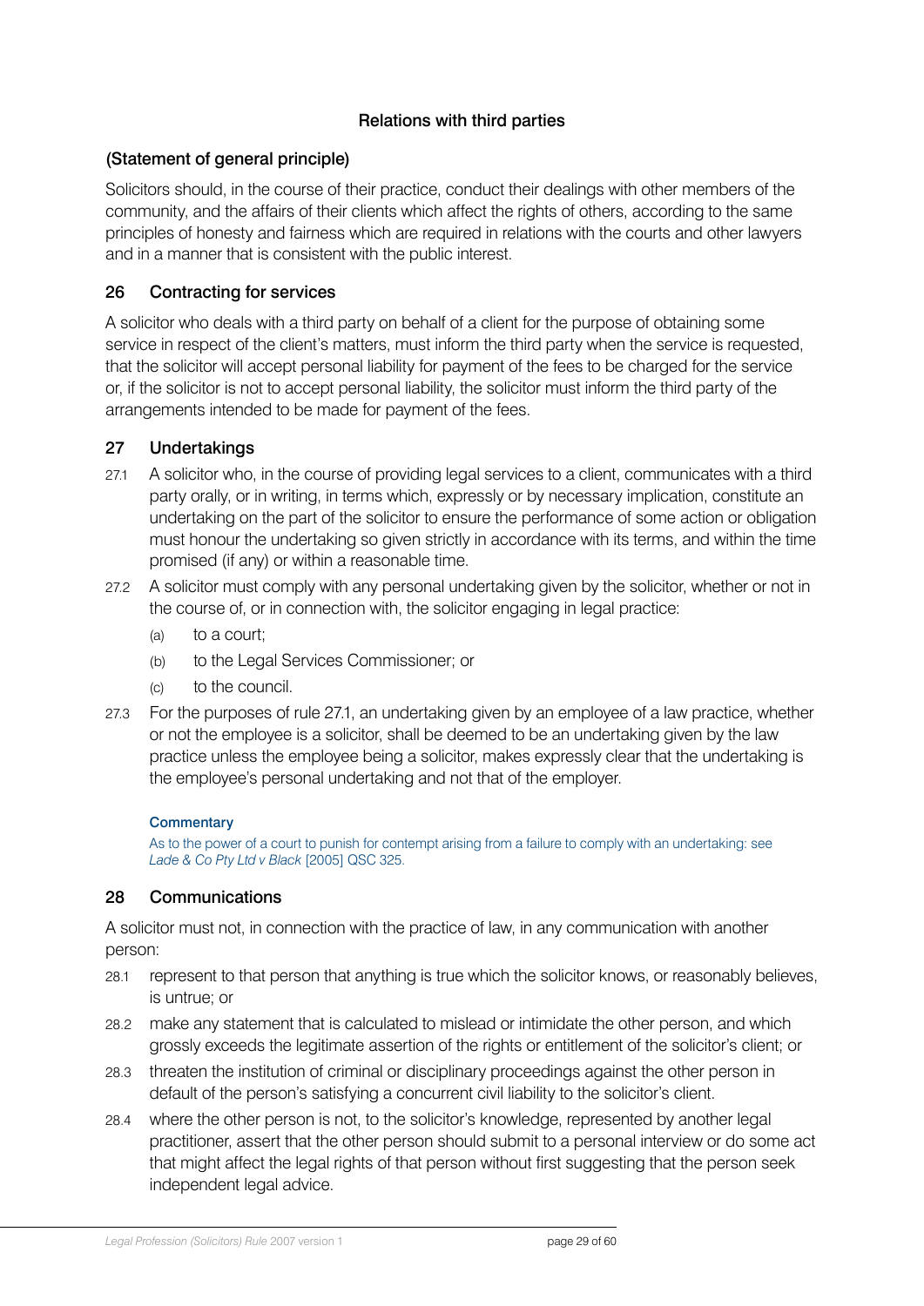## Relations with third parties

### (Statement of general principle)

Solicitors should, in the course of their practice, conduct their dealings with other members of the community, and the affairs of their clients which affect the rights of others, according to the same principles of honesty and fairness which are required in relations with the courts and other lawyers and in a manner that is consistent with the public interest.

### 26 Contracting for services

A solicitor who deals with a third party on behalf of a client for the purpose of obtaining some service in respect of the client's matters, must inform the third party when the service is requested, that the solicitor will accept personal liability for payment of the fees to be charged for the service or, if the solicitor is not to accept personal liability, the solicitor must inform the third party of the arrangements intended to be made for payment of the fees.

### 27 Undertakings

27.1 A solicitor who, in the course of providing legal services to a client, communicates with a third party orally, or in writing, in terms which, expressly or by necessary implication, constitute an undertaking on the part of the solicitor to ensure the performance of some action or obligation must honour the undertaking so given strictly in accordance with its terms, and within the time promised (if any) or within a reasonable time.

27.2 A solicitor must comply with any personal undertaking given by the solicitor, whether or not in the course of, or in connection with, the solicitor engaging in legal practice:

- (a) to a court;
- (b) to the Legal Services Commissioner; or
- (c) to the council.

27.3 For the purposes of rule 27.1, an undertaking given by an employee of a law practice, whether or not the employee is a solicitor, shall be deemed to be an undertaking given by the law practice unless the employee being a solicitor, makes expressly clear that the undertaking is the employee's personal undertaking and not that of the employer.

**Commentary**

As to the power of a court to punish for contempt arising from a failure to comply with an undertaking: see *Lade & Co Pty Ltd v Black* [2005] QSC 325.

### 28 Communications

A solicitor must not, in connection with the practice of law, in any communication with another person:

28.1 represent to that person that anything is true which the solicitor knows, or reasonably believes, is untrue; or

28.2 make any statement that is calculated to mislead or intimidate the other person, and which grossly exceeds the legitimate assertion of the rights or entitlement of the solicitor's client; or

28.3 threaten the institution of criminal or disciplinary proceedings against the other person in default of the person's satisfying a concurrent civil liability to the solicitor's client.

28.4 where the other person is not, to the solicitor's knowledge, represented by another legal practitioner, assert that the other person should submit to a personal interview or do some act that might affect the legal rights of that person without first suggesting that the person seek independent legal advice.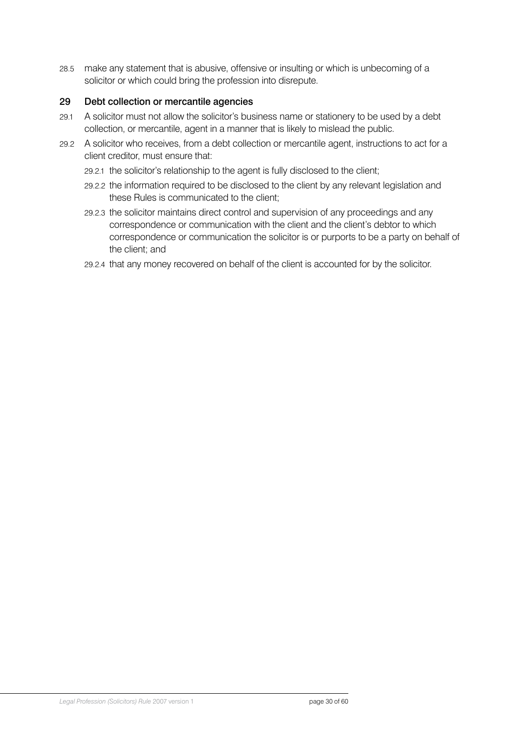28.5 make any statement that is abusive, offensive or insulting or which is unbecoming of a solicitor or which could bring the profession into disrepute.

## 29 Debt collection or mercantile agencies

29.1 A solicitor must not allow the solicitor's business name or stationery to be used by a debt collection, or mercantile, agent in a manner that is likely to mislead the public.

29.2 A solicitor who receives, from a debt collection or mercantile agent, instructions to act for a client creditor, must ensure that:

29.2.1 the solicitor's relationship to the agent is fully disclosed to the client;

29.2.2 the information required to be disclosed to the client by any relevant legislation and these Rules is communicated to the client;

29.2.3 the solicitor maintains direct control and supervision of any proceedings and any correspondence or communication with the client and the client's debtor to which correspondence or communication the solicitor is or purports to be a party on behalf of the client; and

29.2.4 that any money recovered on behalf of the client is accounted for by the solicitor.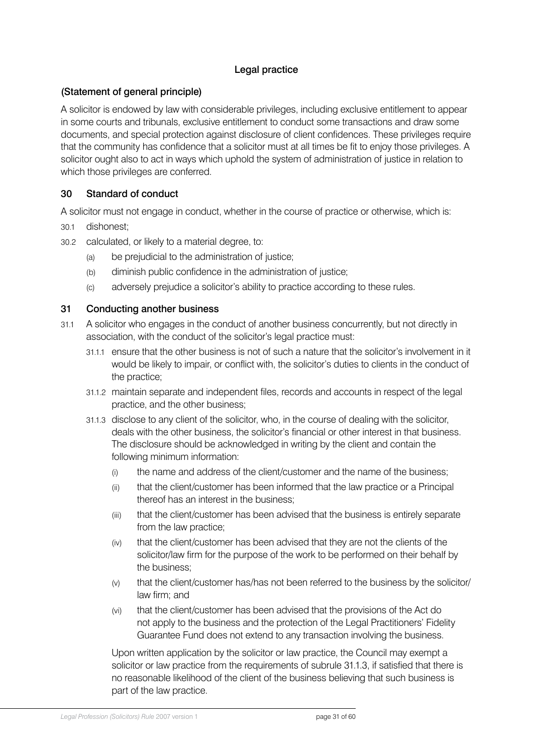## Legal practice

### (Statement of general principle)

A solicitor is endowed by law with considerable privileges, including exclusive entitlement to appear in some courts and tribunals, exclusive entitlement to conduct some transactions and draw some documents, and special protection against disclosure of client confidences. These privileges require that the community has confidence that a solicitor must at all times be fit to enjoy those privileges. A solicitor ought also to act in ways which uphold the system of administration of justice in relation to which those privileges are conferred.

### 30 Standard of conduct

A solicitor must not engage in conduct, whether in the course of practice or otherwise, which is:

30.1 dishonest;

30.2 calculated, or likely to a material degree, to:

- (a) be prejudicial to the administration of justice;
- (b) diminish public confidence in the administration of justice;
- (c) adversely prejudice a solicitor's ability to practice according to these rules.

### 31 Conducting another business

31.1 A solicitor who engages in the conduct of another business concurrently, but not directly in association, with the conduct of the solicitor's legal practice must:

31.1.1 ensure that the other business is not of such a nature that the solicitor's involvement in it would be likely to impair, or conflict with, the solicitor's duties to clients in the conduct of the practice;

31.1.2 maintain separate and independent files, records and accounts in respect of the legal practice, and the other business;

31.1.3 disclose to any client of the solicitor, who, in the course of dealing with the solicitor, deals with the other business, the solicitor's financial or other interest in that business. The disclosure should be acknowledged in writing by the client and contain the following minimum information:

- (i) the name and address of the client/customer and the name of the business;
- (ii) that the client/customer has been informed that the law practice or a Principal thereof has an interest in the business;
- (iii) that the client/customer has been advised that the business is entirely separate from the law practice;
- (iv) that the client/customer has been advised that they are not the clients of the solicitor/law firm for the purpose of the work to be performed on their behalf by the business;
- (v) that the client/customer has/has not been referred to the business by the solicitor/law firm; and
- (vi) that the client/customer has been advised that the provisions of the Act do not apply to the business and the protection of the Legal Practitioners' Fidelity Guarantee Fund does not extend to any transaction involving the business.

Upon written application by the solicitor or law practice, the Council may exempt a solicitor or law practice from the requirements of subrule 31.1.3, if satisfied that there is no reasonable likelihood of the client of the business believing that such business is part of the law practice.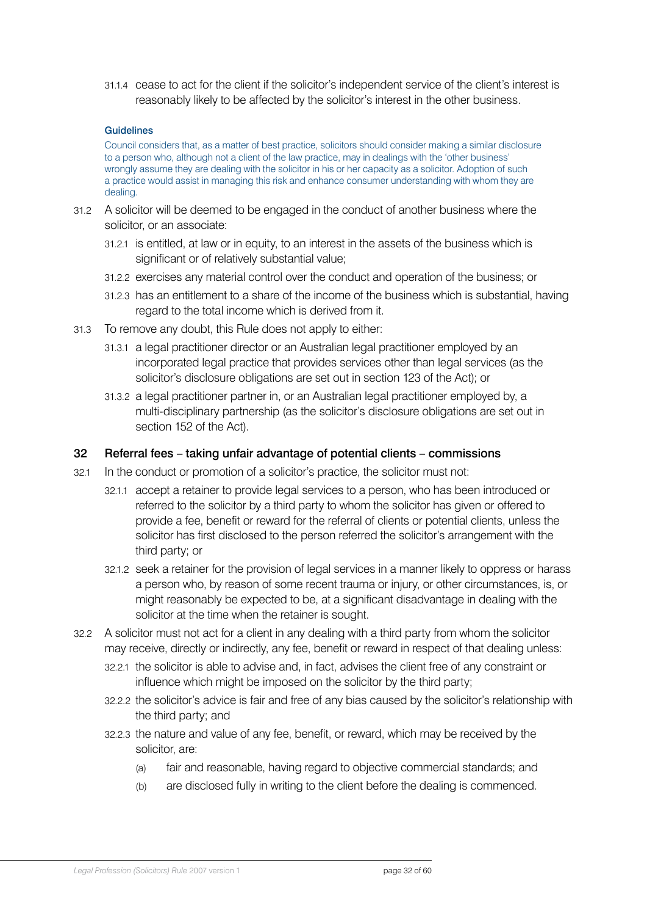31.1.4 cease to act for the client if the solicitor's independent service of the client's interest is reasonably likely to be affected by the solicitor's interest in the other business.

#### Guidelines

Council considers that, as a matter of best practice, solicitors should consider making a similar disclosure to a person who, although not a client of the law practice, may in dealings with the 'other business' wrongly assume they are dealing with the solicitor in his or her capacity as a solicitor. Adoption of such a practice would assist in managing this risk and enhance consumer understanding with whom they are dealing.

31.2 A solicitor will be deemed to be engaged in the conduct of another business where the solicitor, or an associate:

31.2.1 is entitled, at law or in equity, to an interest in the assets of the business which is significant or of relatively substantial value;

31.2.2 exercises any material control over the conduct and operation of the business; or

31.2.3 has an entitlement to a share of the income of the business which is substantial, having regard to the total income which is derived from it.

31.3 To remove any doubt, this Rule does not apply to either:

31.3.1 a legal practitioner director or an Australian legal practitioner employed by an incorporated legal practice that provides services other than legal services (as the solicitor's disclosure obligations are set out in section 123 of the Act); or

31.3.2 a legal practitioner partner in, or an Australian legal practitioner employed by, a multi-disciplinary partnership (as the solicitor's disclosure obligations are set out in section 152 of the Act).

## 32 Referral fees – taking unfair advantage of potential clients – commissions

32.1 In the conduct or promotion of a solicitor's practice, the solicitor must not:

32.1.1 accept a retainer to provide legal services to a person, who has been introduced or referred to the solicitor by a third party to whom the solicitor has given or offered to provide a fee, benefit or reward for the referral of clients or potential clients, unless the solicitor has first disclosed to the person referred the solicitor's arrangement with the third party; or

32.1.2 seek a retainer for the provision of legal services in a manner likely to oppress or harass a person who, by reason of some recent trauma or injury, or other circumstances, is, or might reasonably be expected to be, at a significant disadvantage in dealing with the solicitor at the time when the retainer is sought.

32.2 A solicitor must not act for a client in any dealing with a third party from whom the solicitor may receive, directly or indirectly, any fee, benefit or reward in respect of that dealing unless:

32.2.1 the solicitor is able to advise and, in fact, advises the client free of any constraint or influence which might be imposed on the solicitor by the third party;

32.2.2 the solicitor's advice is fair and free of any bias caused by the solicitor's relationship with the third party; and

32.2.3 the nature and value of any fee, benefit, or reward, which may be received by the solicitor, are:

(a) fair and reasonable, having regard to objective commercial standards; and

(b) are disclosed fully in writing to the client before the dealing is commenced.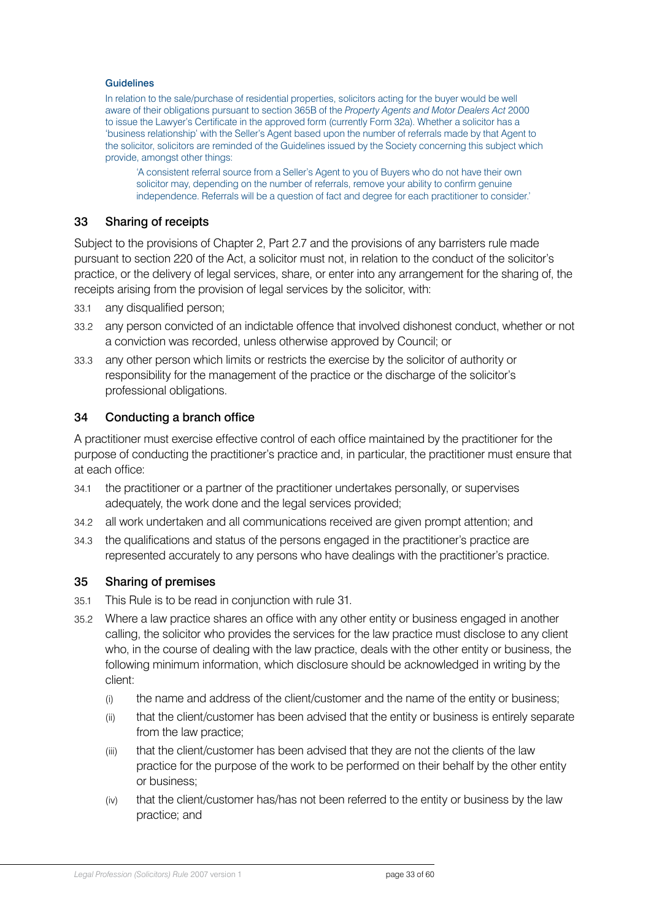#### Guidelines

In relation to the sale/purchase of residential properties, solicitors acting for the buyer would be well aware of their obligations pursuant to section 365B of the *Property Agents and Motor Dealers Act* 2000 to issue the Lawyer's Certificate in the approved form (currently Form 32a). Whether a solicitor has a 'business relationship' with the Seller's Agent based upon the number of referrals made by that Agent to the solicitor, solicitors are reminded of the Guidelines issued by the Society concerning this subject which provide, amongst other things:

> 'A consistent referral source from a Seller's Agent to you of Buyers who do not have their own solicitor may, depending on the number of referrals, remove your ability to confirm genuine independence. Referrals will be a question of fact and degree for each practitioner to consider.'

### 33 Sharing of receipts

Subject to the provisions of Chapter 2, Part 2.7 and the provisions of any barristers rule made pursuant to section 220 of the Act, a solicitor must not, in relation to the conduct of the solicitor's practice, or the delivery of legal services, share, or enter into any arrangement for the sharing of, the receipts arising from the provision of legal services by the solicitor, with:

33.1 any disqualified person;

33.2 any person convicted of an indictable offence that involved dishonest conduct, whether or not a conviction was recorded, unless otherwise approved by Council; or

33.3 any other person which limits or restricts the exercise by the solicitor of authority or responsibility for the management of the practice or the discharge of the solicitor's professional obligations.

### 34 Conducting a branch office

A practitioner must exercise effective control of each office maintained by the practitioner for the purpose of conducting the practitioner's practice and, in particular, the practitioner must ensure that at each office:

34.1 the practitioner or a partner of the practitioner undertakes personally, or supervises adequately, the work done and the legal services provided;

34.2 all work undertaken and all communications received are given prompt attention; and

34.3 the qualifications and status of the persons engaged in the practitioner's practice are represented accurately to any persons who have dealings with the practitioner's practice.

### 35 Sharing of premises

35.1 This Rule is to be read in conjunction with rule 31.

35.2 Where a law practice shares an office with any other entity or business engaged in another calling, the solicitor who provides the services for the law practice must disclose to any client who, in the course of dealing with the law practice, deals with the other entity or business, the following minimum information, which disclosure should be acknowledged in writing by the client:

(i) the name and address of the client/customer and the name of the entity or business;

(ii) that the client/customer has been advised that the entity or business is entirely separate from the law practice;

(iii) that the client/customer has been advised that they are not the clients of the law practice for the purpose of the work to be performed on their behalf by the other entity or business;

(iv) that the client/customer has/has not been referred to the entity or business by the law practice; and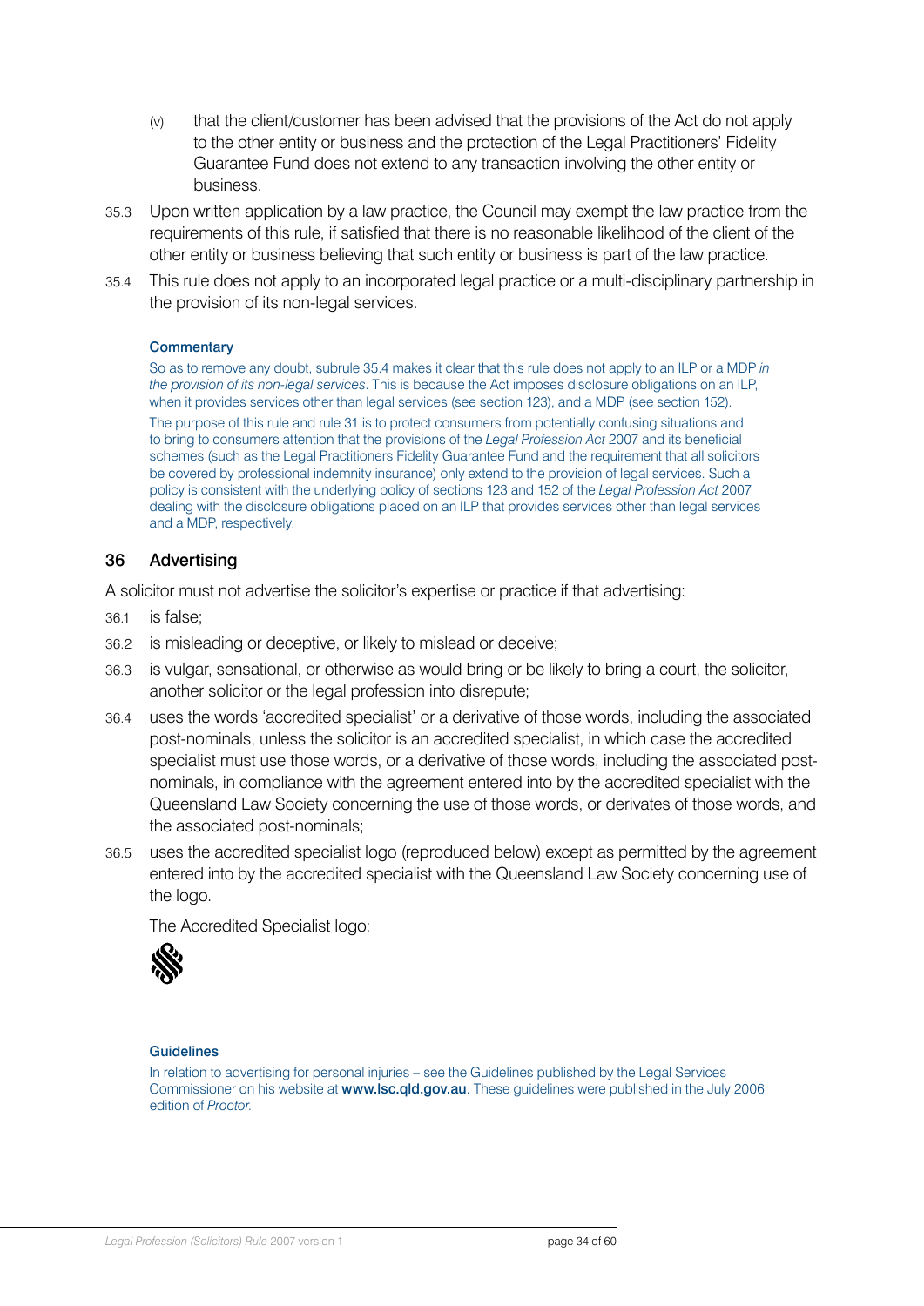(v) that the client/customer has been advised that the provisions of the Act do not apply to the other entity or business and the protection of the Legal Practitioners' Fidelity Guarantee Fund does not extend to any transaction involving the other entity or business.

35.3 Upon written application by a law practice, the Council may exempt the law practice from the requirements of this rule, if satisfied that there is no reasonable likelihood of the client of the other entity or business believing that such entity or business is part of the law practice.

35.4 This rule does not apply to an incorporated legal practice or a multi-disciplinary partnership in the provision of its non-legal services.

#### Commentary

So as to remove any doubt, subrule 35.4 makes it clear that this rule does not apply to an ILP or a MDP *in the provision of its non-legal services*. This is because the Act imposes disclosure obligations on an ILP, when it provides services other than legal services (see section 123), and a MDP (see section 152).

The purpose of this rule and rule 31 is to protect consumers from potentially confusing situations and to bring to consumers attention that the provisions of the *Legal Profession Act* 2007 and its beneficial schemes (such as the Legal Practitioners Fidelity Guarantee Fund and the requirement that all solicitors be covered by professional indemnity insurance) only extend to the provision of legal services. Such a policy is consistent with the underlying policy of sections 123 and 152 of the *Legal Profession Act* 2007 dealing with the disclosure obligations placed on an ILP that provides services other than legal services and a MDP, respectively.

## 36 Advertising

A solicitor must not advertise the solicitor's expertise or practice if that advertising:

36.1 is false;

36.2 is misleading or deceptive, or likely to mislead or deceive;

36.3 is vulgar, sensational, or otherwise as would bring or be likely to bring a court, the solicitor, another solicitor or the legal profession into disrepute;

36.4 uses the words 'accredited specialist' or a derivative of those words, including the associated post-nominals, unless the solicitor is an accredited specialist, in which case the accredited specialist must use those words, or a derivative of those words, including the associated post-nominals, in compliance with the agreement entered into by the accredited specialist with the Queensland Law Society concerning the use of those words, or derivates of those words, and the associated post-nominals;

36.5 uses the accredited specialist logo (reproduced below) except as permitted by the agreement entered into by the accredited specialist with the Queensland Law Society concerning use of the logo.

The Accredited Specialist logo:

#### Guidelines

In relation to advertising for personal injuries – see the Guidelines published by the Legal Services Commissioner on his website at **www.lsc.qld.gov.au**. These guidelines were published in the July 2006 edition of *Proctor*.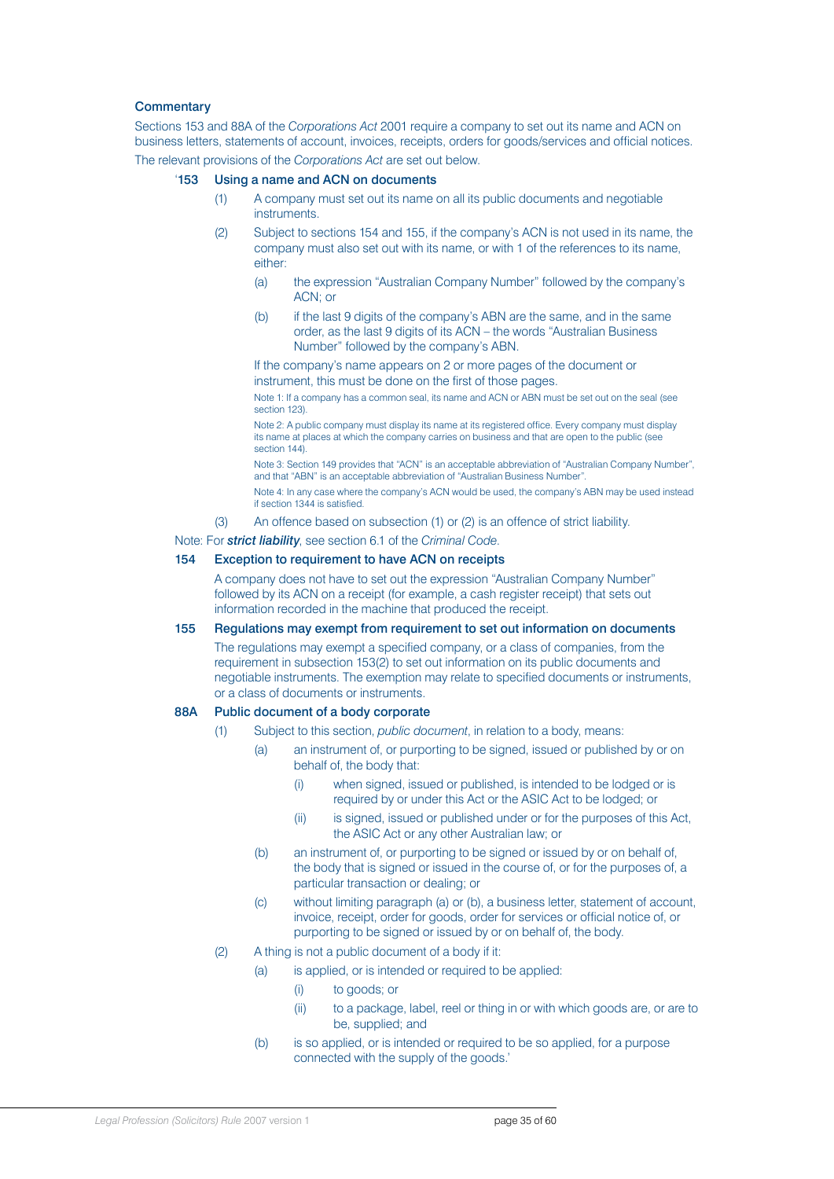### Commentary

Sections 153 and 88A of the *Corporations Act* 2001 require a company to set out its name and ACN on business letters, statements of account, invoices, receipts, orders for goods/services and official notices.

The relevant provisions of the *Corporations Act* are set out below.

**'153 Using a name and ACN on documents**

(1) A company must set out its name on all its public documents and negotiable instruments.

(2) Subject to sections 154 and 155, if the company's ACN is not used in its name, the company must also set out with its name, or with 1 of the references to its name, either:

  (a) the expression "Australian Company Number" followed by the company's ACN; or

  (b) if the last 9 digits of the company's ABN are the same, and in the same order, as the last 9 digits of its ACN – the words "Australian Business Number" followed by the company's ABN.

If the company's name appears on 2 or more pages of the document or instrument, this must be done on the first of those pages.

Note 1: If a company has a common seal, its name and ACN or ABN must be set out on the seal (see section 123).

Note 2: A public company must display its name at its registered office. Every company must display its name at places at which the company carries on business and that are open to the public (see section 144).

Note 3: Section 149 provides that "ACN" is an acceptable abbreviation of "Australian Company Number", and that "ABN" is an acceptable abbreviation of "Australian Business Number".

Note 4: In any case where the company's ACN would be used, the company's ABN may be used instead if section 1344 is satisfied.

(3) An offence based on subsection (1) or (2) is an offence of strict liability.

Note: For ***strict liability***, see section 6.1 of the *Criminal Code*.

**154 Exception to requirement to have ACN on receipts**

A company does not have to set out the expression "Australian Company Number" followed by its ACN on a receipt (for example, a cash register receipt) that sets out information recorded in the machine that produced the receipt.

**155 Regulations may exempt from requirement to set out information on documents**

The regulations may exempt a specified company, or a class of companies, from the requirement in subsection 153(2) to set out information on its public documents and negotiable instruments. The exemption may relate to specified documents or instruments, or a class of documents or instruments.

**88A Public document of a body corporate**

(1) Subject to this section, *public document*, in relation to a body, means:

  (a) an instrument of, or purporting to be signed, issued or published by or on behalf of, the body that:

    (i) when signed, issued or published, is intended to be lodged or is required by or under this Act or the ASIC Act to be lodged; or

    (ii) is signed, issued or published under or for the purposes of this Act, the ASIC Act or any other Australian law; or

  (b) an instrument of, or purporting to be signed or issued by or on behalf of, the body that is signed or issued in the course of, or for the purposes of, a particular transaction or dealing; or

  (c) without limiting paragraph (a) or (b), a business letter, statement of account, invoice, receipt, order for goods, order for services or official notice of, or purporting to be signed or issued by or on behalf of, the body.

(2) A thing is not a public document of a body if it:

  (a) is applied, or is intended or required to be applied:

    (i) to goods; or

    (ii) to a package, label, reel or thing in or with which goods are, or are to be, supplied; and

  (b) is so applied, or is intended or required to be so applied, for a purpose connected with the supply of the goods.'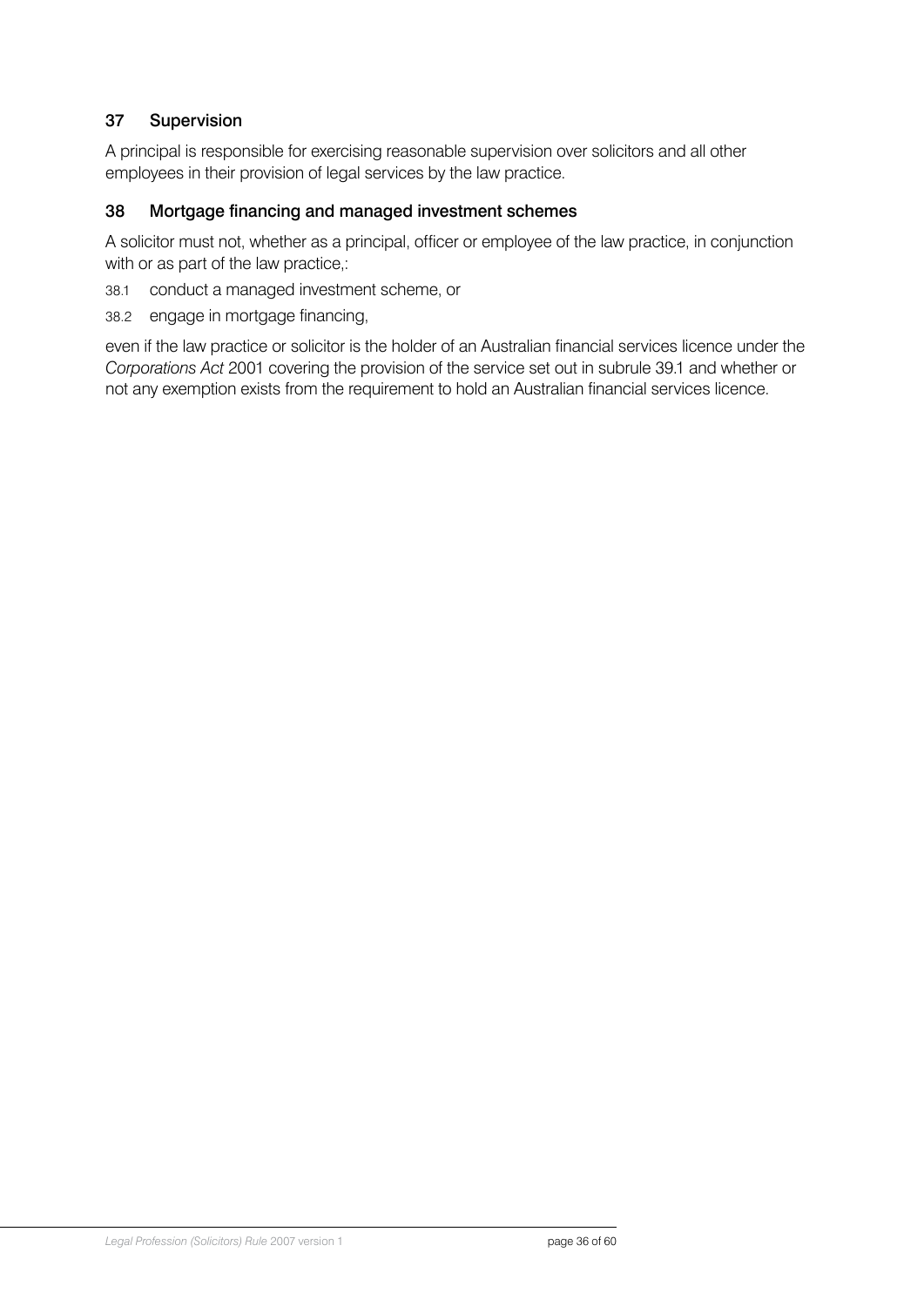## 37 Supervision

A principal is responsible for exercising reasonable supervision over solicitors and all other employees in their provision of legal services by the law practice.

## 38 Mortgage financing and managed investment schemes

A solicitor must not, whether as a principal, officer or employee of the law practice, in conjunction with or as part of the law practice,:

38.1 conduct a managed investment scheme, or

38.2 engage in mortgage financing,

even if the law practice or solicitor is the holder of an Australian financial services licence under the *Corporations Act* 2001 covering the provision of the service set out in subrule 39.1 and whether or not any exemption exists from the requirement to hold an Australian financial services licence.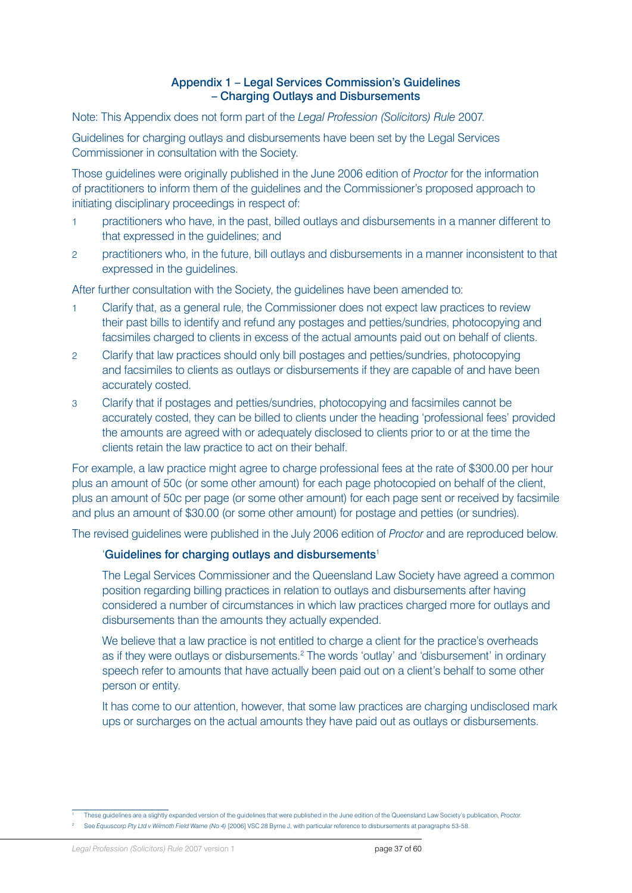## Appendix 1 – Legal Services Commission's Guidelines – Charging Outlays and Disbursements

Note: This Appendix does not form part of the *Legal Profession (Solicitors) Rule* 2007.

Guidelines for charging outlays and disbursements have been set by the Legal Services Commissioner in consultation with the Society.

Those guidelines were originally published in the June 2006 edition of *Proctor* for the information of practitioners to inform them of the guidelines and the Commissioner's proposed approach to initiating disciplinary proceedings in respect of:

1. practitioners who have, in the past, billed outlays and disbursements in a manner different to that expressed in the guidelines; and
2. practitioners who, in the future, bill outlays and disbursements in a manner inconsistent to that expressed in the guidelines.

After further consultation with the Society, the guidelines have been amended to:

1. Clarify that, as a general rule, the Commissioner does not expect law practices to review their past bills to identify and refund any postages and petties/sundries, photocopying and facsimiles charged to clients in excess of the actual amounts paid out on behalf of clients.
2. Clarify that law practices should only bill postages and petties/sundries, photocopying and facsimiles to clients as outlays or disbursements if they are capable of and have been accurately costed.
3. Clarify that if postages and petties/sundries, photocopying and facsimiles cannot be accurately costed, they can be billed to clients under the heading 'professional fees' provided the amounts are agreed with or adequately disclosed to clients prior to or at the time the clients retain the law practice to act on their behalf.

For example, a law practice might agree to charge professional fees at the rate of $300.00 per hour plus an amount of 50c (or some other amount) for each page photocopied on behalf of the client, plus an amount of 50c per page (or some other amount) for each page sent or received by facsimile and plus an amount of $30.00 (or some other amount) for postage and petties (or sundries).

The revised guidelines were published in the July 2006 edition of *Proctor* and are reproduced below.

> '**Guidelines for charging outlays and disbursements**[1]
>
> The Legal Services Commissioner and the Queensland Law Society have agreed a common position regarding billing practices in relation to outlays and disbursements after having considered a number of circumstances in which law practices charged more for outlays and disbursements than the amounts they actually expended.
>
> We believe that a law practice is not entitled to charge a client for the practice's overheads as if they were outlays or disbursements.[2] The words 'outlay' and 'disbursement' in ordinary speech refer to amounts that have actually been paid out on a client's behalf to some other person or entity.
>
> It has come to our attention, however, that some law practices are charging undisclosed mark ups or surcharges on the actual amounts they have paid out as outlays or disbursements.

---

[1] These guidelines are a slightly expanded version of the guidelines that were published in the June edition of the Queensland Law Society's publication, *Proctor*.

[2] See *Equuscorp Pty Ltd v Wilmoth Field Warne (No 4)* [2006] VSC 28 Byrne J, with particular reference to disbursements at paragraphs 53-58.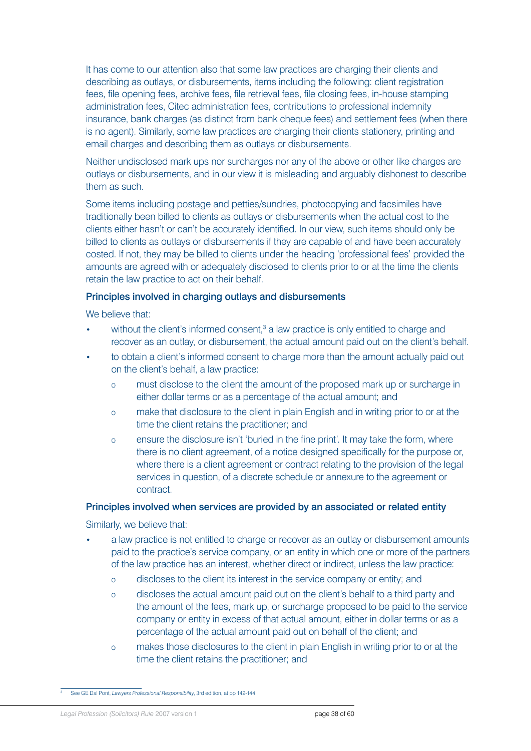It has come to our attention also that some law practices are charging their clients and describing as outlays, or disbursements, items including the following: client registration fees, file opening fees, archive fees, file retrieval fees, file closing fees, in-house stamping administration fees, Citec administration fees, contributions to professional indemnity insurance, bank charges (as distinct from bank cheque fees) and settlement fees (when there is no agent). Similarly, some law practices are charging their clients stationery, printing and email charges and describing them as outlays or disbursements.

Neither undisclosed mark ups nor surcharges nor any of the above or other like charges are outlays or disbursements, and in our view it is misleading and arguably dishonest to describe them as such.

Some items including postage and petties/sundries, photocopying and facsimiles have traditionally been billed to clients as outlays or disbursements when the actual cost to the clients either hasn't or can't be accurately identified. In our view, such items should only be billed to clients as outlays or disbursements if they are capable of and have been accurately costed. If not, they may be billed to clients under the heading 'professional fees' provided the amounts are agreed with or adequately disclosed to clients prior to or at the time the clients retain the law practice to act on their behalf.

### Principles involved in charging outlays and disbursements

We believe that:

- without the client's informed consent,[3] a law practice is only entitled to charge and recover as an outlay, or disbursement, the actual amount paid out on the client's behalf.
- to obtain a client's informed consent to charge more than the amount actually paid out on the client's behalf, a law practice:
  - must disclose to the client the amount of the proposed mark up or surcharge in either dollar terms or as a percentage of the actual amount; and
  - make that disclosure to the client in plain English and in writing prior to or at the time the client retains the practitioner; and
  - ensure the disclosure isn't 'buried in the fine print'. It may take the form, where there is no client agreement, of a notice designed specifically for the purpose or, where there is a client agreement or contract relating to the provision of the legal services in question, of a discrete schedule or annexure to the agreement or contract.

### Principles involved when services are provided by an associated or related entity

Similarly, we believe that:

- a law practice is not entitled to charge or recover as an outlay or disbursement amounts paid to the practice's service company, or an entity in which one or more of the partners of the law practice has an interest, whether direct or indirect, unless the law practice:
  - discloses to the client its interest in the service company or entity; and
  - discloses the actual amount paid out on the client's behalf to a third party and the amount of the fees, mark up, or surcharge proposed to be paid to the service company or entity in excess of that actual amount, either in dollar terms or as a percentage of the actual amount paid out on behalf of the client; and
  - makes those disclosures to the client in plain English in writing prior to or at the time the client retains the practitioner; and

[3] See GE Dal Pont, *Lawyers Professional Responsibility*, 3rd edition, at pp 142-144.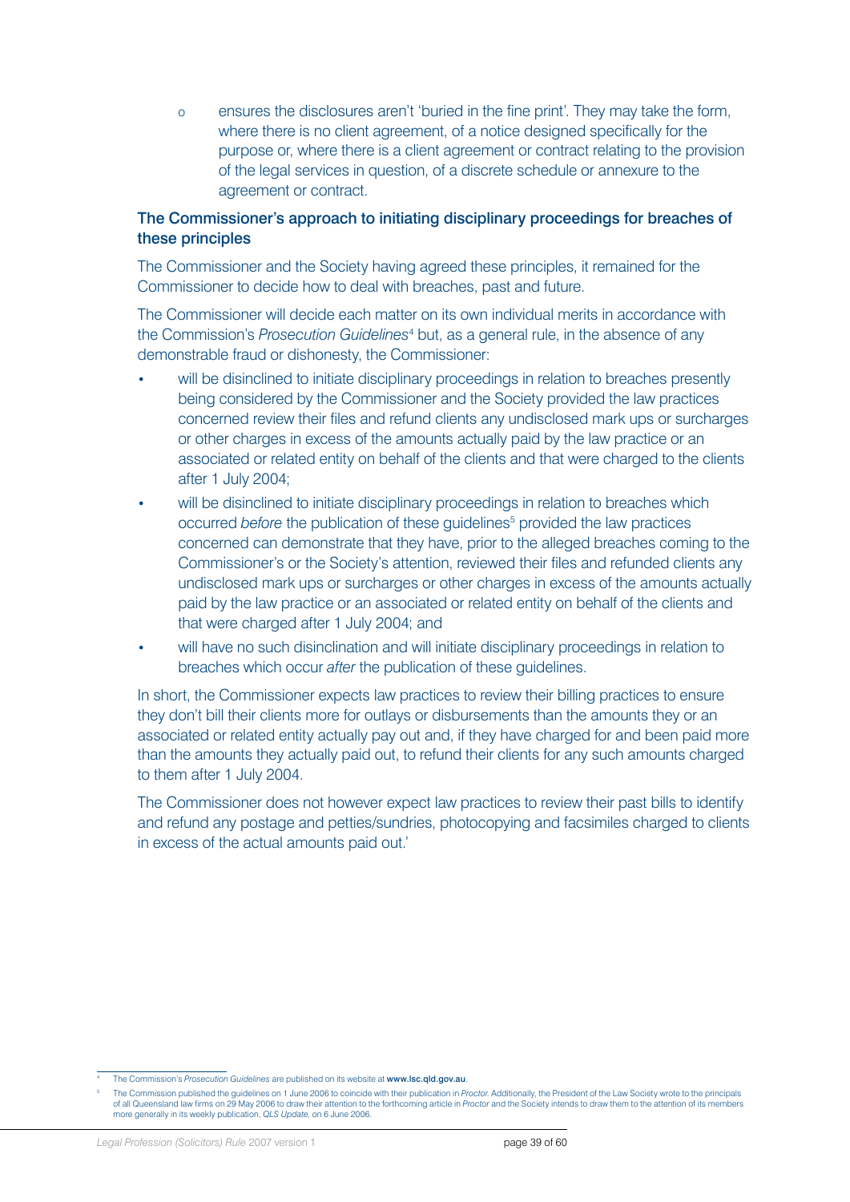- ensures the disclosures aren't 'buried in the fine print'. They may take the form, where there is no client agreement, of a notice designed specifically for the purpose or, where there is a client agreement or contract relating to the provision of the legal services in question, of a discrete schedule or annexure to the agreement or contract.

### The Commissioner's approach to initiating disciplinary proceedings for breaches of these principles

The Commissioner and the Society having agreed these principles, it remained for the Commissioner to decide how to deal with breaches, past and future.

The Commissioner will decide each matter on its own individual merits in accordance with the Commission's *Prosecution Guidelines*[4] but, as a general rule, in the absence of any demonstrable fraud or dishonesty, the Commissioner:

- will be disinclined to initiate disciplinary proceedings in relation to breaches presently being considered by the Commissioner and the Society provided the law practices concerned review their files and refund clients any undisclosed mark ups or surcharges or other charges in excess of the amounts actually paid by the law practice or an associated or related entity on behalf of the clients and that were charged to the clients after 1 July 2004;
- will be disinclined to initiate disciplinary proceedings in relation to breaches which occurred *before* the publication of these guidelines[5] provided the law practices concerned can demonstrate that they have, prior to the alleged breaches coming to the Commissioner's or the Society's attention, reviewed their files and refunded clients any undisclosed mark ups or surcharges or other charges in excess of the amounts actually paid by the law practice or an associated or related entity on behalf of the clients and that were charged after 1 July 2004; and
- will have no such disinclination and will initiate disciplinary proceedings in relation to breaches which occur *after* the publication of these guidelines.

In short, the Commissioner expects law practices to review their billing practices to ensure they don't bill their clients more for outlays or disbursements than the amounts they or an associated or related entity actually pay out and, if they have charged for and been paid more than the amounts they actually paid out, to refund their clients for any such amounts charged to them after 1 July 2004.

The Commissioner does not however expect law practices to review their past bills to identify and refund any postage and petties/sundries, photocopying and facsimiles charged to clients in excess of the actual amounts paid out.'

---

[4] The Commission's *Prosecution Guidelines* are published on its website at **www.lsc.qld.gov.au**.

[5] The Commission published the guidelines on 1 June 2006 to coincide with their publication in *Proctor*. Additionally, the President of the Law Society wrote to the principals of all Queensland law firms on 29 May 2006 to draw their attention to the forthcoming article in *Proctor* and the Society intends to draw them to the attention of its members more generally in its weekly publication, *QLS Update*, on 6 June 2006.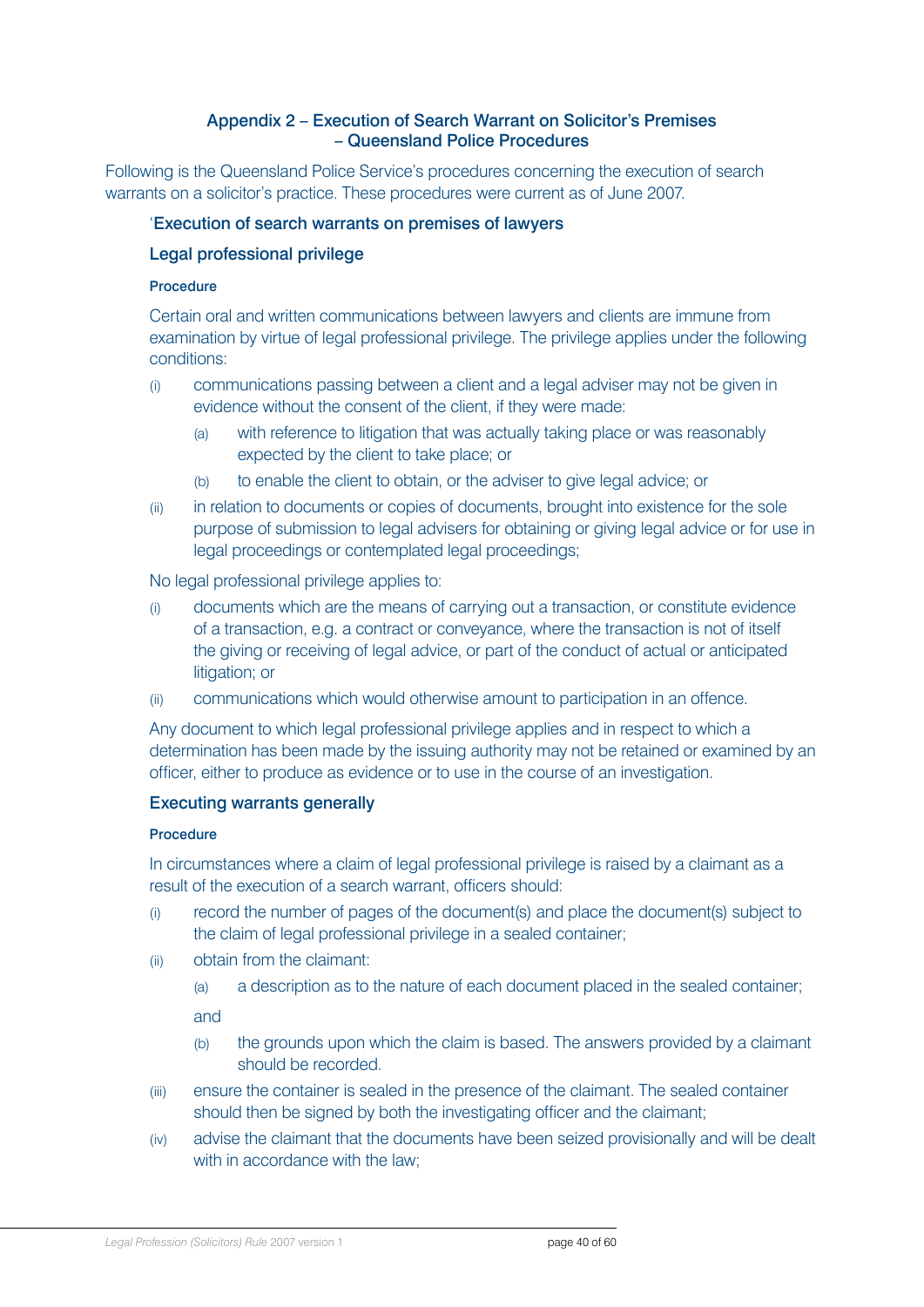## Appendix 2 – Execution of Search Warrant on Solicitor's Premises – Queensland Police Procedures

Following is the Queensland Police Service's procedures concerning the execution of search warrants on a solicitor's practice. These procedures were current as of June 2007.

### 'Execution of search warrants on premises of lawyers

### Legal professional privilege

#### Procedure

Certain oral and written communications between lawyers and clients are immune from examination by virtue of legal professional privilege. The privilege applies under the following conditions:

(i) communications passing between a client and a legal adviser may not be given in evidence without the consent of the client, if they were made:

  (a) with reference to litigation that was actually taking place or was reasonably expected by the client to take place; or

  (b) to enable the client to obtain, or the adviser to give legal advice; or

(ii) in relation to documents or copies of documents, brought into existence for the sole purpose of submission to legal advisers for obtaining or giving legal advice or for use in legal proceedings or contemplated legal proceedings;

No legal professional privilege applies to:

(i) documents which are the means of carrying out a transaction, or constitute evidence of a transaction, e.g. a contract or conveyance, where the transaction is not of itself the giving or receiving of legal advice, or part of the conduct of actual or anticipated litigation; or

(ii) communications which would otherwise amount to participation in an offence.

Any document to which legal professional privilege applies and in respect to which a determination has been made by the issuing authority may not be retained or examined by an officer, either to produce as evidence or to use in the course of an investigation.

### Executing warrants generally

#### Procedure

In circumstances where a claim of legal professional privilege is raised by a claimant as a result of the execution of a search warrant, officers should:

(i) record the number of pages of the document(s) and place the document(s) subject to the claim of legal professional privilege in a sealed container;

(ii) obtain from the claimant:

  (a) a description as to the nature of each document placed in the sealed container;

  and

  (b) the grounds upon which the claim is based. The answers provided by a claimant should be recorded.

(iii) ensure the container is sealed in the presence of the claimant. The sealed container should then be signed by both the investigating officer and the claimant;

(iv) advise the claimant that the documents have been seized provisionally and will be dealt with in accordance with the law;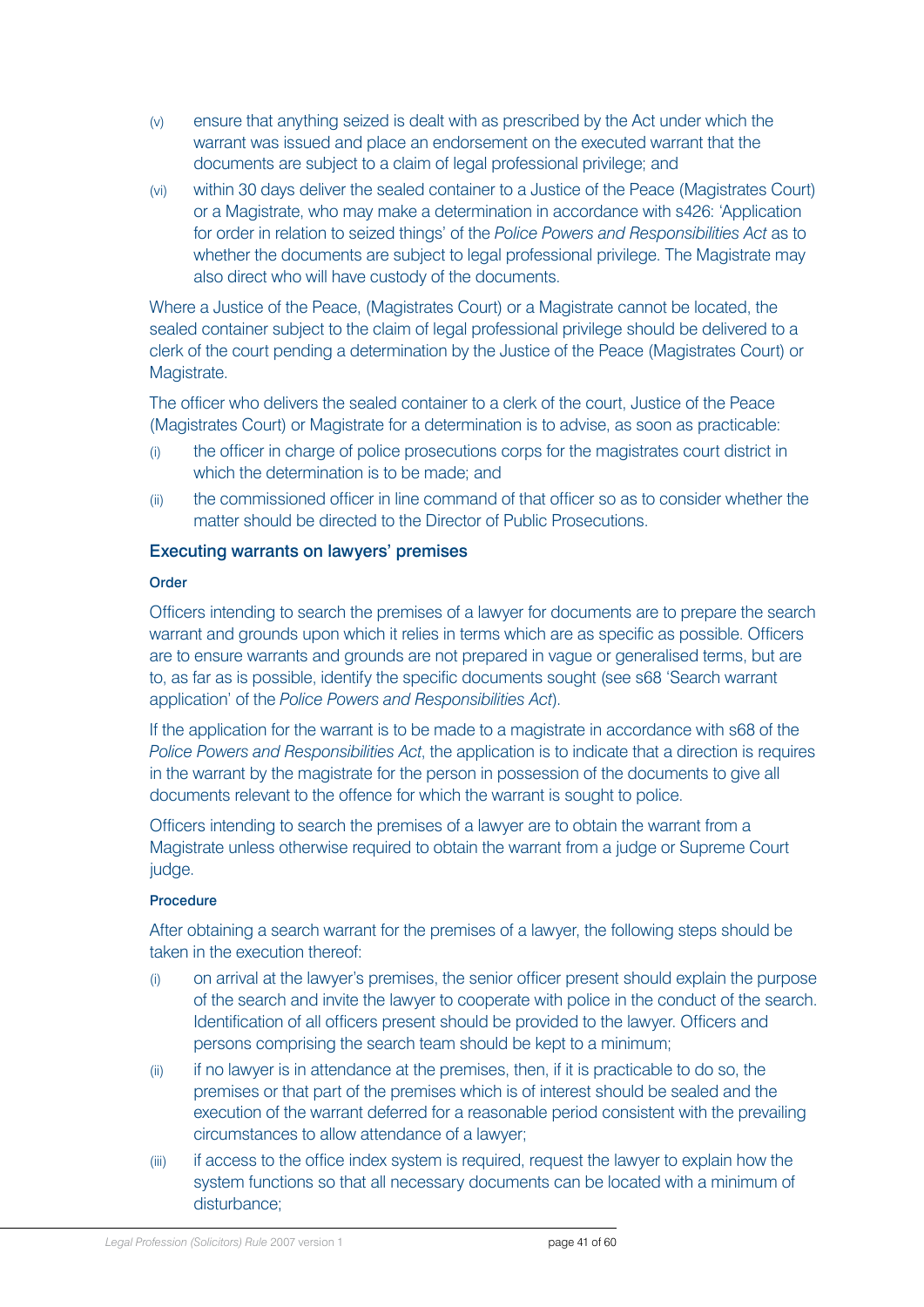(v) ensure that anything seized is dealt with as prescribed by the Act under which the warrant was issued and place an endorsement on the executed warrant that the documents are subject to a claim of legal professional privilege; and

(vi) within 30 days deliver the sealed container to a Justice of the Peace (Magistrates Court) or a Magistrate, who may make a determination in accordance with s426: 'Application for order in relation to seized things' of the *Police Powers and Responsibilities Act* as to whether the documents are subject to legal professional privilege. The Magistrate may also direct who will have custody of the documents.

Where a Justice of the Peace, (Magistrates Court) or a Magistrate cannot be located, the sealed container subject to the claim of legal professional privilege should be delivered to a clerk of the court pending a determination by the Justice of the Peace (Magistrates Court) or Magistrate.

The officer who delivers the sealed container to a clerk of the court, Justice of the Peace (Magistrates Court) or Magistrate for a determination is to advise, as soon as practicable:

(i) the officer in charge of police prosecutions corps for the magistrates court district in which the determination is to be made; and

(ii) the commissioned officer in line command of that officer so as to consider whether the matter should be directed to the Director of Public Prosecutions.

### Executing warrants on lawyers' premises

#### Order

Officers intending to search the premises of a lawyer for documents are to prepare the search warrant and grounds upon which it relies in terms which are as specific as possible. Officers are to ensure warrants and grounds are not prepared in vague or generalised terms, but are to, as far as is possible, identify the specific documents sought (see s68 'Search warrant application' of the *Police Powers and Responsibilities Act*).

If the application for the warrant is to be made to a magistrate in accordance with s68 of the *Police Powers and Responsibilities Act*, the application is to indicate that a direction is requires in the warrant by the magistrate for the person in possession of the documents to give all documents relevant to the offence for which the warrant is sought to police.

Officers intending to search the premises of a lawyer are to obtain the warrant from a Magistrate unless otherwise required to obtain the warrant from a judge or Supreme Court judge.

#### Procedure

After obtaining a search warrant for the premises of a lawyer, the following steps should be taken in the execution thereof:

(i) on arrival at the lawyer's premises, the senior officer present should explain the purpose of the search and invite the lawyer to cooperate with police in the conduct of the search. Identification of all officers present should be provided to the lawyer. Officers and persons comprising the search team should be kept to a minimum;

(ii) if no lawyer is in attendance at the premises, then, if it is practicable to do so, the premises or that part of the premises which is of interest should be sealed and the execution of the warrant deferred for a reasonable period consistent with the prevailing circumstances to allow attendance of a lawyer;

(iii) if access to the office index system is required, request the lawyer to explain how the system functions so that all necessary documents can be located with a minimum of disturbance;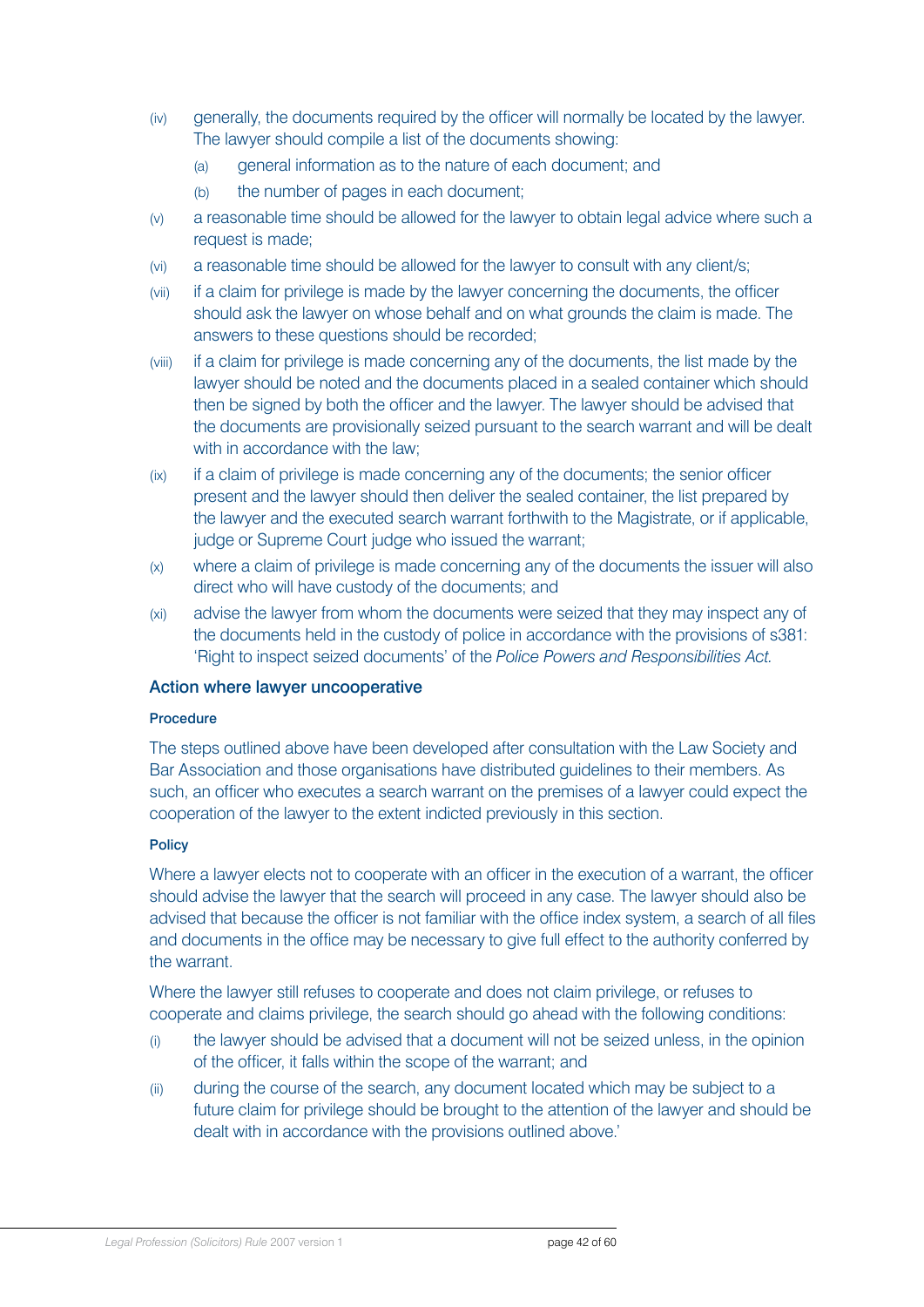(iv) generally, the documents required by the officer will normally be located by the lawyer. The lawyer should compile a list of the documents showing:

   (a) general information as to the nature of each document; and

   (b) the number of pages in each document;

(v) a reasonable time should be allowed for the lawyer to obtain legal advice where such a request is made;

(vi) a reasonable time should be allowed for the lawyer to consult with any client/s;

(vii) if a claim for privilege is made by the lawyer concerning the documents, the officer should ask the lawyer on whose behalf and on what grounds the claim is made. The answers to these questions should be recorded;

(viii) if a claim for privilege is made concerning any of the documents, the list made by the lawyer should be noted and the documents placed in a sealed container which should then be signed by both the officer and the lawyer. The lawyer should be advised that the documents are provisionally seized pursuant to the search warrant and will be dealt with in accordance with the law;

(ix) if a claim of privilege is made concerning any of the documents; the senior officer present and the lawyer should then deliver the sealed container, the list prepared by the lawyer and the executed search warrant forthwith to the Magistrate, or if applicable, judge or Supreme Court judge who issued the warrant;

(x) where a claim of privilege is made concerning any of the documents the issuer will also direct who will have custody of the documents; and

(xi) advise the lawyer from whom the documents were seized that they may inspect any of the documents held in the custody of police in accordance with the provisions of s381: 'Right to inspect seized documents' of the *Police Powers and Responsibilities Act.*

### Action where lawyer uncooperative

#### Procedure

The steps outlined above have been developed after consultation with the Law Society and Bar Association and those organisations have distributed guidelines to their members. As such, an officer who executes a search warrant on the premises of a lawyer could expect the cooperation of the lawyer to the extent indicted previously in this section.

#### Policy

Where a lawyer elects not to cooperate with an officer in the execution of a warrant, the officer should advise the lawyer that the search will proceed in any case. The lawyer should also be advised that because the officer is not familiar with the office index system, a search of all files and documents in the office may be necessary to give full effect to the authority conferred by the warrant.

Where the lawyer still refuses to cooperate and does not claim privilege, or refuses to cooperate and claims privilege, the search should go ahead with the following conditions:

(i) the lawyer should be advised that a document will not be seized unless, in the opinion of the officer, it falls within the scope of the warrant; and

(ii) during the course of the search, any document located which may be subject to a future claim for privilege should be brought to the attention of the lawyer and should be dealt with in accordance with the provisions outlined above.'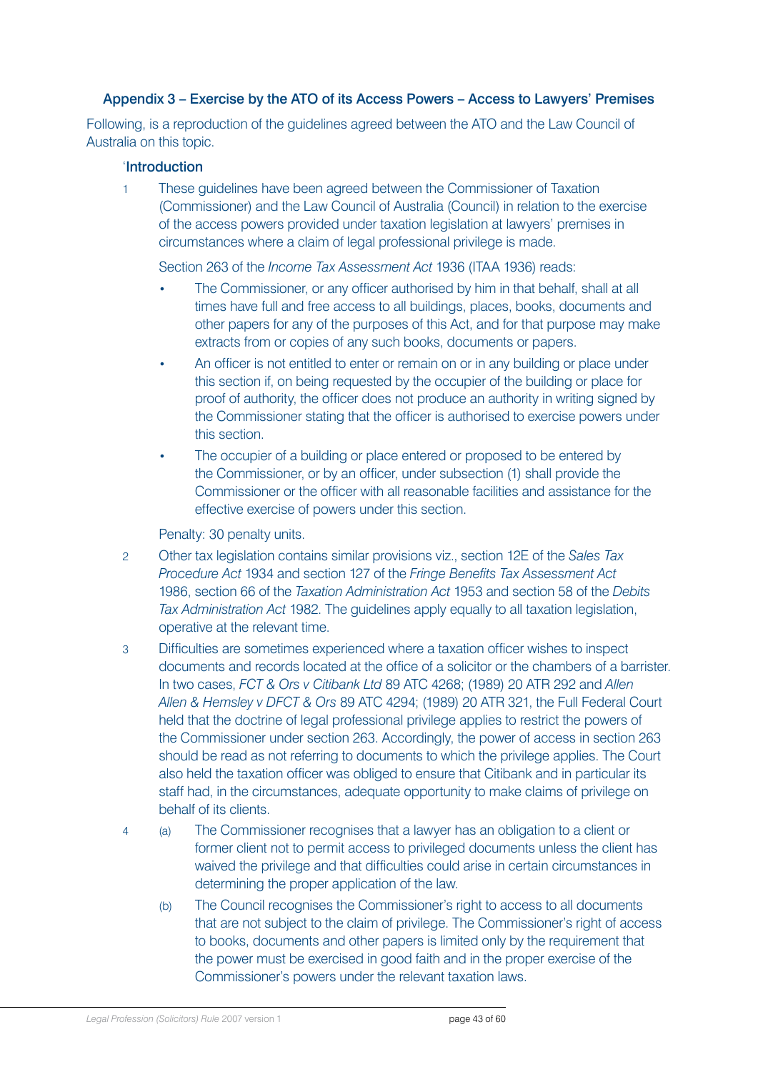### Appendix 3 – Exercise by the ATO of its Access Powers – Access to Lawyers' Premises

Following, is a reproduction of the guidelines agreed between the ATO and the Law Council of Australia on this topic.

'**Introduction**

1 These guidelines have been agreed between the Commissioner of Taxation (Commissioner) and the Law Council of Australia (Council) in relation to the exercise of the access powers provided under taxation legislation at lawyers' premises in circumstances where a claim of legal professional privilege is made.

Section 263 of the *Income Tax Assessment Act* 1936 (ITAA 1936) reads:

- The Commissioner, or any officer authorised by him in that behalf, shall at all times have full and free access to all buildings, places, books, documents and other papers for any of the purposes of this Act, and for that purpose may make extracts from or copies of any such books, documents or papers.
- An officer is not entitled to enter or remain on or in any building or place under this section if, on being requested by the occupier of the building or place for proof of authority, the officer does not produce an authority in writing signed by the Commissioner stating that the officer is authorised to exercise powers under this section.
- The occupier of a building or place entered or proposed to be entered by the Commissioner, or by an officer, under subsection (1) shall provide the Commissioner or the officer with all reasonable facilities and assistance for the effective exercise of powers under this section.

Penalty: 30 penalty units.

2 Other tax legislation contains similar provisions viz., section 12E of the *Sales Tax Procedure Act* 1934 and section 127 of the *Fringe Benefits Tax Assessment Act* 1986, section 66 of the *Taxation Administration Act* 1953 and section 58 of the *Debits Tax Administration Act* 1982. The guidelines apply equally to all taxation legislation, operative at the relevant time.

3 Difficulties are sometimes experienced where a taxation officer wishes to inspect documents and records located at the office of a solicitor or the chambers of a barrister. In two cases, *FCT & Ors v Citibank Ltd* 89 ATC 4268; (1989) 20 ATR 292 and *Allen Allen & Hemsley v DFCT & Ors* 89 ATC 4294; (1989) 20 ATR 321, the Full Federal Court held that the doctrine of legal professional privilege applies to restrict the powers of the Commissioner under section 263. Accordingly, the power of access in section 263 should be read as not referring to documents to which the privilege applies. The Court also held the taxation officer was obliged to ensure that Citibank and in particular its staff had, in the circumstances, adequate opportunity to make claims of privilege on behalf of its clients.

4 (a) The Commissioner recognises that a lawyer has an obligation to a client or former client not to permit access to privileged documents unless the client has waived the privilege and that difficulties could arise in certain circumstances in determining the proper application of the law.

(b) The Council recognises the Commissioner's right to access to all documents that are not subject to the claim of privilege. The Commissioner's right of access to books, documents and other papers is limited only by the requirement that the power must be exercised in good faith and in the proper exercise of the Commissioner's powers under the relevant taxation laws.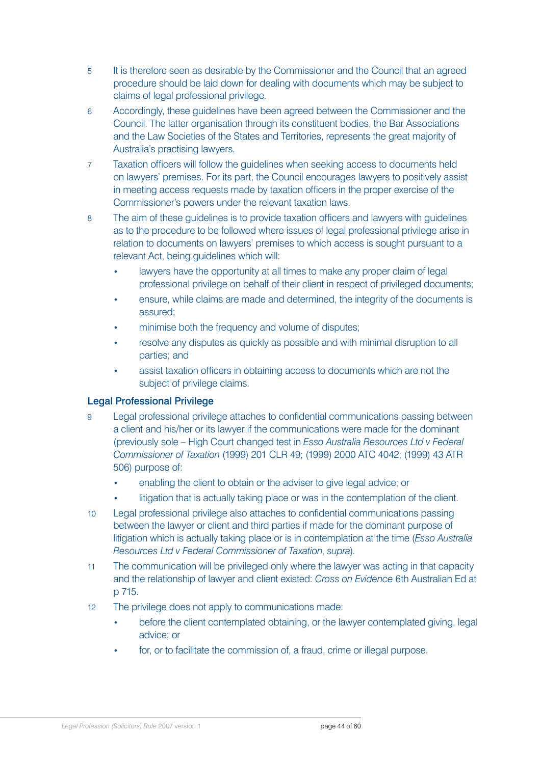5 It is therefore seen as desirable by the Commissioner and the Council that an agreed procedure should be laid down for dealing with documents which may be subject to claims of legal professional privilege.

6 Accordingly, these guidelines have been agreed between the Commissioner and the Council. The latter organisation through its constituent bodies, the Bar Associations and the Law Societies of the States and Territories, represents the great majority of Australia's practising lawyers.

7 Taxation officers will follow the guidelines when seeking access to documents held on lawyers' premises. For its part, the Council encourages lawyers to positively assist in meeting access requests made by taxation officers in the proper exercise of the Commissioner's powers under the relevant taxation laws.

8 The aim of these guidelines is to provide taxation officers and lawyers with guidelines as to the procedure to be followed where issues of legal professional privilege arise in relation to documents on lawyers' premises to which access is sought pursuant to a relevant Act, being guidelines which will:

- lawyers have the opportunity at all times to make any proper claim of legal professional privilege on behalf of their client in respect of privileged documents;
- ensure, while claims are made and determined, the integrity of the documents is assured;
- minimise both the frequency and volume of disputes;
- resolve any disputes as quickly as possible and with minimal disruption to all parties; and
- assist taxation officers in obtaining access to documents which are not the subject of privilege claims.

### Legal Professional Privilege

9 Legal professional privilege attaches to confidential communications passing between a client and his/her or its lawyer if the communications were made for the dominant (previously sole – High Court changed test in *Esso Australia Resources Ltd v Federal Commissioner of Taxation* (1999) 201 CLR 49; (1999) 2000 ATC 4042; (1999) 43 ATR 506) purpose of:

- enabling the client to obtain or the adviser to give legal advice; or
- litigation that is actually taking place or was in the contemplation of the client.

10 Legal professional privilege also attaches to confidential communications passing between the lawyer or client and third parties if made for the dominant purpose of litigation which is actually taking place or is in contemplation at the time (*Esso Australia Resources Ltd v Federal Commissioner of Taxation*, *supra*).

11 The communication will be privileged only where the lawyer was acting in that capacity and the relationship of lawyer and client existed: *Cross on Evidence* 6th Australian Ed at p 715.

12 The privilege does not apply to communications made:

- before the client contemplated obtaining, or the lawyer contemplated giving, legal advice; or
- for, or to facilitate the commission of, a fraud, crime or illegal purpose.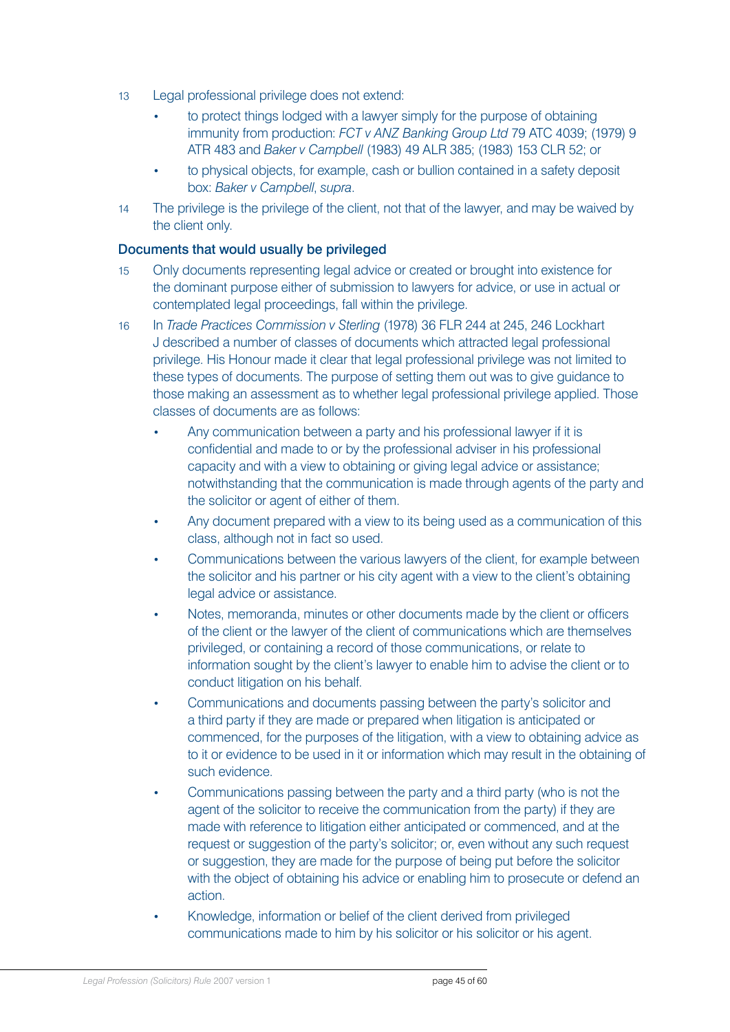13 Legal professional privilege does not extend:

- to protect things lodged with a lawyer simply for the purpose of obtaining immunity from production: *FCT v ANZ Banking Group Ltd* 79 ATC 4039; (1979) 9 ATR 483 and *Baker v Campbell* (1983) 49 ALR 385; (1983) 153 CLR 52; or
- to physical objects, for example, cash or bullion contained in a safety deposit box: *Baker v Campbell*, *supra*.

14 The privilege is the privilege of the client, not that of the lawyer, and may be waived by the client only.

### Documents that would usually be privileged

15 Only documents representing legal advice or created or brought into existence for the dominant purpose either of submission to lawyers for advice, or use in actual or contemplated legal proceedings, fall within the privilege.

16 In *Trade Practices Commission v Sterling* (1978) 36 FLR 244 at 245, 246 Lockhart J described a number of classes of documents which attracted legal professional privilege. His Honour made it clear that legal professional privilege was not limited to these types of documents. The purpose of setting them out was to give guidance to those making an assessment as to whether legal professional privilege applied. Those classes of documents are as follows:

- Any communication between a party and his professional lawyer if it is confidential and made to or by the professional adviser in his professional capacity and with a view to obtaining or giving legal advice or assistance; notwithstanding that the communication is made through agents of the party and the solicitor or agent of either of them.
- Any document prepared with a view to its being used as a communication of this class, although not in fact so used.
- Communications between the various lawyers of the client, for example between the solicitor and his partner or his city agent with a view to the client's obtaining legal advice or assistance.
- Notes, memoranda, minutes or other documents made by the client or officers of the client or the lawyer of the client of communications which are themselves privileged, or containing a record of those communications, or relate to information sought by the client's lawyer to enable him to advise the client or to conduct litigation on his behalf.
- Communications and documents passing between the party's solicitor and a third party if they are made or prepared when litigation is anticipated or commenced, for the purposes of the litigation, with a view to obtaining advice as to it or evidence to be used in it or information which may result in the obtaining of such evidence.
- Communications passing between the party and a third party (who is not the agent of the solicitor to receive the communication from the party) if they are made with reference to litigation either anticipated or commenced, and at the request or suggestion of the party's solicitor; or, even without any such request or suggestion, they are made for the purpose of being put before the solicitor with the object of obtaining his advice or enabling him to prosecute or defend an action.
- Knowledge, information or belief of the client derived from privileged communications made to him by his solicitor or his solicitor or his agent.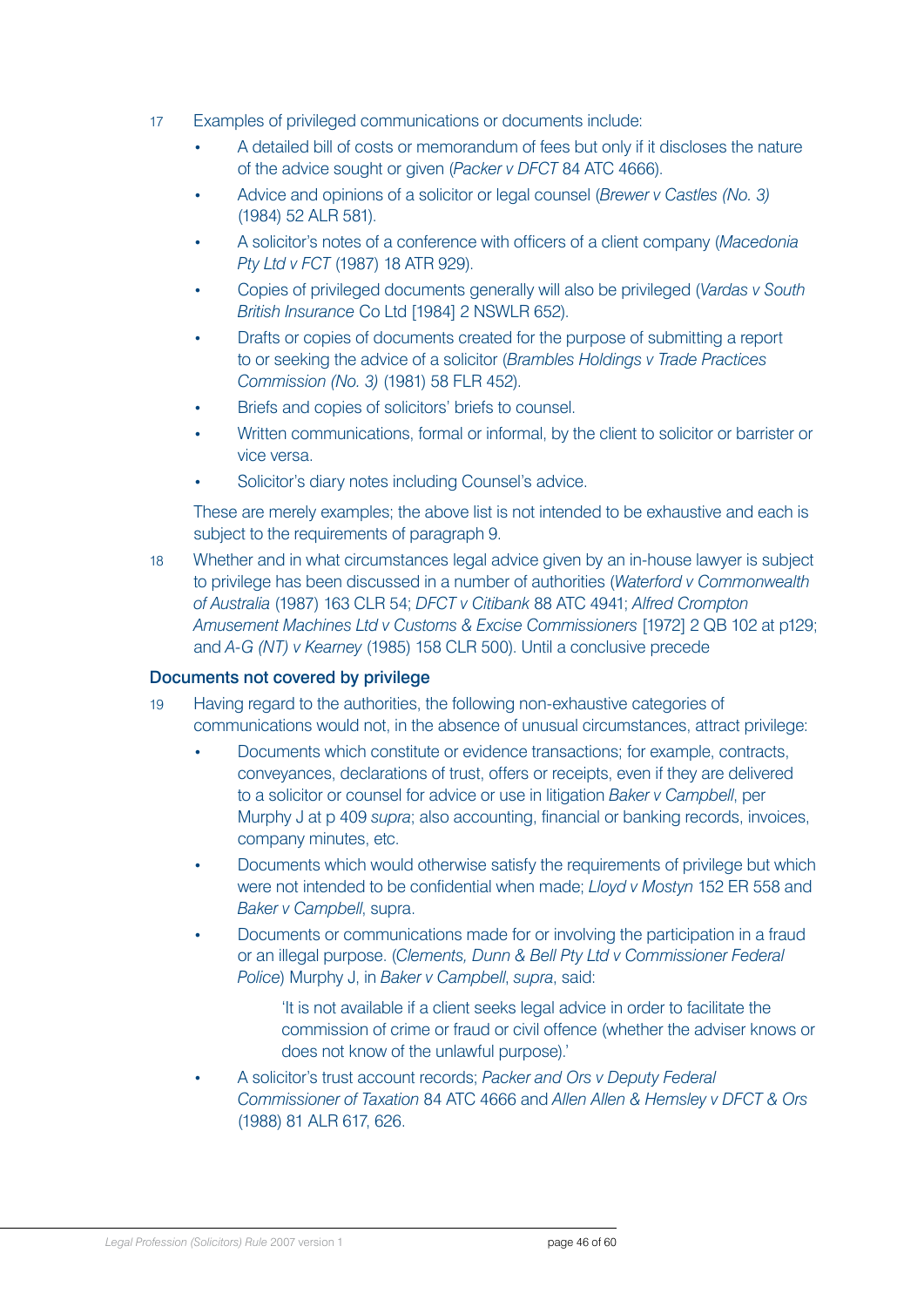17 Examples of privileged communications or documents include:

- A detailed bill of costs or memorandum of fees but only if it discloses the nature of the advice sought or given (*Packer v DFCT* 84 ATC 4666).
- Advice and opinions of a solicitor or legal counsel (*Brewer v Castles (No. 3)* (1984) 52 ALR 581).
- A solicitor's notes of a conference with officers of a client company (*Macedonia Pty Ltd v FCT* (1987) 18 ATR 929).
- Copies of privileged documents generally will also be privileged (*Vardas v South British Insurance* Co Ltd [1984] 2 NSWLR 652).
- Drafts or copies of documents created for the purpose of submitting a report to or seeking the advice of a solicitor (*Brambles Holdings v Trade Practices Commission (No. 3)* (1981) 58 FLR 452).
- Briefs and copies of solicitors' briefs to counsel.
- Written communications, formal or informal, by the client to solicitor or barrister or vice versa.
- Solicitor's diary notes including Counsel's advice.

These are merely examples; the above list is not intended to be exhaustive and each is subject to the requirements of paragraph 9.

18 Whether and in what circumstances legal advice given by an in-house lawyer is subject to privilege has been discussed in a number of authorities (*Waterford v Commonwealth of Australia* (1987) 163 CLR 54; *DFCT v Citibank* 88 ATC 4941; *Alfred Crompton Amusement Machines Ltd v Customs & Excise Commissioners* [1972] 2 QB 102 at p129; and *A-G (NT) v Kearney* (1985) 158 CLR 500). Until a conclusive precede

### Documents not covered by privilege

19 Having regard to the authorities, the following non-exhaustive categories of communications would not, in the absence of unusual circumstances, attract privilege:

- Documents which constitute or evidence transactions; for example, contracts, conveyances, declarations of trust, offers or receipts, even if they are delivered to a solicitor or counsel for advice or use in litigation *Baker v Campbell*, per Murphy J at p 409 *supra*; also accounting, financial or banking records, invoices, company minutes, etc.
- Documents which would otherwise satisfy the requirements of privilege but which were not intended to be confidential when made; *Lloyd v Mostyn* 152 ER 558 and *Baker v Campbell*, supra.
- Documents or communications made for or involving the participation in a fraud or an illegal purpose. (*Clements, Dunn & Bell Pty Ltd v Commissioner Federal Police*) Murphy J, in *Baker v Campbell*, *supra*, said:

  > 'It is not available if a client seeks legal advice in order to facilitate the commission of crime or fraud or civil offence (whether the adviser knows or does not know of the unlawful purpose).'

- A solicitor's trust account records; *Packer and Ors v Deputy Federal Commissioner of Taxation* 84 ATC 4666 and *Allen Allen & Hemsley v DFCT & Ors* (1988) 81 ALR 617, 626.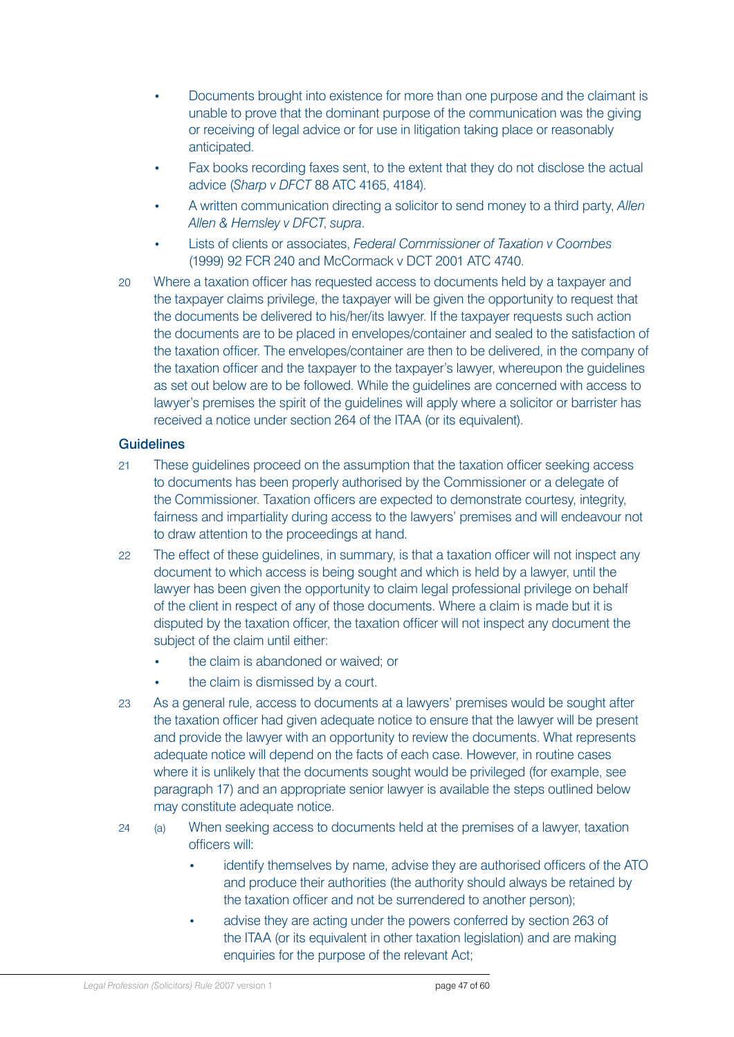- Documents brought into existence for more than one purpose and the claimant is unable to prove that the dominant purpose of the communication was the giving or receiving of legal advice or for use in litigation taking place or reasonably anticipated.
- Fax books recording faxes sent, to the extent that they do not disclose the actual advice (*Sharp v DFCT* 88 ATC 4165, 4184).
- A written communication directing a solicitor to send money to a third party, *Allen Allen & Hemsley v DFCT*, *supra*.
- Lists of clients or associates, *Federal Commissioner of Taxation v Coombes* (1999) 92 FCR 240 and McCormack v DCT 2001 ATC 4740.

20 Where a taxation officer has requested access to documents held by a taxpayer and the taxpayer claims privilege, the taxpayer will be given the opportunity to request that the documents be delivered to his/her/its lawyer. If the taxpayer requests such action the documents are to be placed in envelopes/container and sealed to the satisfaction of the taxation officer. The envelopes/container are then to be delivered, in the company of the taxation officer and the taxpayer to the taxpayer's lawyer, whereupon the guidelines as set out below are to be followed. While the guidelines are concerned with access to lawyer's premises the spirit of the guidelines will apply where a solicitor or barrister has received a notice under section 264 of the ITAA (or its equivalent).

### Guidelines

21 These guidelines proceed on the assumption that the taxation officer seeking access to documents has been properly authorised by the Commissioner or a delegate of the Commissioner. Taxation officers are expected to demonstrate courtesy, integrity, fairness and impartiality during access to the lawyers' premises and will endeavour not to draw attention to the proceedings at hand.

22 The effect of these guidelines, in summary, is that a taxation officer will not inspect any document to which access is being sought and which is held by a lawyer, until the lawyer has been given the opportunity to claim legal professional privilege on behalf of the client in respect of any of those documents. Where a claim is made but it is disputed by the taxation officer, the taxation officer will not inspect any document the subject of the claim until either:

- the claim is abandoned or waived; or
- the claim is dismissed by a court.

23 As a general rule, access to documents at a lawyers' premises would be sought after the taxation officer had given adequate notice to ensure that the lawyer will be present and provide the lawyer with an opportunity to review the documents. What represents adequate notice will depend on the facts of each case. However, in routine cases where it is unlikely that the documents sought would be privileged (for example, see paragraph 17) and an appropriate senior lawyer is available the steps outlined below may constitute adequate notice.

24 (a) When seeking access to documents held at the premises of a lawyer, taxation officers will:

- identify themselves by name, advise they are authorised officers of the ATO and produce their authorities (the authority should always be retained by the taxation officer and not be surrendered to another person);
- advise they are acting under the powers conferred by section 263 of the ITAA (or its equivalent in other taxation legislation) and are making enquiries for the purpose of the relevant Act;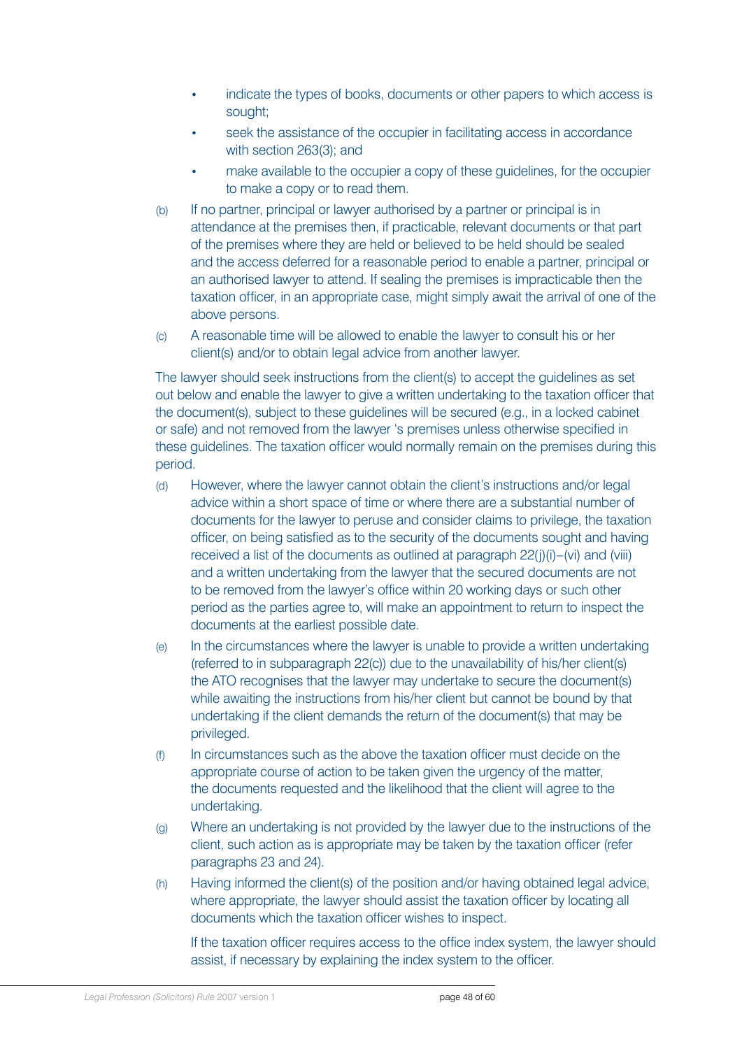- indicate the types of books, documents or other papers to which access is sought;
- seek the assistance of the occupier in facilitating access in accordance with section 263(3); and
- make available to the occupier a copy of these guidelines, for the occupier to make a copy or to read them.

(b) If no partner, principal or lawyer authorised by a partner or principal is in attendance at the premises then, if practicable, relevant documents or that part of the premises where they are held or believed to be held should be sealed and the access deferred for a reasonable period to enable a partner, principal or an authorised lawyer to attend. If sealing the premises is impracticable then the taxation officer, in an appropriate case, might simply await the arrival of one of the above persons.

(c) A reasonable time will be allowed to enable the lawyer to consult his or her client(s) and/or to obtain legal advice from another lawyer.

The lawyer should seek instructions from the client(s) to accept the guidelines as set out below and enable the lawyer to give a written undertaking to the taxation officer that the document(s), subject to these guidelines will be secured (e.g., in a locked cabinet or safe) and not removed from the lawyer 's premises unless otherwise specified in these guidelines. The taxation officer would normally remain on the premises during this period.

(d) However, where the lawyer cannot obtain the client's instructions and/or legal advice within a short space of time or where there are a substantial number of documents for the lawyer to peruse and consider claims to privilege, the taxation officer, on being satisfied as to the security of the documents sought and having received a list of the documents as outlined at paragraph 22(j)(i)–(vi) and (viii) and a written undertaking from the lawyer that the secured documents are not to be removed from the lawyer's office within 20 working days or such other period as the parties agree to, will make an appointment to return to inspect the documents at the earliest possible date.

(e) In the circumstances where the lawyer is unable to provide a written undertaking (referred to in subparagraph 22(c)) due to the unavailability of his/her client(s) the ATO recognises that the lawyer may undertake to secure the document(s) while awaiting the instructions from his/her client but cannot be bound by that undertaking if the client demands the return of the document(s) that may be privileged.

(f) In circumstances such as the above the taxation officer must decide on the appropriate course of action to be taken given the urgency of the matter, the documents requested and the likelihood that the client will agree to the undertaking.

(g) Where an undertaking is not provided by the lawyer due to the instructions of the client, such action as is appropriate may be taken by the taxation officer (refer paragraphs 23 and 24).

(h) Having informed the client(s) of the position and/or having obtained legal advice, where appropriate, the lawyer should assist the taxation officer by locating all documents which the taxation officer wishes to inspect.

If the taxation officer requires access to the office index system, the lawyer should assist, if necessary by explaining the index system to the officer.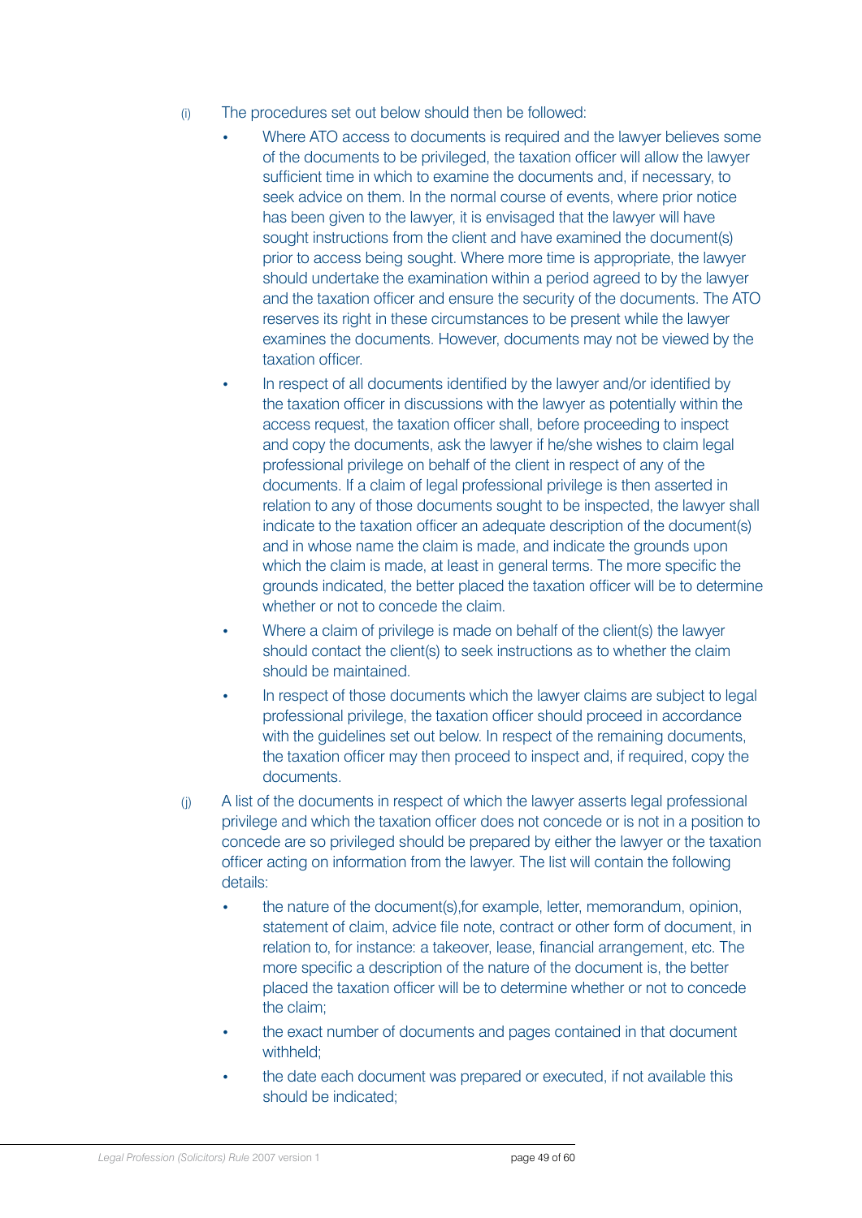(i) The procedures set out below should then be followed:

- Where ATO access to documents is required and the lawyer believes some of the documents to be privileged, the taxation officer will allow the lawyer sufficient time in which to examine the documents and, if necessary, to seek advice on them. In the normal course of events, where prior notice has been given to the lawyer, it is envisaged that the lawyer will have sought instructions from the client and have examined the document(s) prior to access being sought. Where more time is appropriate, the lawyer should undertake the examination within a period agreed to by the lawyer and the taxation officer and ensure the security of the documents. The ATO reserves its right in these circumstances to be present while the lawyer examines the documents. However, documents may not be viewed by the taxation officer.
- In respect of all documents identified by the lawyer and/or identified by the taxation officer in discussions with the lawyer as potentially within the access request, the taxation officer shall, before proceeding to inspect and copy the documents, ask the lawyer if he/she wishes to claim legal professional privilege on behalf of the client in respect of any of the documents. If a claim of legal professional privilege is then asserted in relation to any of those documents sought to be inspected, the lawyer shall indicate to the taxation officer an adequate description of the document(s) and in whose name the claim is made, and indicate the grounds upon which the claim is made, at least in general terms. The more specific the grounds indicated, the better placed the taxation officer will be to determine whether or not to concede the claim.
- Where a claim of privilege is made on behalf of the client(s) the lawyer should contact the client(s) to seek instructions as to whether the claim should be maintained.
- In respect of those documents which the lawyer claims are subject to legal professional privilege, the taxation officer should proceed in accordance with the guidelines set out below. In respect of the remaining documents, the taxation officer may then proceed to inspect and, if required, copy the documents.

(j) A list of the documents in respect of which the lawyer asserts legal professional privilege and which the taxation officer does not concede or is not in a position to concede are so privileged should be prepared by either the lawyer or the taxation officer acting on information from the lawyer. The list will contain the following details:

- the nature of the document(s),for example, letter, memorandum, opinion, statement of claim, advice file note, contract or other form of document, in relation to, for instance: a takeover, lease, financial arrangement, etc. The more specific a description of the nature of the document is, the better placed the taxation officer will be to determine whether or not to concede the claim;
- the exact number of documents and pages contained in that document withheld;
- the date each document was prepared or executed, if not available this should be indicated;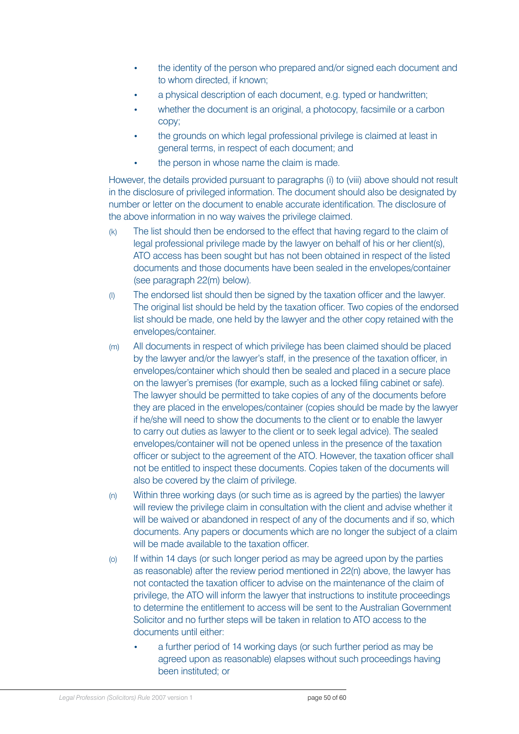- the identity of the person who prepared and/or signed each document and to whom directed, if known;
- a physical description of each document, e.g. typed or handwritten;
- whether the document is an original, a photocopy, facsimile or a carbon copy;
- the grounds on which legal professional privilege is claimed at least in general terms, in respect of each document; and
- the person in whose name the claim is made.

However, the details provided pursuant to paragraphs (i) to (viii) above should not result in the disclosure of privileged information. The document should also be designated by number or letter on the document to enable accurate identification. The disclosure of the above information in no way waives the privilege claimed.

(k) The list should then be endorsed to the effect that having regard to the claim of legal professional privilege made by the lawyer on behalf of his or her client(s), ATO access has been sought but has not been obtained in respect of the listed documents and those documents have been sealed in the envelopes/container (see paragraph 22(m) below).

(l) The endorsed list should then be signed by the taxation officer and the lawyer. The original list should be held by the taxation officer. Two copies of the endorsed list should be made, one held by the lawyer and the other copy retained with the envelopes/container.

(m) All documents in respect of which privilege has been claimed should be placed by the lawyer and/or the lawyer's staff, in the presence of the taxation officer, in envelopes/container which should then be sealed and placed in a secure place on the lawyer's premises (for example, such as a locked filing cabinet or safe). The lawyer should be permitted to take copies of any of the documents before they are placed in the envelopes/container (copies should be made by the lawyer if he/she will need to show the documents to the client or to enable the lawyer to carry out duties as lawyer to the client or to seek legal advice). The sealed envelopes/container will not be opened unless in the presence of the taxation officer or subject to the agreement of the ATO. However, the taxation officer shall not be entitled to inspect these documents. Copies taken of the documents will also be covered by the claim of privilege.

(n) Within three working days (or such time as is agreed by the parties) the lawyer will review the privilege claim in consultation with the client and advise whether it will be waived or abandoned in respect of any of the documents and if so, which documents. Any papers or documents which are no longer the subject of a claim will be made available to the taxation officer.

(o) If within 14 days (or such longer period as may be agreed upon by the parties as reasonable) after the review period mentioned in 22(n) above, the lawyer has not contacted the taxation officer to advise on the maintenance of the claim of privilege, the ATO will inform the lawyer that instructions to institute proceedings to determine the entitlement to access will be sent to the Australian Government Solicitor and no further steps will be taken in relation to ATO access to the documents until either:

- a further period of 14 working days (or such further period as may be agreed upon as reasonable) elapses without such proceedings having been instituted; or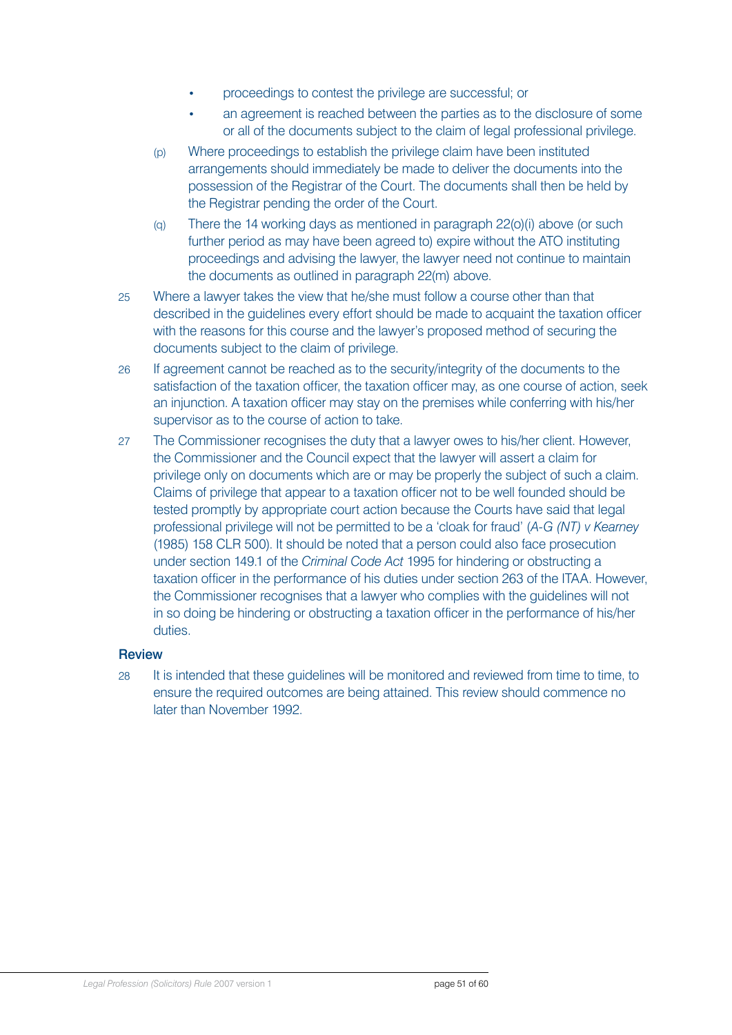- proceedings to contest the privilege are successful; or
- an agreement is reached between the parties as to the disclosure of some or all of the documents subject to the claim of legal professional privilege.

(p) Where proceedings to establish the privilege claim have been instituted arrangements should immediately be made to deliver the documents into the possession of the Registrar of the Court. The documents shall then be held by the Registrar pending the order of the Court.

(q) There the 14 working days as mentioned in paragraph 22(o)(i) above (or such further period as may have been agreed to) expire without the ATO instituting proceedings and advising the lawyer, the lawyer need not continue to maintain the documents as outlined in paragraph 22(m) above.

25 Where a lawyer takes the view that he/she must follow a course other than that described in the guidelines every effort should be made to acquaint the taxation officer with the reasons for this course and the lawyer's proposed method of securing the documents subject to the claim of privilege.

26 If agreement cannot be reached as to the security/integrity of the documents to the satisfaction of the taxation officer, the taxation officer may, as one course of action, seek an injunction. A taxation officer may stay on the premises while conferring with his/her supervisor as to the course of action to take.

27 The Commissioner recognises the duty that a lawyer owes to his/her client. However, the Commissioner and the Council expect that the lawyer will assert a claim for privilege only on documents which are or may be properly the subject of such a claim. Claims of privilege that appear to a taxation officer not to be well founded should be tested promptly by appropriate court action because the Courts have said that legal professional privilege will not be permitted to be a 'cloak for fraud' (*A-G (NT) v Kearney* (1985) 158 CLR 500). It should be noted that a person could also face prosecution under section 149.1 of the *Criminal Code Act* 1995 for hindering or obstructing a taxation officer in the performance of his duties under section 263 of the ITAA. However, the Commissioner recognises that a lawyer who complies with the guidelines will not in so doing be hindering or obstructing a taxation officer in the performance of his/her duties.

## Review

28 It is intended that these guidelines will be monitored and reviewed from time to time, to ensure the required outcomes are being attained. This review should commence no later than November 1992.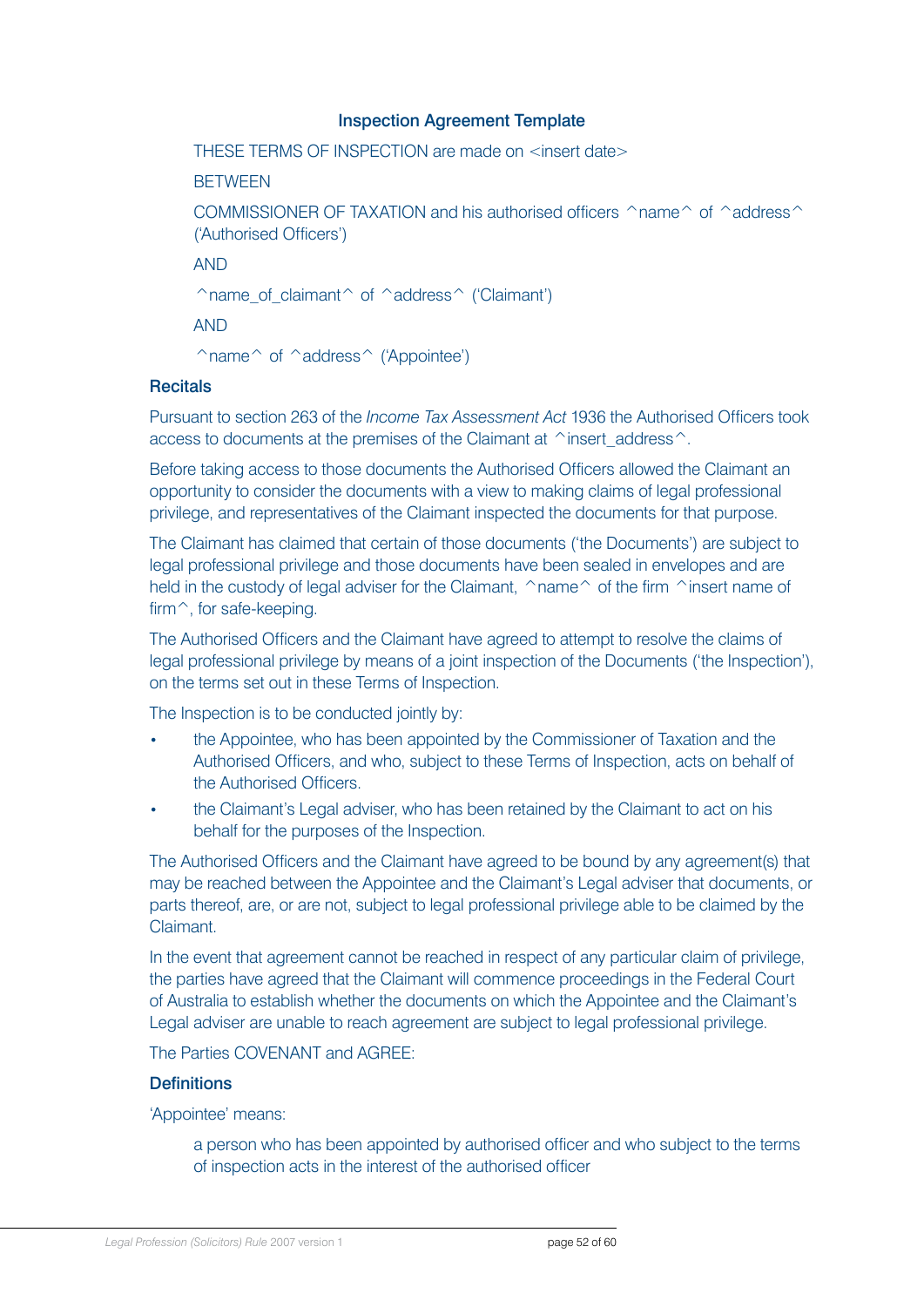### Inspection Agreement Template

THESE TERMS OF INSPECTION are made on <insert date>

BETWEEN

COMMISSIONER OF TAXATION and his authorised officers ^name^ of ^address^ ('Authorised Officers')

AND

^name_of_claimant^ of ^address^ ('Claimant')

AND

^name^ of ^address^ ('Appointee')

#### Recitals

Pursuant to section 263 of the *Income Tax Assessment Act* 1936 the Authorised Officers took access to documents at the premises of the Claimant at ^insert_address^.

Before taking access to those documents the Authorised Officers allowed the Claimant an opportunity to consider the documents with a view to making claims of legal professional privilege, and representatives of the Claimant inspected the documents for that purpose.

The Claimant has claimed that certain of those documents ('the Documents') are subject to legal professional privilege and those documents have been sealed in envelopes and are held in the custody of legal adviser for the Claimant, ^name^ of the firm ^insert name of firm^, for safe-keeping.

The Authorised Officers and the Claimant have agreed to attempt to resolve the claims of legal professional privilege by means of a joint inspection of the Documents ('the Inspection'), on the terms set out in these Terms of Inspection.

The Inspection is to be conducted jointly by:

- the Appointee, who has been appointed by the Commissioner of Taxation and the Authorised Officers, and who, subject to these Terms of Inspection, acts on behalf of the Authorised Officers.
- the Claimant's Legal adviser, who has been retained by the Claimant to act on his behalf for the purposes of the Inspection.

The Authorised Officers and the Claimant have agreed to be bound by any agreement(s) that may be reached between the Appointee and the Claimant's Legal adviser that documents, or parts thereof, are, or are not, subject to legal professional privilege able to be claimed by the Claimant.

In the event that agreement cannot be reached in respect of any particular claim of privilege, the parties have agreed that the Claimant will commence proceedings in the Federal Court of Australia to establish whether the documents on which the Appointee and the Claimant's Legal adviser are unable to reach agreement are subject to legal professional privilege.

The Parties COVENANT and AGREE:

#### Definitions

'Appointee' means:

> a person who has been appointed by authorised officer and who subject to the terms of inspection acts in the interest of the authorised officer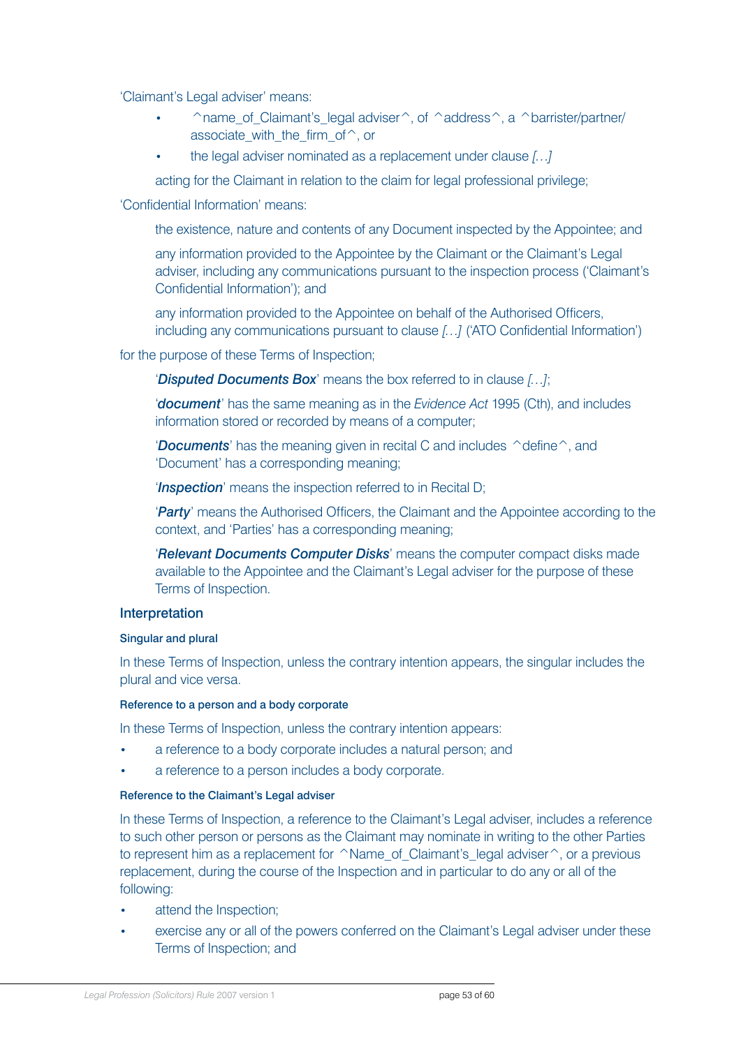'Claimant's Legal adviser' means:

- ^name_of_Claimant's_legal adviser^, of ^address^, a ^barrister/partner/associate_with_the_firm_of^, or
- the legal adviser nominated as a replacement under clause *[…]*

acting for the Claimant in relation to the claim for legal professional privilege;

'Confidential Information' means:

the existence, nature and contents of any Document inspected by the Appointee; and

any information provided to the Appointee by the Claimant or the Claimant's Legal adviser, including any communications pursuant to the inspection process ('Claimant's Confidential Information'); and

any information provided to the Appointee on behalf of the Authorised Officers, including any communications pursuant to clause *[…]* ('ATO Confidential Information')

for the purpose of these Terms of Inspection;

'***Disputed Documents Box***' means the box referred to in clause *[…]*;

'***document***' has the same meaning as in the *Evidence Act* 1995 (Cth), and includes information stored or recorded by means of a computer;

'***Documents***' has the meaning given in recital C and includes ^define^, and 'Document' has a corresponding meaning;

'***Inspection***' means the inspection referred to in Recital D;

'***Party***' means the Authorised Officers, the Claimant and the Appointee according to the context, and 'Parties' has a corresponding meaning;

'***Relevant Documents Computer Disks***' means the computer compact disks made available to the Appointee and the Claimant's Legal adviser for the purpose of these Terms of Inspection.

## Interpretation

### Singular and plural

In these Terms of Inspection, unless the contrary intention appears, the singular includes the plural and vice versa.

### Reference to a person and a body corporate

In these Terms of Inspection, unless the contrary intention appears:

- a reference to a body corporate includes a natural person; and
- a reference to a person includes a body corporate.

### Reference to the Claimant's Legal adviser

In these Terms of Inspection, a reference to the Claimant's Legal adviser, includes a reference to such other person or persons as the Claimant may nominate in writing to the other Parties to represent him as a replacement for ^Name_of_Claimant's_legal adviser^, or a previous replacement, during the course of the Inspection and in particular to do any or all of the following:

- attend the Inspection;
- exercise any or all of the powers conferred on the Claimant's Legal adviser under these Terms of Inspection; and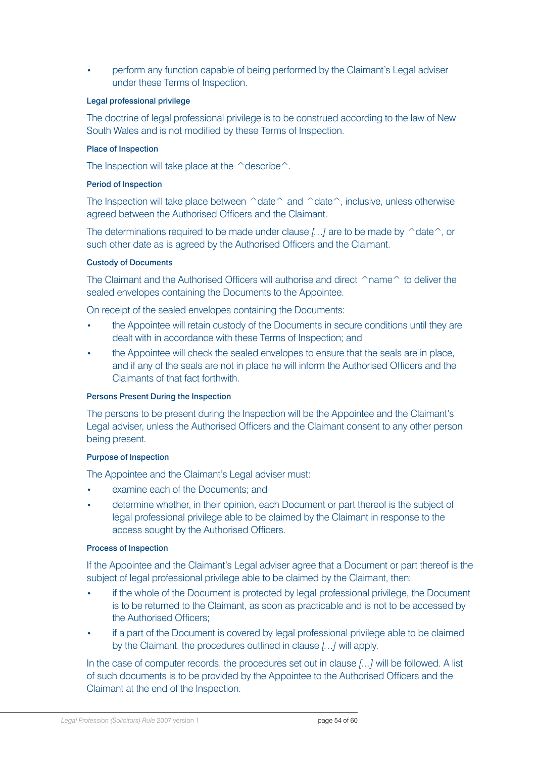- perform any function capable of being performed by the Claimant's Legal adviser under these Terms of Inspection.

#### Legal professional privilege

The doctrine of legal professional privilege is to be construed according to the law of New South Wales and is not modified by these Terms of Inspection.

#### Place of Inspection

The Inspection will take place at the ^describe^.

#### Period of Inspection

The Inspection will take place between ^date^ and ^date^, inclusive, unless otherwise agreed between the Authorised Officers and the Claimant.

The determinations required to be made under clause *[…]* are to be made by ^date^, or such other date as is agreed by the Authorised Officers and the Claimant.

#### Custody of Documents

The Claimant and the Authorised Officers will authorise and direct ^name^ to deliver the sealed envelopes containing the Documents to the Appointee.

On receipt of the sealed envelopes containing the Documents:

- the Appointee will retain custody of the Documents in secure conditions until they are dealt with in accordance with these Terms of Inspection; and
- the Appointee will check the sealed envelopes to ensure that the seals are in place, and if any of the seals are not in place he will inform the Authorised Officers and the Claimants of that fact forthwith.

#### Persons Present During the Inspection

The persons to be present during the Inspection will be the Appointee and the Claimant's Legal adviser, unless the Authorised Officers and the Claimant consent to any other person being present.

#### Purpose of Inspection

The Appointee and the Claimant's Legal adviser must:

- examine each of the Documents; and
- determine whether, in their opinion, each Document or part thereof is the subject of legal professional privilege able to be claimed by the Claimant in response to the access sought by the Authorised Officers.

#### Process of Inspection

If the Appointee and the Claimant's Legal adviser agree that a Document or part thereof is the subject of legal professional privilege able to be claimed by the Claimant, then:

- if the whole of the Document is protected by legal professional privilege, the Document is to be returned to the Claimant, as soon as practicable and is not to be accessed by the Authorised Officers;
- if a part of the Document is covered by legal professional privilege able to be claimed by the Claimant, the procedures outlined in clause *[…]* will apply.

In the case of computer records, the procedures set out in clause *[…]* will be followed. A list of such documents is to be provided by the Appointee to the Authorised Officers and the Claimant at the end of the Inspection.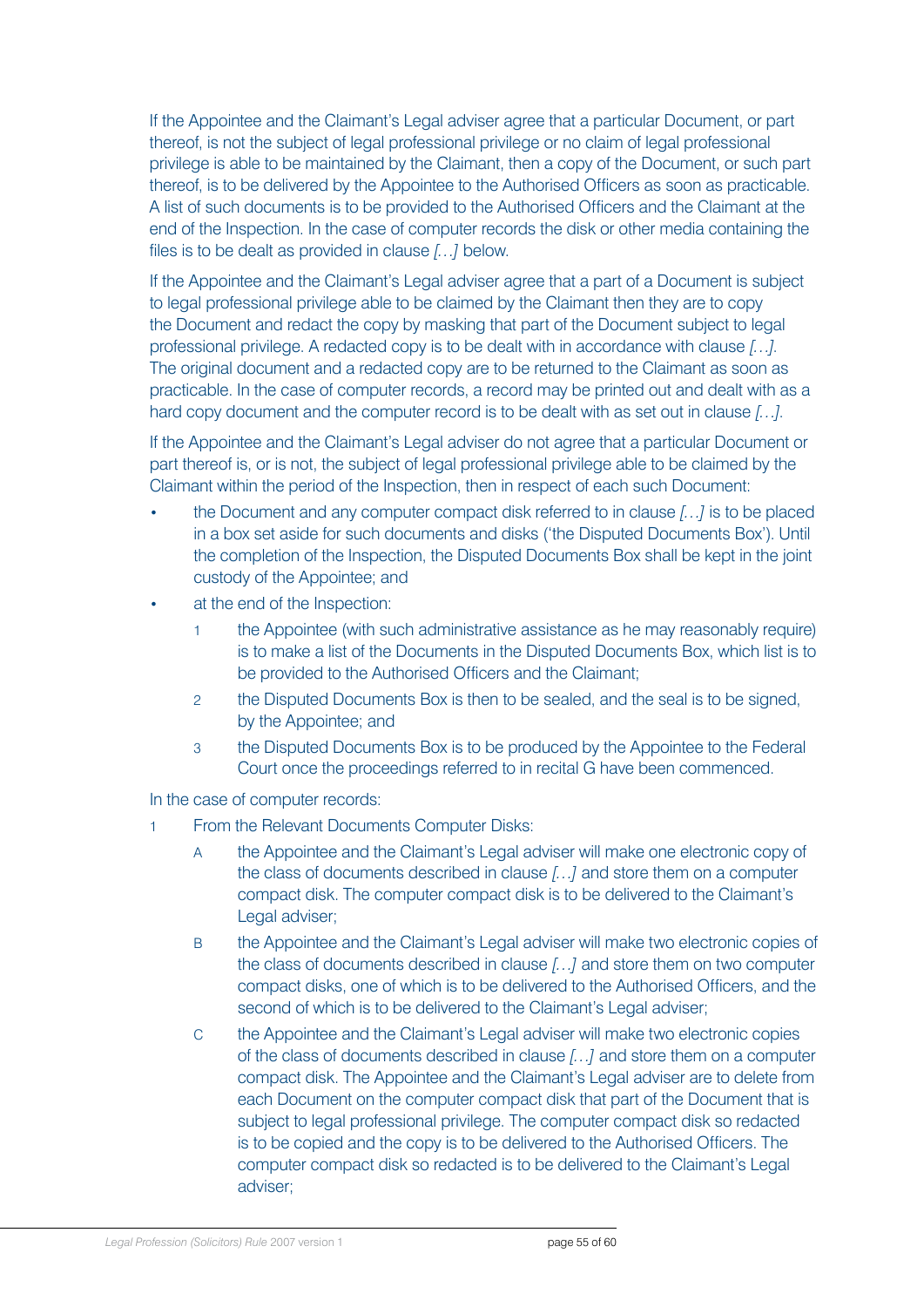If the Appointee and the Claimant's Legal adviser agree that a particular Document, or part thereof, is not the subject of legal professional privilege or no claim of legal professional privilege is able to be maintained by the Claimant, then a copy of the Document, or such part thereof, is to be delivered by the Appointee to the Authorised Officers as soon as practicable. A list of such documents is to be provided to the Authorised Officers and the Claimant at the end of the Inspection. In the case of computer records the disk or other media containing the files is to be dealt as provided in clause *[…]* below.

If the Appointee and the Claimant's Legal adviser agree that a part of a Document is subject to legal professional privilege able to be claimed by the Claimant then they are to copy the Document and redact the copy by masking that part of the Document subject to legal professional privilege. A redacted copy is to be dealt with in accordance with clause *[…]*. The original document and a redacted copy are to be returned to the Claimant as soon as practicable. In the case of computer records, a record may be printed out and dealt with as a hard copy document and the computer record is to be dealt with as set out in clause *[…]*.

If the Appointee and the Claimant's Legal adviser do not agree that a particular Document or part thereof is, or is not, the subject of legal professional privilege able to be claimed by the Claimant within the period of the Inspection, then in respect of each such Document:

- the Document and any computer compact disk referred to in clause *[…]* is to be placed in a box set aside for such documents and disks ('the Disputed Documents Box'). Until the completion of the Inspection, the Disputed Documents Box shall be kept in the joint custody of the Appointee; and
- at the end of the Inspection:
    1. the Appointee (with such administrative assistance as he may reasonably require) is to make a list of the Documents in the Disputed Documents Box, which list is to be provided to the Authorised Officers and the Claimant;
    2. the Disputed Documents Box is then to be sealed, and the seal is to be signed, by the Appointee; and
    3. the Disputed Documents Box is to be produced by the Appointee to the Federal Court once the proceedings referred to in recital G have been commenced.

In the case of computer records:

1. From the Relevant Documents Computer Disks:
    - A the Appointee and the Claimant's Legal adviser will make one electronic copy of the class of documents described in clause *[…]* and store them on a computer compact disk. The computer compact disk is to be delivered to the Claimant's Legal adviser;
    - B the Appointee and the Claimant's Legal adviser will make two electronic copies of the class of documents described in clause *[…]* and store them on two computer compact disks, one of which is to be delivered to the Authorised Officers, and the second of which is to be delivered to the Claimant's Legal adviser;
    - C the Appointee and the Claimant's Legal adviser will make two electronic copies of the class of documents described in clause *[…]* and store them on a computer compact disk. The Appointee and the Claimant's Legal adviser are to delete from each Document on the computer compact disk that part of the Document that is subject to legal professional privilege. The computer compact disk so redacted is to be copied and the copy is to be delivered to the Authorised Officers. The computer compact disk so redacted is to be delivered to the Claimant's Legal adviser;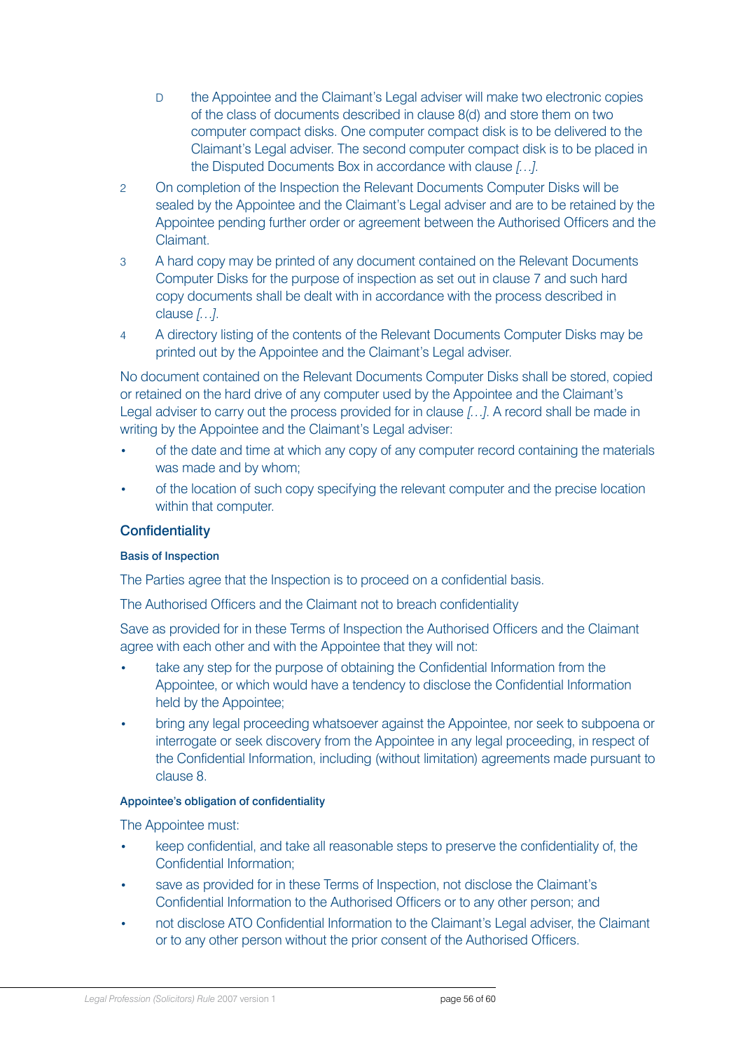D the Appointee and the Claimant's Legal adviser will make two electronic copies of the class of documents described in clause 8(d) and store them on two computer compact disks. One computer compact disk is to be delivered to the Claimant's Legal adviser. The second computer compact disk is to be placed in the Disputed Documents Box in accordance with clause *[…]*.

2 On completion of the Inspection the Relevant Documents Computer Disks will be sealed by the Appointee and the Claimant's Legal adviser and are to be retained by the Appointee pending further order or agreement between the Authorised Officers and the Claimant.

3 A hard copy may be printed of any document contained on the Relevant Documents Computer Disks for the purpose of inspection as set out in clause 7 and such hard copy documents shall be dealt with in accordance with the process described in clause *[…]*.

4 A directory listing of the contents of the Relevant Documents Computer Disks may be printed out by the Appointee and the Claimant's Legal adviser.

No document contained on the Relevant Documents Computer Disks shall be stored, copied or retained on the hard drive of any computer used by the Appointee and the Claimant's Legal adviser to carry out the process provided for in clause *[…]*. A record shall be made in writing by the Appointee and the Claimant's Legal adviser:

- of the date and time at which any copy of any computer record containing the materials was made and by whom;
- of the location of such copy specifying the relevant computer and the precise location within that computer.

## Confidentiality

#### Basis of Inspection

The Parties agree that the Inspection is to proceed on a confidential basis.

The Authorised Officers and the Claimant not to breach confidentiality

Save as provided for in these Terms of Inspection the Authorised Officers and the Claimant agree with each other and with the Appointee that they will not:

- take any step for the purpose of obtaining the Confidential Information from the Appointee, or which would have a tendency to disclose the Confidential Information held by the Appointee;
- bring any legal proceeding whatsoever against the Appointee, nor seek to subpoena or interrogate or seek discovery from the Appointee in any legal proceeding, in respect of the Confidential Information, including (without limitation) agreements made pursuant to clause 8.

#### Appointee's obligation of confidentiality

The Appointee must:

- keep confidential, and take all reasonable steps to preserve the confidentiality of, the Confidential Information;
- save as provided for in these Terms of Inspection, not disclose the Claimant's Confidential Information to the Authorised Officers or to any other person; and
- not disclose ATO Confidential Information to the Claimant's Legal adviser, the Claimant or to any other person without the prior consent of the Authorised Officers.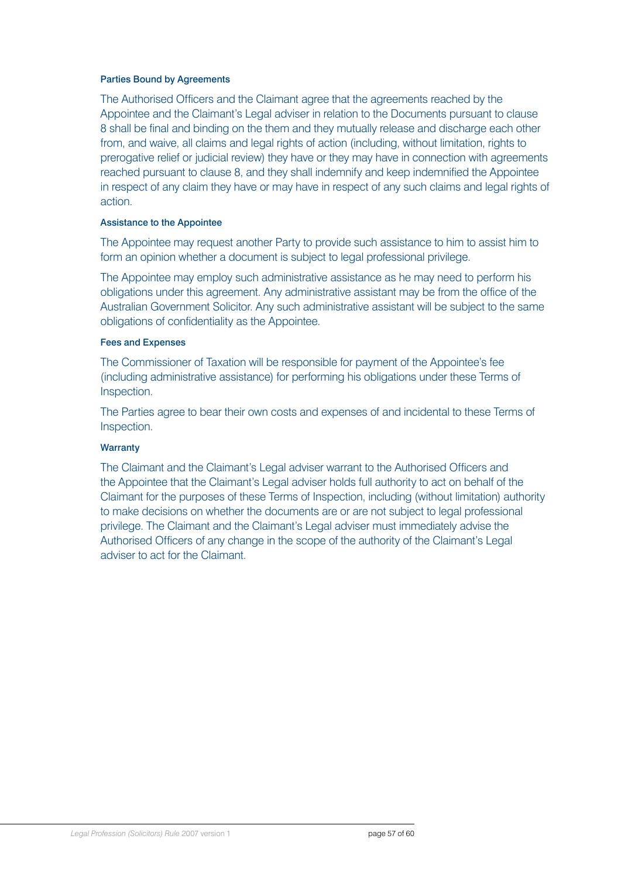#### Parties Bound by Agreements

The Authorised Officers and the Claimant agree that the agreements reached by the Appointee and the Claimant's Legal adviser in relation to the Documents pursuant to clause 8 shall be final and binding on the them and they mutually release and discharge each other from, and waive, all claims and legal rights of action (including, without limitation, rights to prerogative relief or judicial review) they have or they may have in connection with agreements reached pursuant to clause 8, and they shall indemnify and keep indemnified the Appointee in respect of any claim they have or may have in respect of any such claims and legal rights of action.

#### Assistance to the Appointee

The Appointee may request another Party to provide such assistance to him to assist him to form an opinion whether a document is subject to legal professional privilege.

The Appointee may employ such administrative assistance as he may need to perform his obligations under this agreement. Any administrative assistant may be from the office of the Australian Government Solicitor. Any such administrative assistant will be subject to the same obligations of confidentiality as the Appointee.

#### Fees and Expenses

The Commissioner of Taxation will be responsible for payment of the Appointee's fee (including administrative assistance) for performing his obligations under these Terms of Inspection.

The Parties agree to bear their own costs and expenses of and incidental to these Terms of Inspection.

#### Warranty

The Claimant and the Claimant's Legal adviser warrant to the Authorised Officers and the Appointee that the Claimant's Legal adviser holds full authority to act on behalf of the Claimant for the purposes of these Terms of Inspection, including (without limitation) authority to make decisions on whether the documents are or are not subject to legal professional privilege. The Claimant and the Claimant's Legal adviser must immediately advise the Authorised Officers of any change in the scope of the authority of the Claimant's Legal adviser to act for the Claimant.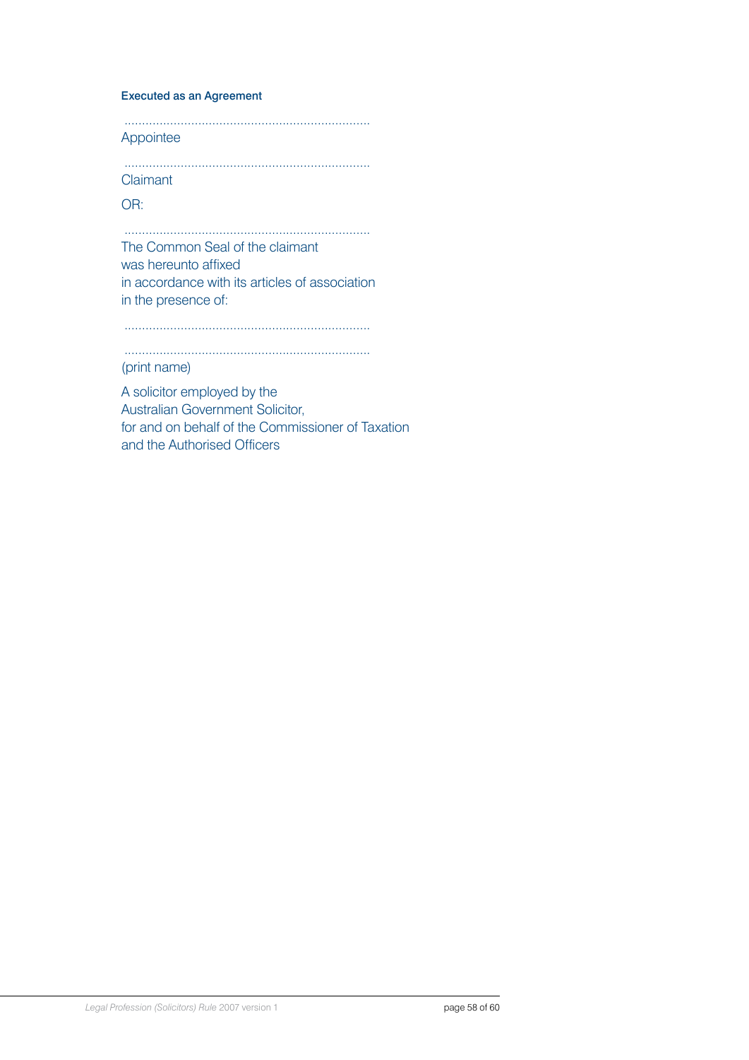**Executed as an Agreement**

.....................................................................

Appointee

.....................................................................

Claimant

OR:

.....................................................................

The Common Seal of the claimant
was hereunto affixed
in accordance with its articles of association
in the presence of:

.....................................................................

.....................................................................

(print name)

A solicitor employed by the
Australian Government Solicitor,
for and on behalf of the Commissioner of Taxation
and the Authorised Officers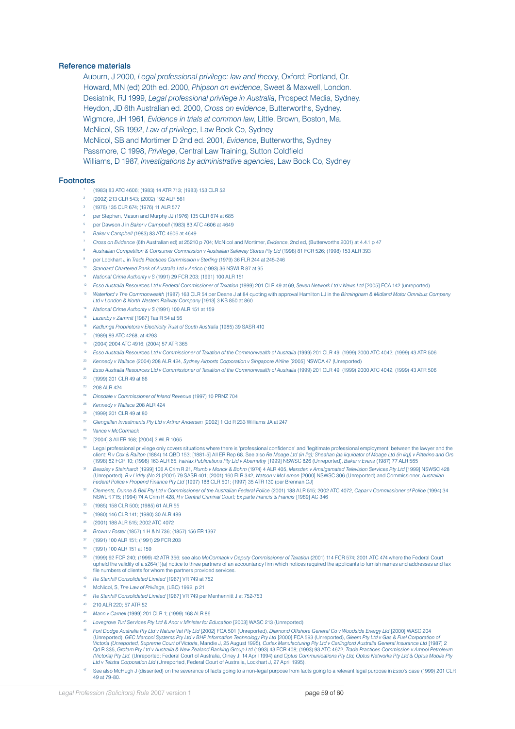## Reference materials

Auburn, J 2000, *Legal professional privilege: law and theory*, Oxford; Portland, Or.
Howard, MN (ed) 20th ed. 2000, *Phipson on evidence*, Sweet & Maxwell, London.
Desiatnik, RJ 1999, *Legal professional privilege in Australia*, Prospect Media, Sydney.
Heydon, JD 6th Australian ed. 2000, *Cross on evidence*, Butterworths, Sydney.
Wigmore, JH 1961, *Evidence in trials at common law*, Little, Brown, Boston, Ma.
McNicol, SB 1992, *Law of privilege*, Law Book Co, Sydney
McNicol, SB and Mortimer D 2nd ed. 2001, *Evidence*, Butterworths, Sydney
Passmore, C 1998, *Privilege*, Central Law Training, Sutton Coldfield
Williams, D 1987, *Investigations by administrative agencies*, Law Book Co, Sydney

## Footnotes

1. (1983) 83 ATC 4606; (1983) 14 ATR 713; (1983) 153 CLR 52
2. (2002) 213 CLR 543; (2002) 192 ALR 561
3. (1976) 135 CLR 674; (1976) 11 ALR 577
4. per Stephen, Mason and Murphy JJ (1976) 135 CLR 674 at 685
5. per Dawson J in *Baker v Campbell* (1983) 83 ATC 4606 at 4649
6. *Baker v Campbell* (1983) 83 ATC 4606 at 4649
7. *Cross on Evidence* (6th Australian ed) at 25210 p 704; McNicol and Mortimer, *Evidence*, 2nd ed, (Butterworths 2001) at 4.4.1 p 47
8. *Australian Competition & Consumer Commission v Australian Safeway Stores Pty Ltd* (1998) 81 FCR 526; (1998) 153 ALR 393
9. per Lockhart J in *Trade Practices Commission v Sterling* (1979) 36 FLR 244 at 245-246
10. *Standard Chartered Bank of Australia Ltd v Antico* (1993) 36 NSWLR 87 at 95
11. *National Crime Authority v S* (1991) 29 FCR 203; (1991) 100 ALR 151
12. *Esso Australia Resources Ltd v Federal Commissioner of Taxation* (1999) 201 CLR 49 at 69, *Seven Network Ltd v News Ltd* [2005] FCA 142 (unreported)
13. *Waterford v The Commonwealth* (1987) 163 CLR 54 per Deane J at 84 quoting with approval Hamilton LJ in the *Birmingham & Midland Motor Omnibus Company Ltd v London & North Western Railway Company* [1913] 3 KB 850 at 860
14. *National Crime Authority v S* (1991) 100 ALR 151 at 159
15. *Lazenby v Zammit* [1987] Tas R 54 at 56
16. *Kadlunga Proprietors v Electricity Trust of South Australia* (1985) 39 SASR 410
17. (1989) 89 ATC 4268, at 4293
18. (2004) 2004 ATC 4916; (2004) 57 ATR 365
19. *Esso Australia Resources Ltd v Commissioner of Taxation of the Commonwealth of Australia* (1999) 201 CLR 49; (1999) 2000 ATC 4042; (1999) 43 ATR 506
20. *Kennedy v Wallace* (2004) 208 ALR 424, *Sydney Airports Corporation v Singapore Airline* [2005] NSWCA 47 (Unreported)
21. *Esso Australia Resources Ltd v Commissioner of Taxation of the Commonwealth of Australia* (1999) 201 CLR 49; (1999) 2000 ATC 4042; (1999) 43 ATR 506
22. (1999) 201 CLR 49 at 66
23. 208 ALR 424
24. *Dinsdale v Commissioner of Inland Revenue* (1997) 10 PRNZ 704
25. *Kennedy v Wallace* 208 ALR 424
26. (1999) 201 CLR 49 at 80
27. *Glengallan Investments Pty Ltd v Arthur Andersen* [2002] 1 Qd R 233 Williams JA at 247
28. *Vance v McCormack*
29. [2004] 3 All ER 168; [2004] 2 WLR 1065
30. Legal professional privilege only covers situations where there is 'professional confidence' and 'legitimate professional employment' between the lawyer and the client: *R v Cox & Railton* (1884) 14 QBD 153; [1881-5] All ER Rep 68. See also *Re Moage Ltd (in liq); Sheahan (as liquidator of Moage Ltd (in liq)) v Pitterino and Ors* (1998) 82 FCR 10; (1998) 163 ALR 65, *Fairfax Publications Pty Ltd v Abernethy* [1999] NSWSC 826 (Unreported), *Baker v Evans* (1987) 77 ALR 565
31. *Beazley v Steinhardt* [1999] 106 A Crim R 21, *Plumb v Monck & Bohm* (1974) 4 ALR 405, *Marsden v Amalgamated Television Services Pty Ltd* [1999] NSWSC 428 (Unreported); *R v Liddy (No 2)* (2001) 79 SASR 401; (2001) 160 FLR 342, *Watson v McLernon* [2000] NSWSC 306 (Unreported) and Commissioner, *Australian Federal Police v Propend Finance Pty Ltd* (1997) 188 CLR 501; (1997) 35 ATR 130 (per Brennan CJ)
32. *Clements, Dunne & Bell Pty Ltd v Commissioner of the Australian Federal Police* (2001) 188 ALR 515; 2002 ATC 4072, *Capar v Commissioner of Police* (1994) 34 NSWLR 715; (1994) 74 A Crim R 428, *R v Central Criminal Court; Ex parte Francis & Francis* [1989] AC 346
33. (1985) 158 CLR 500; (1985) 61 ALR 55
34. (1980) 146 CLR 141; (1980) 30 ALR 489
35. (2001) 188 ALR 515; 2002 ATC 4072
36. *Brown v Foster* (1857) 1 H & N 736; (1857) 156 ER 1397
37. (1991) 100 ALR 151; (1991) 29 FCR 203
38. (1991) 100 ALR 151 at 159
39. (1999) 92 FCR 240; (1999) 42 ATR 356; see also *McCormack v Deputy Commissioner of Taxation* (2001) 114 FCR 574; 2001 ATC 474 where the Federal Court upheld the validity of a s264(1)(a) notice to three partners of an accountancy firm which notices required the applicants to furnish names and addresses and tax file numbers of clients for whom the partners provided services.
40. *Re Stanhill Consolidated Limited* [1967] VR 749 at 752
41. McNicol, S, *The Law of Privilege*, (LBC) 1992, p 21
42. *Re Stanhill Consolidated Limited* [1967] VR 749 per Menhennitt J at 752-753
43. 210 ALR 220; 57 ATR 52
44. *Mann v Carnell* (1999) 201 CLR 1; (1999) 168 ALR 86
45. *Lovegrove Turf Services Pty Ltd & Anor v Minister for Education* [2003] WASC 213 (Unreported)
46. *Fort Dodge Australia Pty Ltd v Nature Vet Pty Ltd* [2002] FCA 501 (Unreported), *Diamond Offshore General Co v Woodside Energy Ltd* [2000] WASC 204 (Unreported), *GEC Marconi Systems Pty Ltd v BHP Information Technology Pty Ltd* [2000] FCA 593 (Unreported), *Gleem Pty Ltd v Gas & Fuel Corporation of Victoria (Unreported, Supreme Court of Victoria*, Mandie J, 25 August 1995), *Curlex Manufacturing Pty Ltd v Carlingford Australia General Insurance Ltd* [1987] 2 Qd R 335, *Grofam Pty Ltd v Australia & New Zealand Banking Group Ltd* (1993) 43 FCR 408; (1993) 93 ATC 4672, *Trade Practices Commission v Ampol Petroleum (Victoria) Pty Ltd*, (Unreported; Federal Court of Australia, Olney J; 14 April 1994) and *Optus Communications Pty Ltd, Optus Networks Pty Ltd & Optus Mobile Pty Ltd v Telstra Corporation Ltd* (Unreported, Federal Court of Australia, Lockhart J, 27 April 1995).
47. See also McHugh J (dissented) on the severance of facts going to a non-legal purpose from facts going to a relevant legal purpose in *Esso's case* (1999) 201 CLR 49 at 79-80.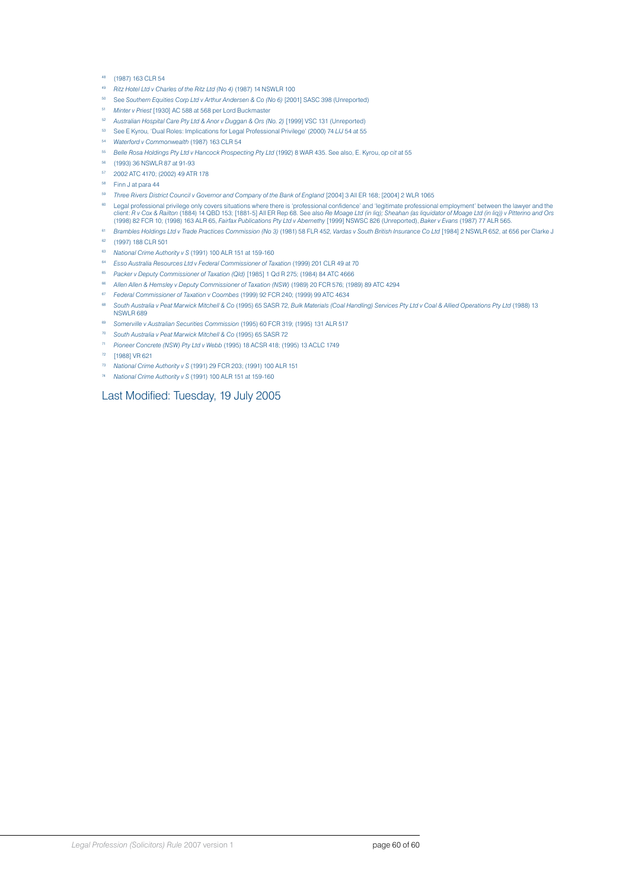[48] (1987) 163 CLR 54

[49] *Ritz Hotel Ltd v Charles of the Ritz Ltd (No 4)* (1987) 14 NSWLR 100

[50] See *Southern Equities Corp Ltd v Arthur Andersen & Co (No 6)* [2001] SASC 398 (Unreported)

[51] *Minter v Priest* [1930] AC 588 at 568 per Lord Buckmaster

[52] *Australian Hospital Care Pty Ltd & Anor v Duggan & Ors (No. 2)* [1999] VSC 131 (Unreported)

[53] See E Kyrou, 'Dual Roles: Implications for Legal Professional Privilege' (2000) 74 *LIJ* 54 at 55

[54] *Waterford v Commonwealth* (1987) 163 CLR 54

[55] *Belle Rosa Holdings Pty Ltd v Hancock Prospecting Pty Ltd* (1992) 8 WAR 435. See also, E. Kyrou, *op cit* at 55

[56] (1993) 36 NSWLR 87 at 91-93

[57] 2002 ATC 4170; (2002) 49 ATR 178

[58] Finn J at para 44

[59] *Three Rivers District Council v Governor and Company of the Bank of England* [2004] 3 All ER 168; [2004] 2 WLR 1065

[60] Legal professional privilege only covers situations where there is 'professional confidence' and 'legitimate professional employment' between the lawyer and the client: *R v Cox & Railton* (1884) 14 QBD 153; [1881-5] All ER Rep 68. See also *Re Moage Ltd (in liq); Sheahan (as liquidator of Moage Ltd (in liq)) v Pitterino and Ors* (1998) 82 FCR 10; (1998) 163 ALR 65, *Fairfax Publications Pty Ltd v Abernethy* [1999] NSWSC 826 (Unreported), *Baker v Evans* (1987) 77 ALR 565.

[61] *Brambles Holdings Ltd v Trade Practices Commission (No 3)* (1981) 58 FLR 452, *Vardas v South British Insurance Co Ltd* [1984] 2 NSWLR 652, at 656 per Clarke J

[62] (1997) 188 CLR 501

[63] *National Crime Authority v S* (1991) 100 ALR 151 at 159-160

[64] *Esso Australia Resources Ltd v Federal Commissioner of Taxation* (1999) 201 CLR 49 at 70

[65] *Packer v Deputy Commissioner of Taxation (Qld)* [1985] 1 Qd R 275; (1984) 84 ATC 4666

[66] *Allen Allen & Hemsley v Deputy Commissioner of Taxation (NSW)* (1989) 20 FCR 576; (1989) 89 ATC 4294

[67] *Federal Commissioner of Taxation v Coombes* (1999) 92 FCR 240; (1999) 99 ATC 4634

[68] *South Australia v Peat Marwick Mitchell & Co* (1995) 65 SASR 72, *Bulk Materials (Coal Handling) Services Pty Ltd v Coal & Allied Operations Pty Ltd* (1988) 13 NSWLR 689

[69] *Somerville v Australian Securities Commission* (1995) 60 FCR 319; (1995) 131 ALR 517

[70] *South Australia v Peat Marwick Mitchell & Co* (1995) 65 SASR 72

[71] *Pioneer Concrete (NSW) Pty Ltd v Webb* (1995) 18 ACSR 418; (1995) 13 ACLC 1749

[72] [1988] VR 621

[73] *National Crime Authority v S* (1991) 29 FCR 203; (1991) 100 ALR 151

[74] *National Crime Authority v S* (1991) 100 ALR 151 at 159-160

## Last Modified: Tuesday, 19 July 2005